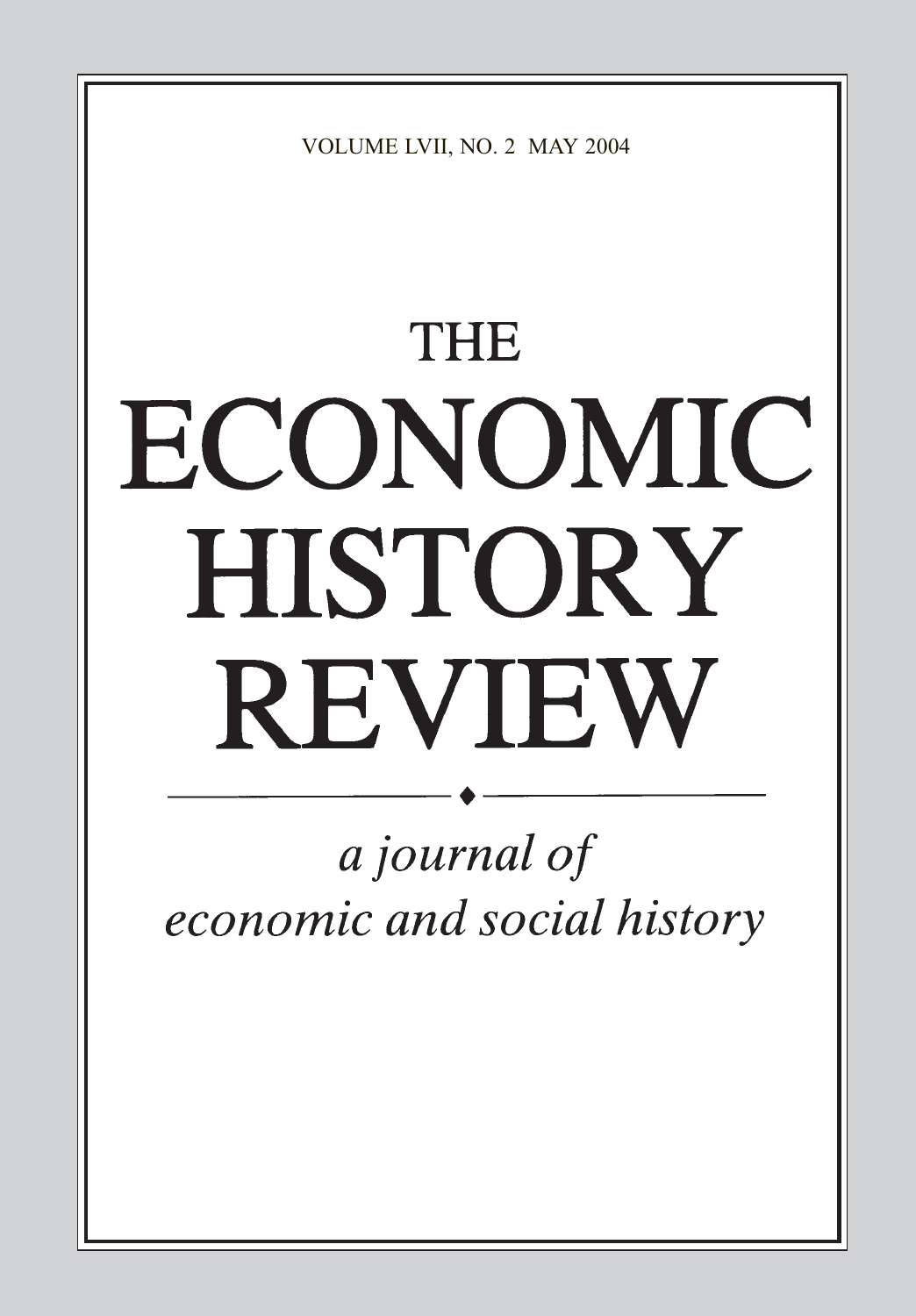VOLUME LVII, NO. 2 MAY 2004

# THE ECONOMIC HISTORY REVIEW

*a journal of economic and social history*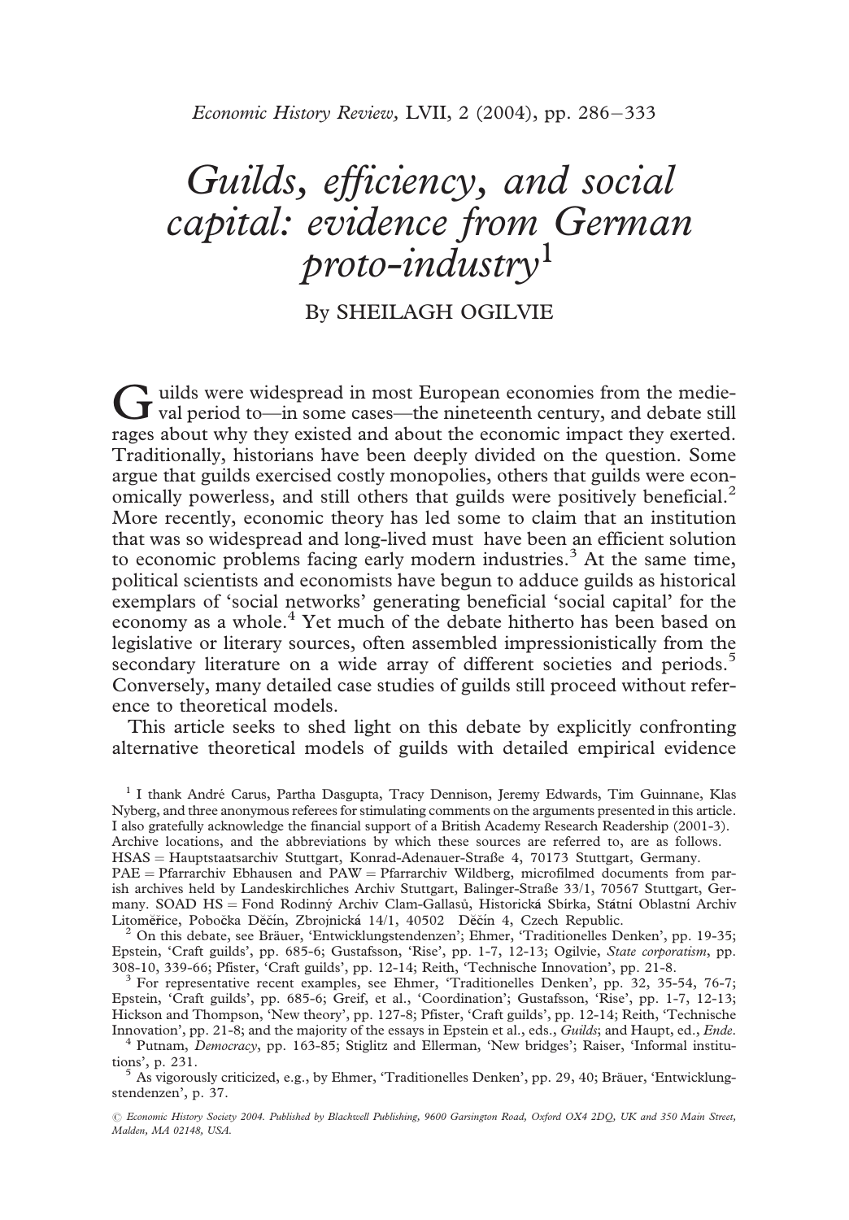# *Guilds, efficiency, and social capital: evidence from German proto-industry*[1]

By SHEILAGH OGILVIE

Guilds were widespread in most European economies from the medieval period to—in some cases—the nineteenth century, and debate still rages about why they existed and about the economic impact they exerted. Traditionally, historians have been deeply divided on the question. Some argue that guilds exercised costly monopolies, others that guilds were economically powerless, and still others that guilds were positively beneficial.[2] More recently, economic theory has led some to claim that an institution that was so widespread and long-lived must have been an efficient solution to economic problems facing early modern industries.[3] At the same time, political scientists and economists have begun to adduce guilds as historical exemplars of 'social networks' generating beneficial 'social capital' for the economy as a whole.[4] Yet much of the debate hitherto has been based on legislative or literary sources, often assembled impressionistically from the secondary literature on a wide array of different societies and periods.[5] Conversely, many detailed case studies of guilds still proceed without reference to theoretical models.

This article seeks to shed light on this debate by explicitly confronting alternative theoretical models of guilds with detailed empirical evidence

---

[1] I thank André Carus, Partha Dasgupta, Tracy Dennison, Jeremy Edwards, Tim Guinnane, Klas Nyberg, and three anonymous referees for stimulating comments on the arguments presented in this article. I also gratefully acknowledge the financial support of a British Academy Research Readership (2001-3). Archive locations, and the abbreviations by which these sources are referred to, are as follows. HSAS = Hauptstaatsarchiv Stuttgart, Konrad-Adenauer-Straße 4, 70173 Stuttgart, Germany. PAE = Pfarrarchiv Ebhausen and PAW = Pfarrarchiv Wildberg, microfilmed documents from parish archives held by Landeskirchliches Archiv Stuttgart, Balinger-Straße 33/1, 70567 Stuttgart, Germany. SOAD HS = Fond Rodinný Archiv Clam-Gallasů, Historická Sbírka, Státní Oblastní Archiv Litoměřice, Pobočka Děčín, Zbrojnická 14/1, 40502 Děčín 4, Czech Republic.

[2] On this debate, see Bräuer, 'Entwicklungstendenzen'; Ehmer, 'Traditionelles Denken', pp. 19-35; Epstein, 'Craft guilds', pp. 685-6; Gustafsson, 'Rise', pp. 1-7, 12-13; Ogilvie, *State corporatism*, pp. 308-10, 339-66; Pfister, 'Craft guilds', pp. 12-14; Reith, 'Technische Innovation', pp. 21-8.

[3] For representative recent examples, see Ehmer, 'Traditionelles Denken', pp. 32, 35-54, 76-7; Epstein, 'Craft guilds', pp. 685-6; Greif, et al., 'Coordination'; Gustafsson, 'Rise', pp. 1-7, 12-13; Hickson and Thompson, 'New theory', pp. 127-8; Pfister, 'Craft guilds', pp. 12-14; Reith, 'Technische Innovation', pp. 21-8; and the majority of the essays in Epstein et al., eds., *Guilds*; and Haupt, ed., *Ende*.

[4] Putnam, *Democracy*, pp. 163-85; Stiglitz and Ellerman, 'New bridges'; Raiser, 'Informal institutions', p. 231.

[5] As vigorously criticized, e.g., by Ehmer, 'Traditionelles Denken', pp. 29, 40; Bräuer, 'Entwicklungstendenzen', p. 37.

© *Economic History Society 2004. Published by Blackwell Publishing, 9600 Garsington Road, Oxford OX4 2DQ, UK and 350 Main Street, Malden, MA 02148, USA.*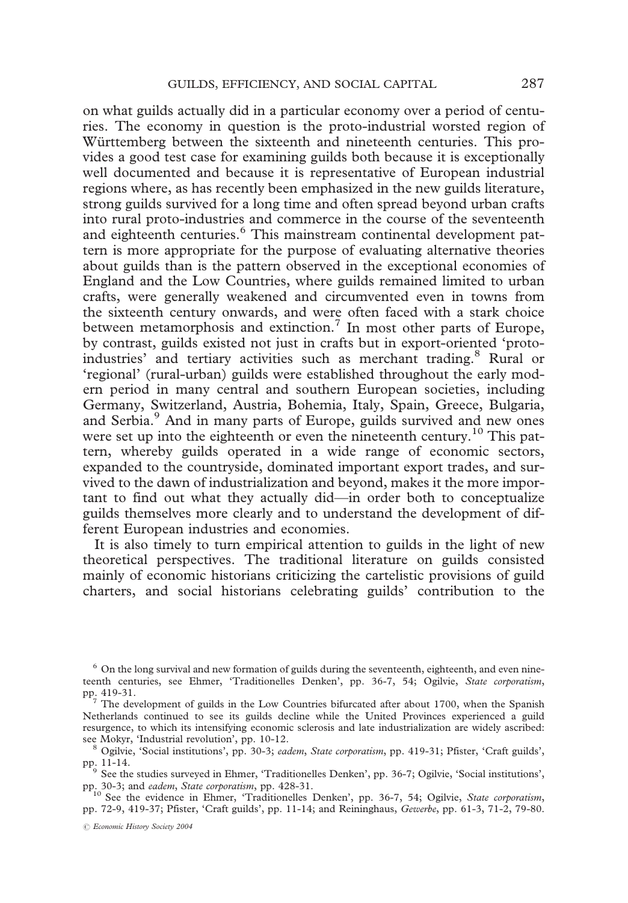on what guilds actually did in a particular economy over a period of centuries. The economy in question is the proto-industrial worsted region of Württemberg between the sixteenth and nineteenth centuries. This provides a good test case for examining guilds both because it is exceptionally well documented and because it is representative of European industrial regions where, as has recently been emphasized in the new guilds literature, strong guilds survived for a long time and often spread beyond urban crafts into rural proto-industries and commerce in the course of the seventeenth and eighteenth centuries.[6] This mainstream continental development pattern is more appropriate for the purpose of evaluating alternative theories about guilds than is the pattern observed in the exceptional economies of England and the Low Countries, where guilds remained limited to urban crafts, were generally weakened and circumvented even in towns from the sixteenth century onwards, and were often faced with a stark choice between metamorphosis and extinction.[7] In most other parts of Europe, by contrast, guilds existed not just in crafts but in export-oriented 'proto-industries' and tertiary activities such as merchant trading.[8] Rural or 'regional' (rural-urban) guilds were established throughout the early modern period in many central and southern European societies, including Germany, Switzerland, Austria, Bohemia, Italy, Spain, Greece, Bulgaria, and Serbia.[9] And in many parts of Europe, guilds survived and new ones were set up into the eighteenth or even the nineteenth century.[10] This pattern, whereby guilds operated in a wide range of economic sectors, expanded to the countryside, dominated important export trades, and survived to the dawn of industrialization and beyond, makes it the more important to find out what they actually did—in order both to conceptualize guilds themselves more clearly and to understand the development of different European industries and economies.

It is also timely to turn empirical attention to guilds in the light of new theoretical perspectives. The traditional literature on guilds consisted mainly of economic historians criticizing the cartelistic provisions of guild charters, and social historians celebrating guilds' contribution to the

---

[6] On the long survival and new formation of guilds during the seventeenth, eighteenth, and even nineteenth centuries, see Ehmer, 'Traditionelles Denken', pp. 36-7, 54; Ogilvie, *State corporatism*, pp. 419-31.

[7] The development of guilds in the Low Countries bifurcated after about 1700, when the Spanish Netherlands continued to see its guilds decline while the United Provinces experienced a guild resurgence, to which its intensifying economic sclerosis and late industrialization are widely ascribed: see Mokyr, 'Industrial revolution', pp. 10-12.

[8] Ogilvie, 'Social institutions', pp. 30-3; *eadem*, *State corporatism*, pp. 419-31; Pfister, 'Craft guilds', pp. 11-14.

[9] See the studies surveyed in Ehmer, 'Traditionelles Denken', pp. 36-7; Ogilvie, 'Social institutions', pp. 30-3; and *eadem*, *State corporatism*, pp. 428-31.

[10] See the evidence in Ehmer, 'Traditionelles Denken', pp. 36-7, 54; Ogilvie, *State corporatism*, pp. 72-9, 419-37; Pfister, 'Craft guilds', pp. 11-14; and Reininghaus, *Gewerbe*, pp. 61-3, 71-2, 79-80.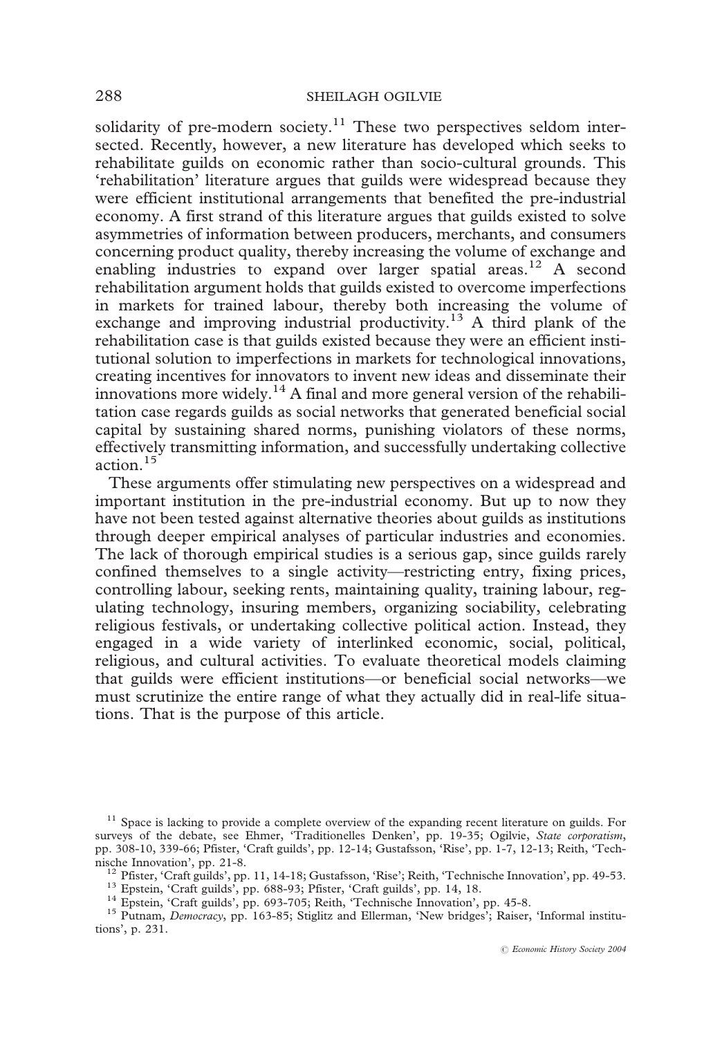solidarity of pre-modern society.[11] These two perspectives seldom intersected. Recently, however, a new literature has developed which seeks to rehabilitate guilds on economic rather than socio-cultural grounds. This 'rehabilitation' literature argues that guilds were widespread because they were efficient institutional arrangements that benefited the pre-industrial economy. A first strand of this literature argues that guilds existed to solve asymmetries of information between producers, merchants, and consumers concerning product quality, thereby increasing the volume of exchange and enabling industries to expand over larger spatial areas.[12] A second rehabilitation argument holds that guilds existed to overcome imperfections in markets for trained labour, thereby both increasing the volume of exchange and improving industrial productivity.[13] A third plank of the rehabilitation case is that guilds existed because they were an efficient institutional solution to imperfections in markets for technological innovations, creating incentives for innovators to invent new ideas and disseminate their innovations more widely.[14] A final and more general version of the rehabilitation case regards guilds as social networks that generated beneficial social capital by sustaining shared norms, punishing violators of these norms, effectively transmitting information, and successfully undertaking collective action.[15]

These arguments offer stimulating new perspectives on a widespread and important institution in the pre-industrial economy. But up to now they have not been tested against alternative theories about guilds as institutions through deeper empirical analyses of particular industries and economies. The lack of thorough empirical studies is a serious gap, since guilds rarely confined themselves to a single activity—restricting entry, fixing prices, controlling labour, seeking rents, maintaining quality, training labour, regulating technology, insuring members, organizing sociability, celebrating religious festivals, or undertaking collective political action. Instead, they engaged in a wide variety of interlinked economic, social, political, religious, and cultural activities. To evaluate theoretical models claiming that guilds were efficient institutions—or beneficial social networks—we must scrutinize the entire range of what they actually did in real-life situations. That is the purpose of this article.

[11] Space is lacking to provide a complete overview of the expanding recent literature on guilds. For surveys of the debate, see Ehmer, 'Traditionelles Denken', pp. 19-35; Ogilvie, *State corporatism*, pp. 308-10, 339-66; Pfister, 'Craft guilds', pp. 12-14; Gustafsson, 'Rise', pp. 1-7, 12-13; Reith, 'Technische Innovation', pp. 21-8.

[12] Pfister, 'Craft guilds', pp. 11, 14-18; Gustafsson, 'Rise'; Reith, 'Technische Innovation', pp. 49-53.

[13] Epstein, 'Craft guilds', pp. 688-93; Pfister, 'Craft guilds', pp. 14, 18.

[14] Epstein, 'Craft guilds', pp. 693-705; Reith, 'Technische Innovation', pp. 45-8.

[15] Putnam, *Democracy*, pp. 163-85; Stiglitz and Ellerman, 'New bridges'; Raiser, 'Informal institutions', p. 231.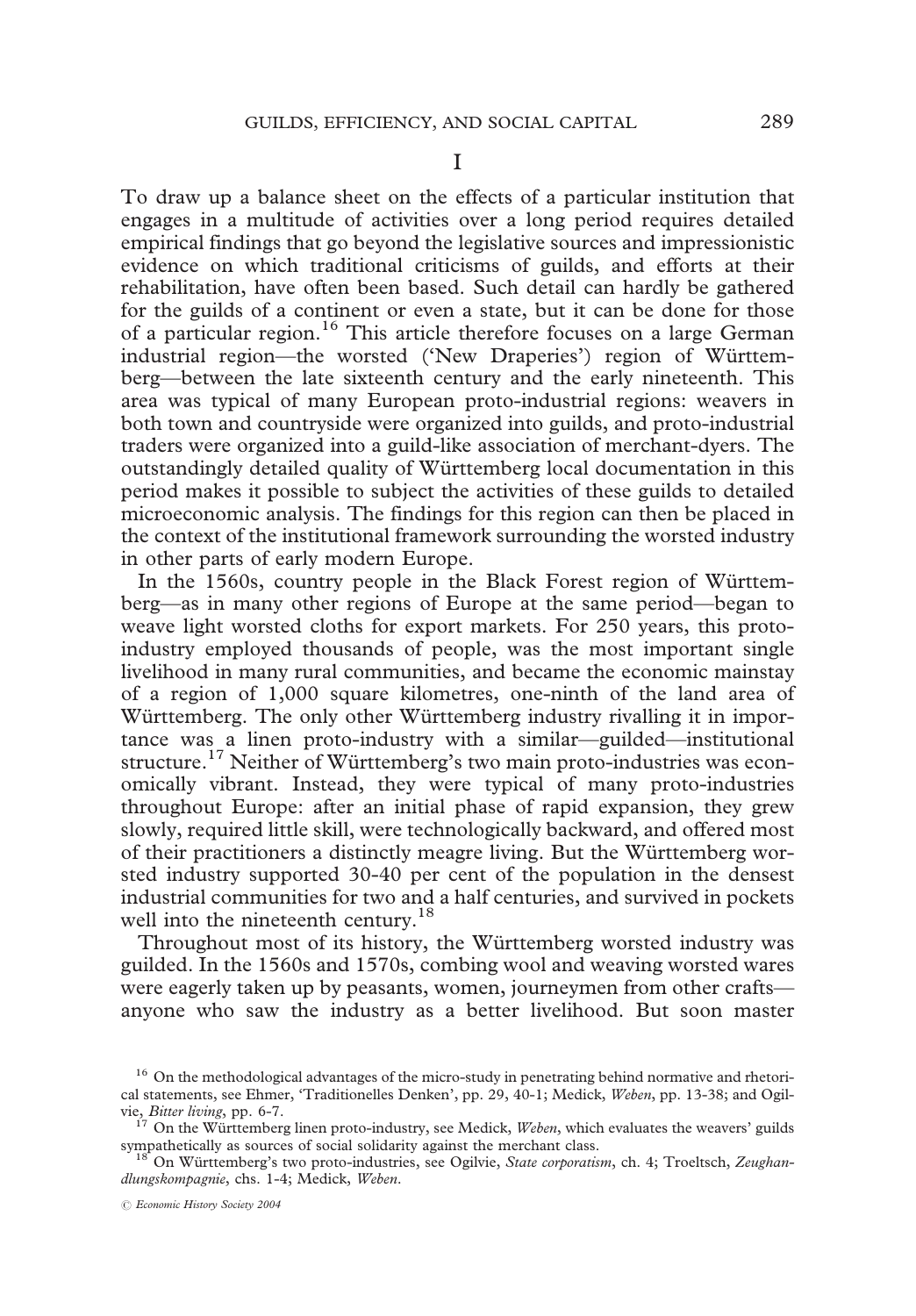# I

To draw up a balance sheet on the effects of a particular institution that engages in a multitude of activities over a long period requires detailed empirical findings that go beyond the legislative sources and impressionistic evidence on which traditional criticisms of guilds, and efforts at their rehabilitation, have often been based. Such detail can hardly be gathered for the guilds of a continent or even a state, but it can be done for those of a particular region.[16] This article therefore focuses on a large German industrial region—the worsted ('New Draperies') region of Württemberg—between the late sixteenth century and the early nineteenth. This area was typical of many European proto-industrial regions: weavers in both town and countryside were organized into guilds, and proto-industrial traders were organized into a guild-like association of merchant-dyers. The outstandingly detailed quality of Württemberg local documentation in this period makes it possible to subject the activities of these guilds to detailed microeconomic analysis. The findings for this region can then be placed in the context of the institutional framework surrounding the worsted industry in other parts of early modern Europe.

In the 1560s, country people in the Black Forest region of Württemberg—as in many other regions of Europe at the same period—began to weave light worsted cloths for export markets. For 250 years, this proto-industry employed thousands of people, was the most important single livelihood in many rural communities, and became the economic mainstay of a region of 1,000 square kilometres, one-ninth of the land area of Württemberg. The only other Württemberg industry rivalling it in importance was a linen proto-industry with a similar—guilded—institutional structure.[17] Neither of Württemberg's two main proto-industries was economically vibrant. Instead, they were typical of many proto-industries throughout Europe: after an initial phase of rapid expansion, they grew slowly, required little skill, were technologically backward, and offered most of their practitioners a distinctly meagre living. But the Württemberg worsted industry supported 30-40 per cent of the population in the densest industrial communities for two and a half centuries, and survived in pockets well into the nineteenth century.[18]

Throughout most of its history, the Württemberg worsted industry was guilded. In the 1560s and 1570s, combing wool and weaving worsted wares were eagerly taken up by peasants, women, journeymen from other crafts—anyone who saw the industry as a better livelihood. But soon master

---

[16] On the methodological advantages of the micro-study in penetrating behind normative and rhetorical statements, see Ehmer, 'Traditionelles Denken', pp. 29, 40-1; Medick, *Weben*, pp. 13-38; and Ogilvie, *Bitter living*, pp. 6-7.

[17] On the Württemberg linen proto-industry, see Medick, *Weben*, which evaluates the weavers' guilds sympathetically as sources of social solidarity against the merchant class.

[18] On Württemberg's two proto-industries, see Ogilvie, *State corporatism*, ch. 4; Troeltsch, *Zeughandlungskompagnie*, chs. 1-4; Medick, *Weben*.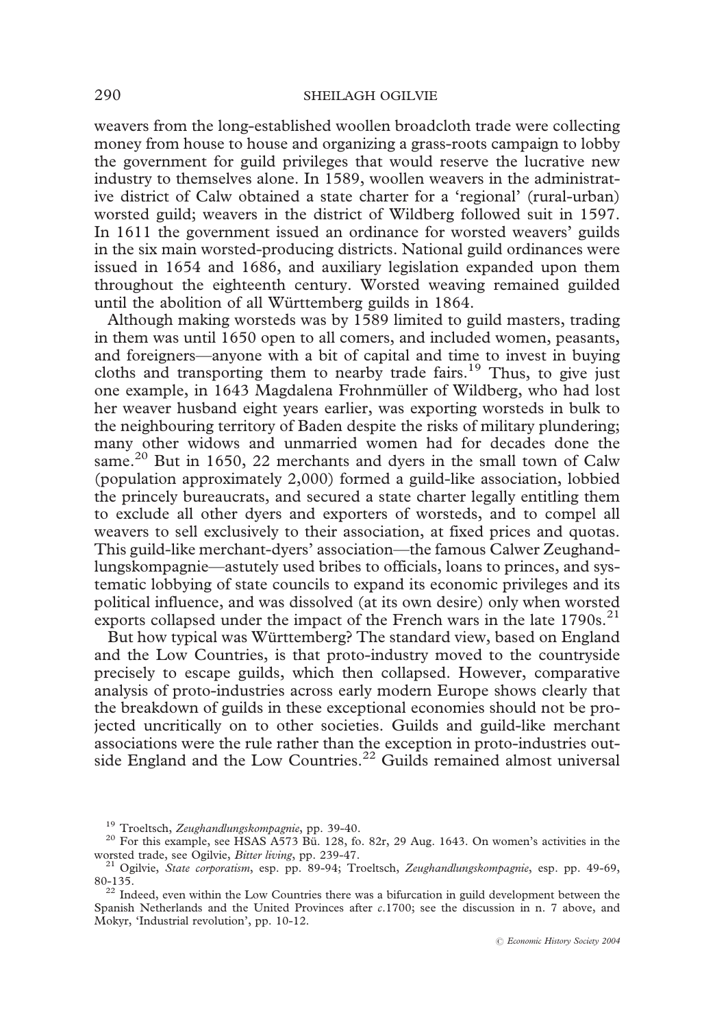weavers from the long-established woollen broadcloth trade were collecting money from house to house and organizing a grass-roots campaign to lobby the government for guild privileges that would reserve the lucrative new industry to themselves alone. In 1589, woollen weavers in the administrative district of Calw obtained a state charter for a 'regional' (rural-urban) worsted guild; weavers in the district of Wildberg followed suit in 1597. In 1611 the government issued an ordinance for worsted weavers' guilds in the six main worsted-producing districts. National guild ordinances were issued in 1654 and 1686, and auxiliary legislation expanded upon them throughout the eighteenth century. Worsted weaving remained guilded until the abolition of all Württemberg guilds in 1864.

Although making worsteds was by 1589 limited to guild masters, trading in them was until 1650 open to all comers, and included women, peasants, and foreigners—anyone with a bit of capital and time to invest in buying cloths and transporting them to nearby trade fairs.[19] Thus, to give just one example, in 1643 Magdalena Frohnmüller of Wildberg, who had lost her weaver husband eight years earlier, was exporting worsteds in bulk to the neighbouring territory of Baden despite the risks of military plundering; many other widows and unmarried women had for decades done the same.[20] But in 1650, 22 merchants and dyers in the small town of Calw (population approximately 2,000) formed a guild-like association, lobbied the princely bureaucrats, and secured a state charter legally entitling them to exclude all other dyers and exporters of worsteds, and to compel all weavers to sell exclusively to their association, at fixed prices and quotas. This guild-like merchant-dyers' association—the famous Calwer Zeughandlungskompagnie—astutely used bribes to officials, loans to princes, and systematic lobbying of state councils to expand its economic privileges and its political influence, and was dissolved (at its own desire) only when worsted exports collapsed under the impact of the French wars in the late 1790s.[21]

But how typical was Württemberg? The standard view, based on England and the Low Countries, is that proto-industry moved to the countryside precisely to escape guilds, which then collapsed. However, comparative analysis of proto-industries across early modern Europe shows clearly that the breakdown of guilds in these exceptional economies should not be projected uncritically on to other societies. Guilds and guild-like merchant associations were the rule rather than the exception in proto-industries outside England and the Low Countries.[22] Guilds remained almost universal

---

[19] Troeltsch, *Zeughandlungskompagnie*, pp. 39-40.

[20] For this example, see HSAS A573 Bü. 128, fo. 82r, 29 Aug. 1643. On women's activities in the worsted trade, see Ogilvie, *Bitter living*, pp. 239-47.

[21] Ogilvie, *State corporatism*, esp. pp. 89-94; Troeltsch, *Zeughandlungskompagnie*, esp. pp. 49-69, 80-135.

[22] Indeed, even within the Low Countries there was a bifurcation in guild development between the Spanish Netherlands and the United Provinces after *c*.1700; see the discussion in n. 7 above, and Mokyr, 'Industrial revolution', pp. 10-12.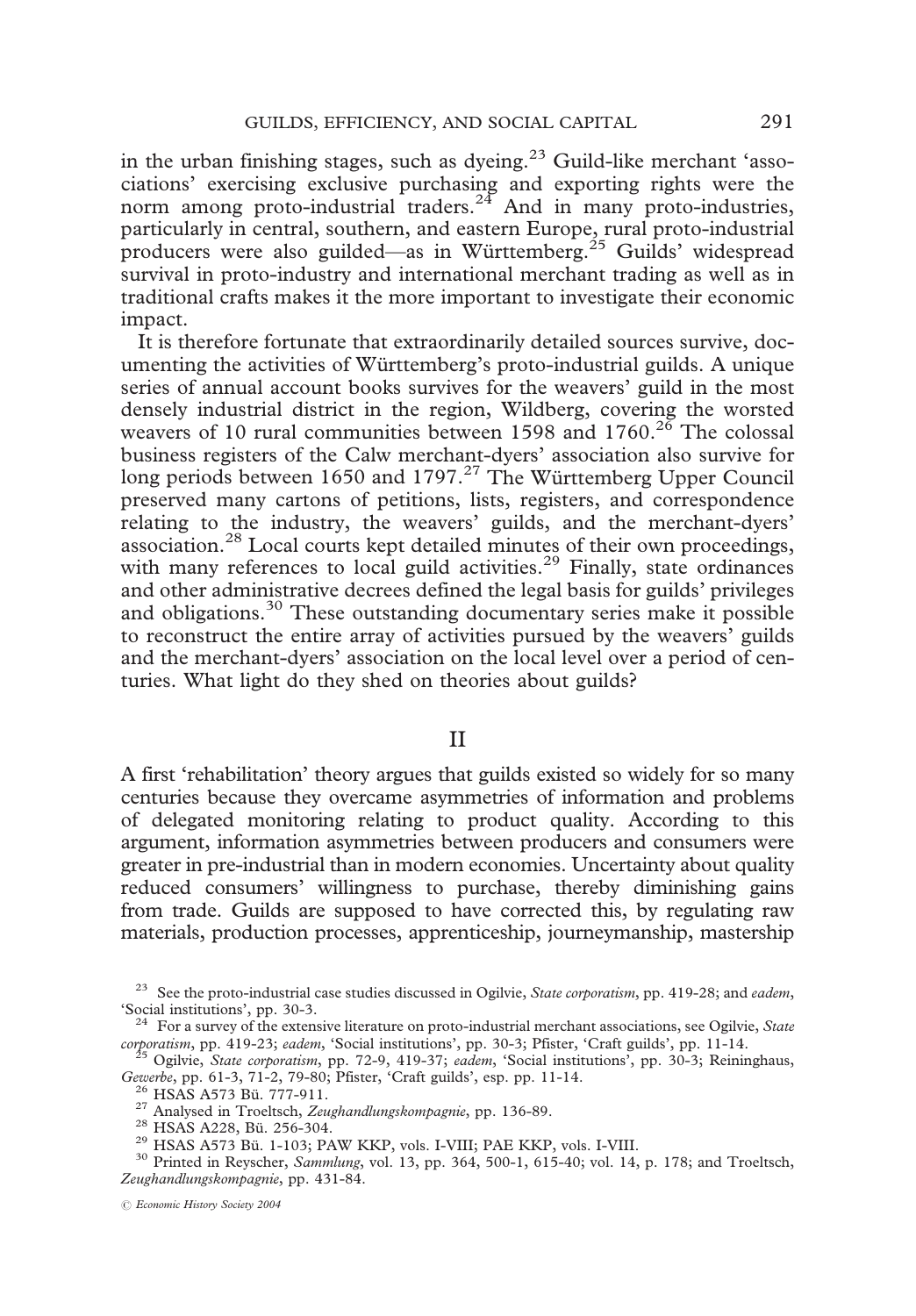in the urban finishing stages, such as dyeing.[23] Guild-like merchant 'associations' exercising exclusive purchasing and exporting rights were the norm among proto-industrial traders.[24] And in many proto-industries, particularly in central, southern, and eastern Europe, rural proto-industrial producers were also guilded—as in Württemberg.[25] Guilds' widespread survival in proto-industry and international merchant trading as well as in traditional crafts makes it the more important to investigate their economic impact.

It is therefore fortunate that extraordinarily detailed sources survive, documenting the activities of Württemberg's proto-industrial guilds. A unique series of annual account books survives for the weavers' guild in the most densely industrial district in the region, Wildberg, covering the worsted weavers of 10 rural communities between 1598 and 1760.[26] The colossal business registers of the Calw merchant-dyers' association also survive for long periods between 1650 and 1797.[27] The Württemberg Upper Council preserved many cartons of petitions, lists, registers, and correspondence relating to the industry, the weavers' guilds, and the merchant-dyers' association.[28] Local courts kept detailed minutes of their own proceedings, with many references to local guild activities.[29] Finally, state ordinances and other administrative decrees defined the legal basis for guilds' privileges and obligations.[30] These outstanding documentary series make it possible to reconstruct the entire array of activities pursued by the weavers' guilds and the merchant-dyers' association on the local level over a period of centuries. What light do they shed on theories about guilds?

## II

A first 'rehabilitation' theory argues that guilds existed so widely for so many centuries because they overcame asymmetries of information and problems of delegated monitoring relating to product quality. According to this argument, information asymmetries between producers and consumers were greater in pre-industrial than in modern economies. Uncertainty about quality reduced consumers' willingness to purchase, thereby diminishing gains from trade. Guilds are supposed to have corrected this, by regulating raw materials, production processes, apprenticeship, journeymanship, mastership

---

[23] See the proto-industrial case studies discussed in Ogilvie, *State corporatism*, pp. 419-28; and *eadem*, 'Social institutions', pp. 30-3.

[24] For a survey of the extensive literature on proto-industrial merchant associations, see Ogilvie, *State corporatism*, pp. 419-23; *eadem*, 'Social institutions', pp. 30-3; Pfister, 'Craft guilds', pp. 11-14.

[25] Ogilvie, *State corporatism*, pp. 72-9, 419-37; *eadem*, 'Social institutions', pp. 30-3; Reininghaus, *Gewerbe*, pp. 61-3, 71-2, 79-80; Pfister, 'Craft guilds', esp. pp. 11-14.

[26] HSAS A573 Bü. 777-911.

[27] Analysed in Troeltsch, *Zeughandlungskompagnie*, pp. 136-89.

[28] HSAS A228, Bü. 256-304.

[29] HSAS A573 Bü. 1-103; PAW KKP, vols. I-VIII; PAE KKP, vols. I-VIII.

[30] Printed in Reyscher, *Sammlung*, vol. 13, pp. 364, 500-1, 615-40; vol. 14, p. 178; and Troeltsch, *Zeughandlungskompagnie*, pp. 431-84.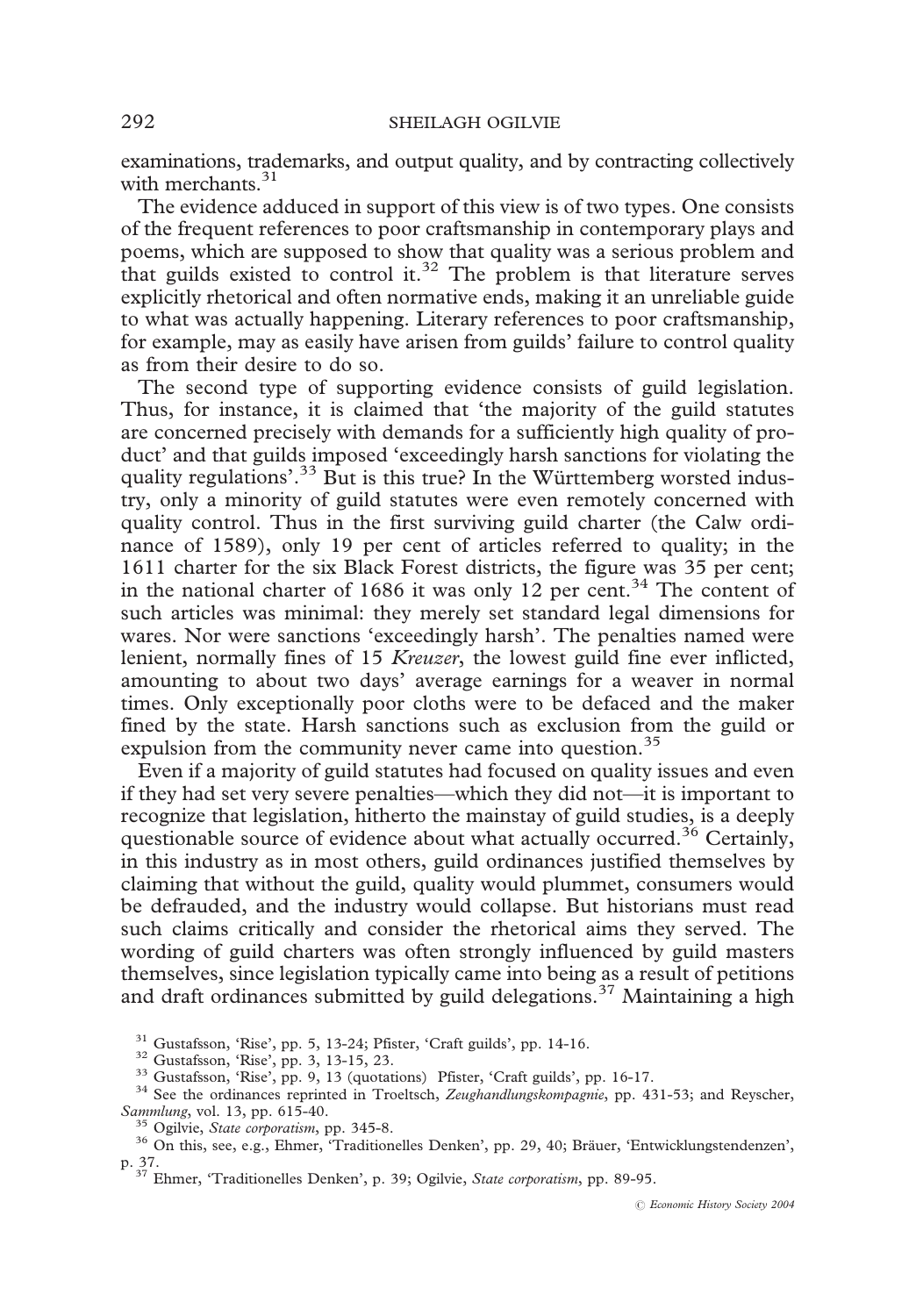examinations, trademarks, and output quality, and by contracting collectively with merchants.[31]

The evidence adduced in support of this view is of two types. One consists of the frequent references to poor craftsmanship in contemporary plays and poems, which are supposed to show that quality was a serious problem and that guilds existed to control it.[32] The problem is that literature serves explicitly rhetorical and often normative ends, making it an unreliable guide to what was actually happening. Literary references to poor craftsmanship, for example, may as easily have arisen from guilds' failure to control quality as from their desire to do so.

The second type of supporting evidence consists of guild legislation. Thus, for instance, it is claimed that 'the majority of the guild statutes are concerned precisely with demands for a sufficiently high quality of product' and that guilds imposed 'exceedingly harsh sanctions for violating the quality regulations'.[33] But is this true? In the Württemberg worsted industry, only a minority of guild statutes were even remotely concerned with quality control. Thus in the first surviving guild charter (the Calw ordinance of 1589), only 19 per cent of articles referred to quality; in the 1611 charter for the six Black Forest districts, the figure was 35 per cent; in the national charter of 1686 it was only 12 per cent.[34] The content of such articles was minimal: they merely set standard legal dimensions for wares. Nor were sanctions 'exceedingly harsh'. The penalties named were lenient, normally fines of 15 *Kreuzer*, the lowest guild fine ever inflicted, amounting to about two days' average earnings for a weaver in normal times. Only exceptionally poor cloths were to be defaced and the maker fined by the state. Harsh sanctions such as exclusion from the guild or expulsion from the community never came into question.[35]

Even if a majority of guild statutes had focused on quality issues and even if they had set very severe penalties—which they did not—it is important to recognize that legislation, hitherto the mainstay of guild studies, is a deeply questionable source of evidence about what actually occurred.[36] Certainly, in this industry as in most others, guild ordinances justified themselves by claiming that without the guild, quality would plummet, consumers would be defrauded, and the industry would collapse. But historians must read such claims critically and consider the rhetorical aims they served. The wording of guild charters was often strongly influenced by guild masters themselves, since legislation typically came into being as a result of petitions and draft ordinances submitted by guild delegations.[37] Maintaining a high

---

[31] Gustafsson, 'Rise', pp. 5, 13-24; Pfister, 'Craft guilds', pp. 14-16.

[32] Gustafsson, 'Rise', pp. 3, 13-15, 23.

[33] Gustafsson, 'Rise', pp. 9, 13 (quotations) Pfister, 'Craft guilds', pp. 16-17.

[34] See the ordinances reprinted in Troeltsch, *Zeughandlungskompagnie*, pp. 431-53; and Reyscher, *Sammlung*, vol. 13, pp. 615-40.

[35] Ogilvie, *State corporatism*, pp. 345-8.

[36] On this, see, e.g., Ehmer, 'Traditionelles Denken', pp. 29, 40; Bräuer, 'Entwicklungstendenzen', p. 37.

[37] Ehmer, 'Traditionelles Denken', p. 39; Ogilvie, *State corporatism*, pp. 89-95.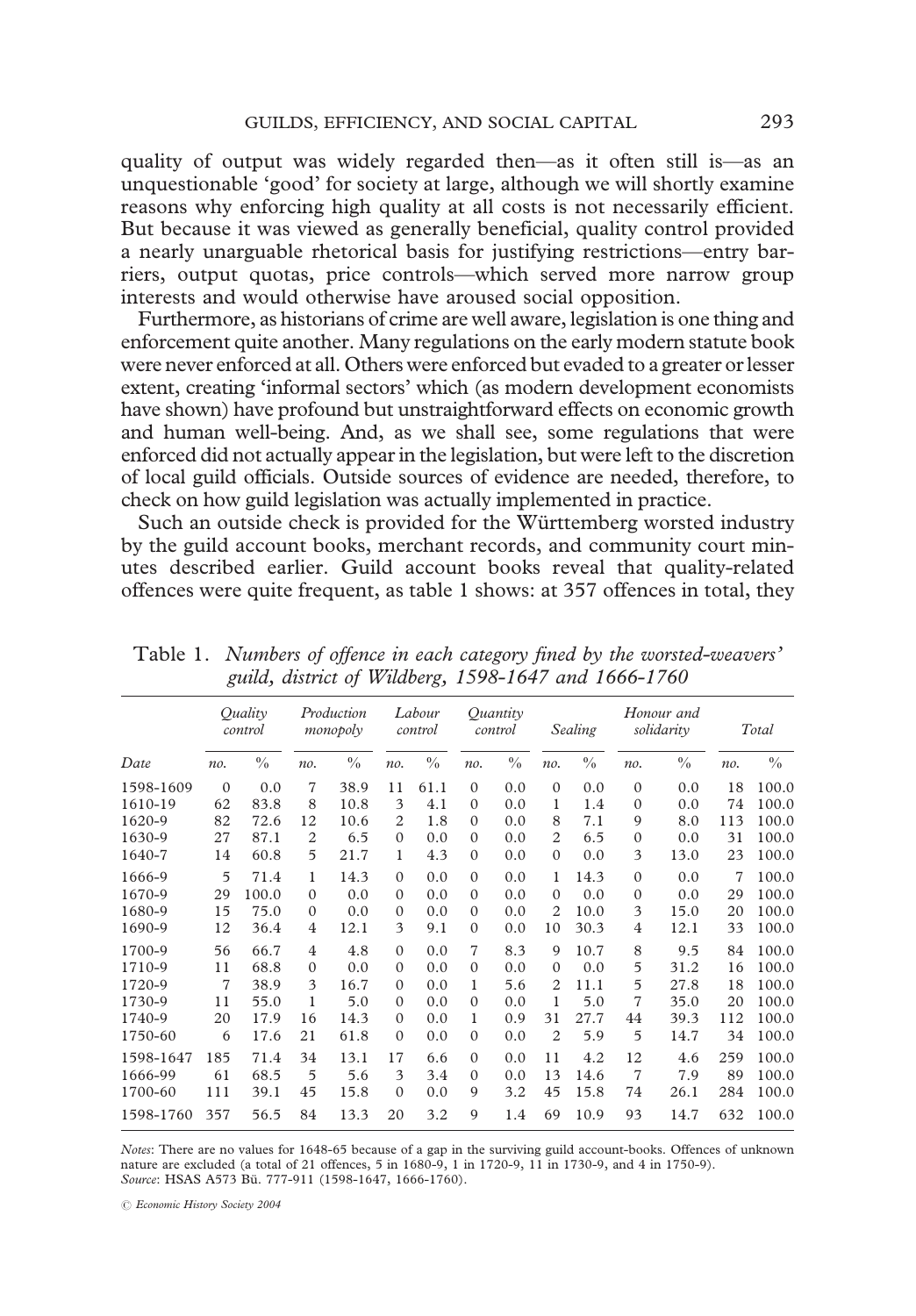quality of output was widely regarded then—as it often still is—as an unquestionable 'good' for society at large, although we will shortly examine reasons why enforcing high quality at all costs is not necessarily efficient. But because it was viewed as generally beneficial, quality control provided a nearly unarguable rhetorical basis for justifying restrictions—entry barriers, output quotas, price controls—which served more narrow group interests and would otherwise have aroused social opposition.

Furthermore, as historians of crime are well aware, legislation is one thing and enforcement quite another. Many regulations on the early modern statute book were never enforced at all. Others were enforced but evaded to a greater or lesser extent, creating 'informal sectors' which (as modern development economists have shown) have profound but unstraightforward effects on economic growth and human well-being. And, as we shall see, some regulations that were enforced did not actually appear in the legislation, but were left to the discretion of local guild officials. Outside sources of evidence are needed, therefore, to check on how guild legislation was actually implemented in practice.

Such an outside check is provided for the Württemberg worsted industry by the guild account books, merchant records, and community court minutes described earlier. Guild account books reveal that quality-related offences were quite frequent, as table 1 shows: at 357 offences in total, they

Table 1. *Numbers of offence in each category fined by the worsted-weavers' guild, district of Wildberg, 1598-1647 and 1666-1760*

| | *Quality control* | | *Production monopoly* | | *Labour control* | | *Quantity control* | | *Sealing* | | *Honour and solidarity* | | *Total* | |
|---|---|---|---|---|---|---|---|---|---|---|---|---|---|---|
| *Date* | *no.* | *%* | *no.* | *%* | *no.* | *%* | *no.* | *%* | *no.* | *%* | *no.* | *%* | *no.* | *%* |
| 1598-1609 | 0 | 0.0 | 7 | 38.9 | 11 | 61.1 | 0 | 0.0 | 0 | 0.0 | 0 | 0.0 | 18 | 100.0 |
| 1610-19 | 62 | 83.8 | 8 | 10.8 | 3 | 4.1 | 0 | 0.0 | 1 | 1.4 | 0 | 0.0 | 74 | 100.0 |
| 1620-9 | 82 | 72.6 | 12 | 10.6 | 2 | 1.8 | 0 | 0.0 | 8 | 7.1 | 9 | 8.0 | 113 | 100.0 |
| 1630-9 | 27 | 87.1 | 2 | 6.5 | 0 | 0.0 | 0 | 0.0 | 2 | 6.5 | 0 | 0.0 | 31 | 100.0 |
| 1640-7 | 14 | 60.8 | 5 | 21.7 | 1 | 4.3 | 0 | 0.0 | 0 | 0.0 | 3 | 13.0 | 23 | 100.0 |
| 1666-9 | 5 | 71.4 | 1 | 14.3 | 0 | 0.0 | 0 | 0.0 | 1 | 14.3 | 0 | 0.0 | 7 | 100.0 |
| 1670-9 | 29 | 100.0 | 0 | 0.0 | 0 | 0.0 | 0 | 0.0 | 0 | 0.0 | 0 | 0.0 | 29 | 100.0 |
| 1680-9 | 15 | 75.0 | 0 | 0.0 | 0 | 0.0 | 0 | 0.0 | 2 | 10.0 | 3 | 15.0 | 20 | 100.0 |
| 1690-9 | 12 | 36.4 | 4 | 12.1 | 3 | 9.1 | 0 | 0.0 | 10 | 30.3 | 4 | 12.1 | 33 | 100.0 |
| 1700-9 | 56 | 66.7 | 4 | 4.8 | 0 | 0.0 | 7 | 8.3 | 9 | 10.7 | 8 | 9.5 | 84 | 100.0 |
| 1710-9 | 11 | 68.8 | 0 | 0.0 | 0 | 0.0 | 0 | 0.0 | 0 | 0.0 | 5 | 31.2 | 16 | 100.0 |
| 1720-9 | 7 | 38.9 | 3 | 16.7 | 0 | 0.0 | 1 | 5.6 | 2 | 11.1 | 5 | 27.8 | 18 | 100.0 |
| 1730-9 | 11 | 55.0 | 1 | 5.0 | 0 | 0.0 | 0 | 0.0 | 1 | 5.0 | 7 | 35.0 | 20 | 100.0 |
| 1740-9 | 20 | 17.9 | 16 | 14.3 | 0 | 0.0 | 1 | 0.9 | 31 | 27.7 | 44 | 39.3 | 112 | 100.0 |
| 1750-60 | 6 | 17.6 | 21 | 61.8 | 0 | 0.0 | 0 | 0.0 | 2 | 5.9 | 5 | 14.7 | 34 | 100.0 |
| 1598-1647 | 185 | 71.4 | 34 | 13.1 | 17 | 6.6 | 0 | 0.0 | 11 | 4.2 | 12 | 4.6 | 259 | 100.0 |
| 1666-99 | 61 | 68.5 | 5 | 5.6 | 3 | 3.4 | 0 | 0.0 | 13 | 14.6 | 7 | 7.9 | 89 | 100.0 |
| 1700-60 | 111 | 39.1 | 45 | 15.8 | 0 | 0.0 | 9 | 3.2 | 45 | 15.8 | 74 | 26.1 | 284 | 100.0 |
| 1598-1760 | 357 | 56.5 | 84 | 13.3 | 20 | 3.2 | 9 | 1.4 | 69 | 10.9 | 93 | 14.7 | 632 | 100.0 |

*Notes*: There are no values for 1648-65 because of a gap in the surviving guild account-books. Offences of unknown nature are excluded (a total of 21 offences, 5 in 1680-9, 1 in 1720-9, 11 in 1730-9, and 4 in 1750-9).
*Source*: HSAS A573 Bü. 777-911 (1598-1647, 1666-1760).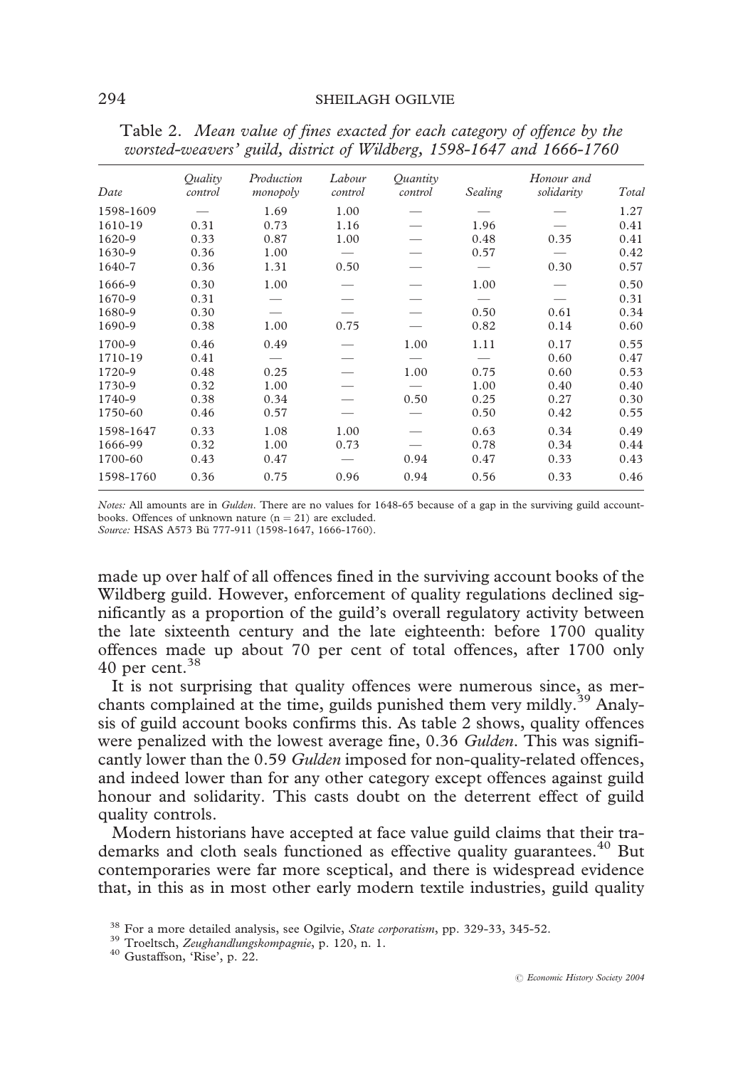Table 2. *Mean value of fines exacted for each category of offence by the worsted-weavers' guild, district of Wildberg, 1598-1647 and 1666-1760*

| Date | *Quality control* | *Production monopoly* | *Labour control* | *Quantity control* | *Sealing* | *Honour and solidarity* | *Total* |
|---|---|---|---|---|---|---|---|
| 1598-1609 | — | 1.69 | 1.00 | — | — | — | 1.27 |
| 1610-19 | 0.31 | 0.73 | 1.16 | — | 1.96 | — | 0.41 |
| 1620-9 | 0.33 | 0.87 | 1.00 | — | 0.48 | 0.35 | 0.41 |
| 1630-9 | 0.36 | 1.00 | — | — | 0.57 | — | 0.42 |
| 1640-7 | 0.36 | 1.31 | 0.50 | — | — | 0.30 | 0.57 |
| 1666-9 | 0.30 | 1.00 | — | — | 1.00 | — | 0.50 |
| 1670-9 | 0.31 | — | — | — | — | — | 0.31 |
| 1680-9 | 0.30 | — | — | — | 0.50 | 0.61 | 0.34 |
| 1690-9 | 0.38 | 1.00 | 0.75 | — | 0.82 | 0.14 | 0.60 |
| 1700-9 | 0.46 | 0.49 | — | 1.00 | 1.11 | 0.17 | 0.55 |
| 1710-19 | 0.41 | — | — | — | — | 0.60 | 0.47 |
| 1720-9 | 0.48 | 0.25 | — | 1.00 | 0.75 | 0.60 | 0.53 |
| 1730-9 | 0.32 | 1.00 | — | — | 1.00 | 0.40 | 0.40 |
| 1740-9 | 0.38 | 0.34 | — | 0.50 | 0.25 | 0.27 | 0.30 |
| 1750-60 | 0.46 | 0.57 | — | — | 0.50 | 0.42 | 0.55 |
| 1598-1647 | 0.33 | 1.08 | 1.00 | — | 0.63 | 0.34 | 0.49 |
| 1666-99 | 0.32 | 1.00 | 0.73 | — | 0.78 | 0.34 | 0.44 |
| 1700-60 | 0.43 | 0.47 | — | 0.94 | 0.47 | 0.33 | 0.43 |
| 1598-1760 | 0.36 | 0.75 | 0.96 | 0.94 | 0.56 | 0.33 | 0.46 |

*Notes:* All amounts are in *Gulden*. There are no values for 1648-65 because of a gap in the surviving guild account-books. Offences of unknown nature (n = 21) are excluded.
*Source:* HSAS A573 Bü 777-911 (1598-1647, 1666-1760).

made up over half of all offences fined in the surviving account books of the Wildberg guild. However, enforcement of quality regulations declined significantly as a proportion of the guild's overall regulatory activity between the late sixteenth century and the late eighteenth: before 1700 quality offences made up about 70 per cent of total offences, after 1700 only 40 per cent.[38]

It is not surprising that quality offences were numerous since, as merchants complained at the time, guilds punished them very mildly.[39] Analysis of guild account books confirms this. As table 2 shows, quality offences were penalized with the lowest average fine, 0.36 *Gulden*. This was significantly lower than the 0.59 *Gulden* imposed for non-quality-related offences, and indeed lower than for any other category except offences against guild honour and solidarity. This casts doubt on the deterrent effect of guild quality controls.

Modern historians have accepted at face value guild claims that their trademarks and cloth seals functioned as effective quality guarantees.[40] But contemporaries were far more sceptical, and there is widespread evidence that, in this as in most other early modern textile industries, guild quality

[38] For a more detailed analysis, see Ogilvie, *State corporatism*, pp. 329-33, 345-52.
[39] Troeltsch, *Zeughandlungskompagnie*, p. 120, n. 1.
[40] Gustaffson, 'Rise', p. 22.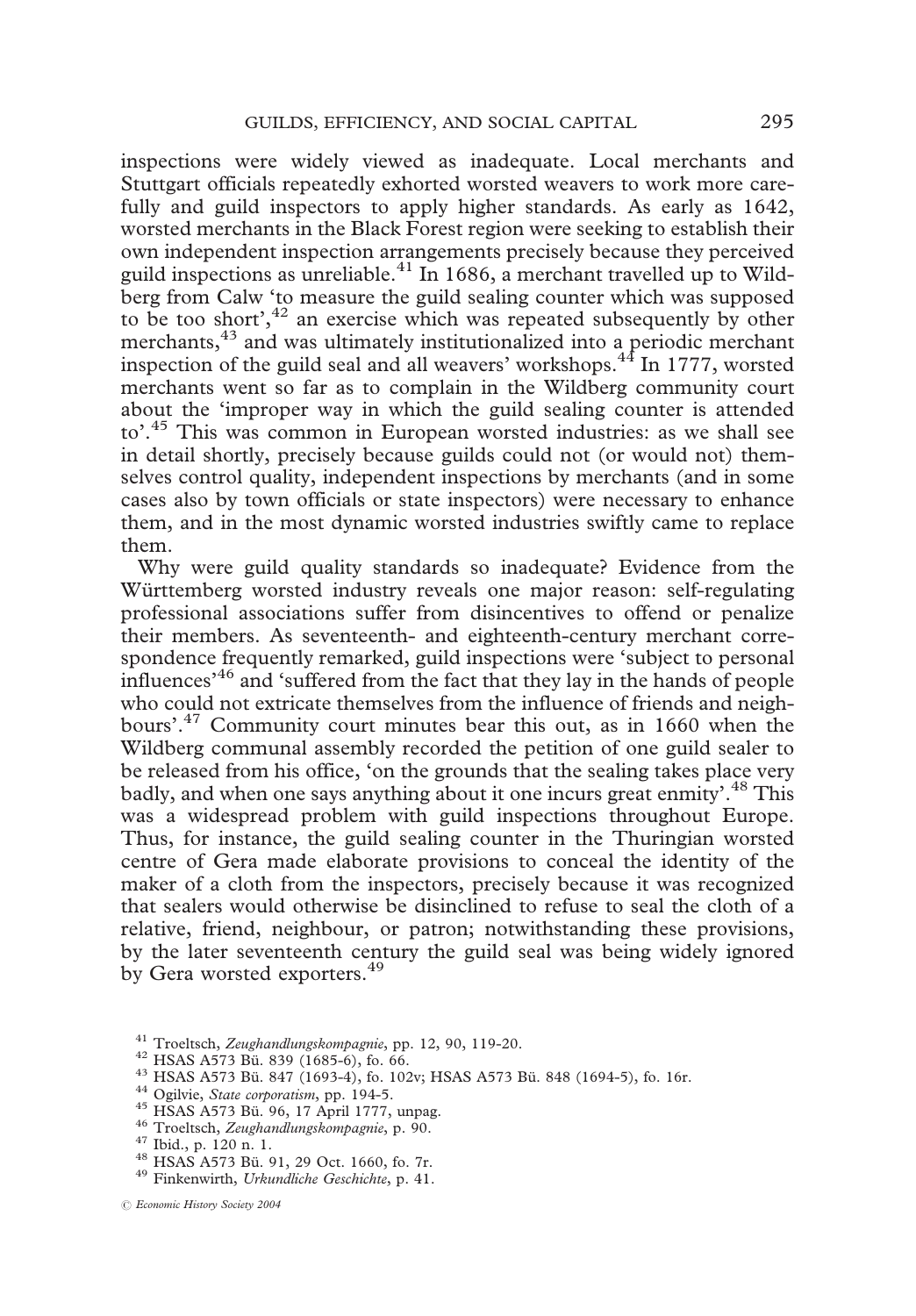inspections were widely viewed as inadequate. Local merchants and Stuttgart officials repeatedly exhorted worsted weavers to work more carefully and guild inspectors to apply higher standards. As early as 1642, worsted merchants in the Black Forest region were seeking to establish their own independent inspection arrangements precisely because they perceived guild inspections as unreliable.[41] In 1686, a merchant travelled up to Wildberg from Calw 'to measure the guild sealing counter which was supposed to be too short',[42] an exercise which was repeated subsequently by other merchants,[43] and was ultimately institutionalized into a periodic merchant inspection of the guild seal and all weavers' workshops.[44] In 1777, worsted merchants went so far as to complain in the Wildberg community court about the 'improper way in which the guild sealing counter is attended to'.[45] This was common in European worsted industries: as we shall see in detail shortly, precisely because guilds could not (or would not) themselves control quality, independent inspections by merchants (and in some cases also by town officials or state inspectors) were necessary to enhance them, and in the most dynamic worsted industries swiftly came to replace them.

Why were guild quality standards so inadequate? Evidence from the Württemberg worsted industry reveals one major reason: self-regulating professional associations suffer from disincentives to offend or penalize their members. As seventeenth- and eighteenth-century merchant correspondence frequently remarked, guild inspections were 'subject to personal influences'[46] and 'suffered from the fact that they lay in the hands of people who could not extricate themselves from the influence of friends and neighbours'.[47] Community court minutes bear this out, as in 1660 when the Wildberg communal assembly recorded the petition of one guild sealer to be released from his office, 'on the grounds that the sealing takes place very badly, and when one says anything about it one incurs great enmity'.[48] This was a widespread problem with guild inspections throughout Europe. Thus, for instance, the guild sealing counter in the Thuringian worsted centre of Gera made elaborate provisions to conceal the identity of the maker of a cloth from the inspectors, precisely because it was recognized that sealers would otherwise be disinclined to refuse to seal the cloth of a relative, friend, neighbour, or patron; notwithstanding these provisions, by the later seventeenth century the guild seal was being widely ignored by Gera worsted exporters.[49]

---

[41] Troeltsch, *Zeughandlungskompagnie*, pp. 12, 90, 119-20.

[42] HSAS A573 Bü. 839 (1685-6), fo. 66.

[43] HSAS A573 Bü. 847 (1693-4), fo. 102v; HSAS A573 Bü. 848 (1694-5), fo. 16r.

[44] Ogilvie, *State corporatism*, pp. 194-5.

[45] HSAS A573 Bü. 96, 17 April 1777, unpag.

[46] Troeltsch, *Zeughandlungskompagnie*, p. 90.

[47] Ibid., p. 120 n. 1.

[48] HSAS A573 Bü. 91, 29 Oct. 1660, fo. 7r.

[49] Finkenwirth, *Urkundliche Geschichte*, p. 41.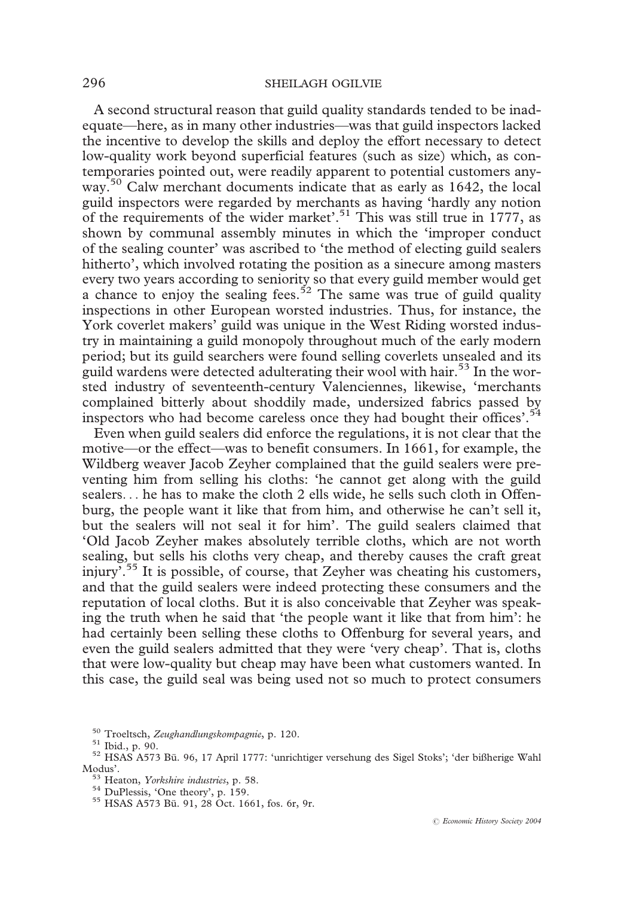A second structural reason that guild quality standards tended to be inadequate—here, as in many other industries—was that guild inspectors lacked the incentive to develop the skills and deploy the effort necessary to detect low-quality work beyond superficial features (such as size) which, as contemporaries pointed out, were readily apparent to potential customers anyway.[50] Calw merchant documents indicate that as early as 1642, the local guild inspectors were regarded by merchants as having 'hardly any notion of the requirements of the wider market'.[51] This was still true in 1777, as shown by communal assembly minutes in which the 'improper conduct of the sealing counter' was ascribed to 'the method of electing guild sealers hitherto', which involved rotating the position as a sinecure among masters every two years according to seniority so that every guild member would get a chance to enjoy the sealing fees.[52] The same was true of guild quality inspections in other European worsted industries. Thus, for instance, the York coverlet makers' guild was unique in the West Riding worsted industry in maintaining a guild monopoly throughout much of the early modern period; but its guild searchers were found selling coverlets unsealed and its guild wardens were detected adulterating their wool with hair.[53] In the worsted industry of seventeenth-century Valenciennes, likewise, 'merchants complained bitterly about shoddily made, undersized fabrics passed by inspectors who had become careless once they had bought their offices'.[54]

Even when guild sealers did enforce the regulations, it is not clear that the motive—or the effect—was to benefit consumers. In 1661, for example, the Wildberg weaver Jacob Zeyher complained that the guild sealers were preventing him from selling his cloths: 'he cannot get along with the guild sealers... he has to make the cloth 2 ells wide, he sells such cloth in Offenburg, the people want it like that from him, and otherwise he can't sell it, but the sealers will not seal it for him'. The guild sealers claimed that 'Old Jacob Zeyher makes absolutely terrible cloths, which are not worth sealing, but sells his cloths very cheap, and thereby causes the craft great injury'.[55] It is possible, of course, that Zeyher was cheating his customers, and that the guild sealers were indeed protecting these consumers and the reputation of local cloths. But it is also conceivable that Zeyher was speaking the truth when he said that 'the people want it like that from him': he had certainly been selling these cloths to Offenburg for several years, and even the guild sealers admitted that they were 'very cheap'. That is, cloths that were low-quality but cheap may have been what customers wanted. In this case, the guild seal was being used not so much to protect consumers

[50] Troeltsch, *Zeughandlungskompagnie*, p. 120.

[51] Ibid., p. 90.

[52] HSAS A573 Bü. 96, 17 April 1777: 'unrichtiger versehung des Sigel Stoks'; 'der bißherige Wahl Modus'.

[53] Heaton, *Yorkshire industries*, p. 58.

[54] DuPlessis, 'One theory', p. 159.

[55] HSAS A573 Bü. 91, 28 Oct. 1661, fos. 6r, 9r.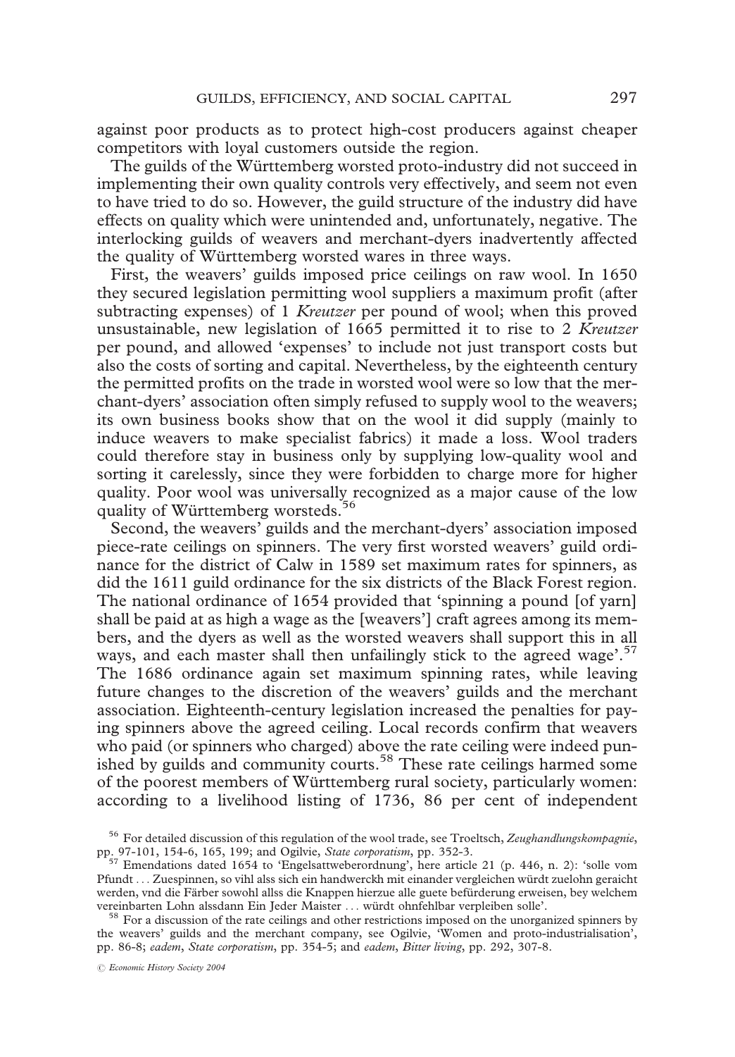against poor products as to protect high-cost producers against cheaper competitors with loyal customers outside the region.

The guilds of the Württemberg worsted proto-industry did not succeed in implementing their own quality controls very effectively, and seem not even to have tried to do so. However, the guild structure of the industry did have effects on quality which were unintended and, unfortunately, negative. The interlocking guilds of weavers and merchant-dyers inadvertently affected the quality of Württemberg worsted wares in three ways.

First, the weavers' guilds imposed price ceilings on raw wool. In 1650 they secured legislation permitting wool suppliers a maximum profit (after subtracting expenses) of 1 *Kreutzer* per pound of wool; when this proved unsustainable, new legislation of 1665 permitted it to rise to 2 *Kreutzer* per pound, and allowed 'expenses' to include not just transport costs but also the costs of sorting and capital. Nevertheless, by the eighteenth century the permitted profits on the trade in worsted wool were so low that the merchant-dyers' association often simply refused to supply wool to the weavers; its own business books show that on the wool it did supply (mainly to induce weavers to make specialist fabrics) it made a loss. Wool traders could therefore stay in business only by supplying low-quality wool and sorting it carelessly, since they were forbidden to charge more for higher quality. Poor wool was universally recognized as a major cause of the low quality of Württemberg worsteds.[56]

Second, the weavers' guilds and the merchant-dyers' association imposed piece-rate ceilings on spinners. The very first worsted weavers' guild ordinance for the district of Calw in 1589 set maximum rates for spinners, as did the 1611 guild ordinance for the six districts of the Black Forest region. The national ordinance of 1654 provided that 'spinning a pound [of yarn] shall be paid at as high a wage as the [weavers'] craft agrees among its members, and the dyers as well as the worsted weavers shall support this in all ways, and each master shall then unfailingly stick to the agreed wage'.[57] The 1686 ordinance again set maximum spinning rates, while leaving future changes to the discretion of the weavers' guilds and the merchant association. Eighteenth-century legislation increased the penalties for paying spinners above the agreed ceiling. Local records confirm that weavers who paid (or spinners who charged) above the rate ceiling were indeed punished by guilds and community courts.[58] These rate ceilings harmed some of the poorest members of Württemberg rural society, particularly women: according to a livelihood listing of 1736, 86 per cent of independent

[56] For detailed discussion of this regulation of the wool trade, see Troeltsch, *Zeughandlungskompagnie*, pp. 97-101, 154-6, 165, 199; and Ogilvie, *State corporatism*, pp. 352-3.

[57] Emendations dated 1654 to 'Engelsattweberordnung', here article 21 (p. 446, n. 2): 'solle vom Pfundt . . . Zuespinnen, so vihl alss sich ein handwerckh mit einander vergleichen würdt zuelohn geraicht werden, vnd die Färber sowohl allss die Knappen hierzue alle guete befürderung erweisen, bey welchem vereinbarten Lohn alssdann Ein Jeder Maister . . . würdt ohnfehlbar verpleiben solle'.

[58] For a discussion of the rate ceilings and other restrictions imposed on the unorganized spinners by the weavers' guilds and the merchant company, see Ogilvie, 'Women and proto-industrialisation', pp. 86-8; *eadem*, *State corporatism*, pp. 354-5; and *eadem*, *Bitter living*, pp. 292, 307-8.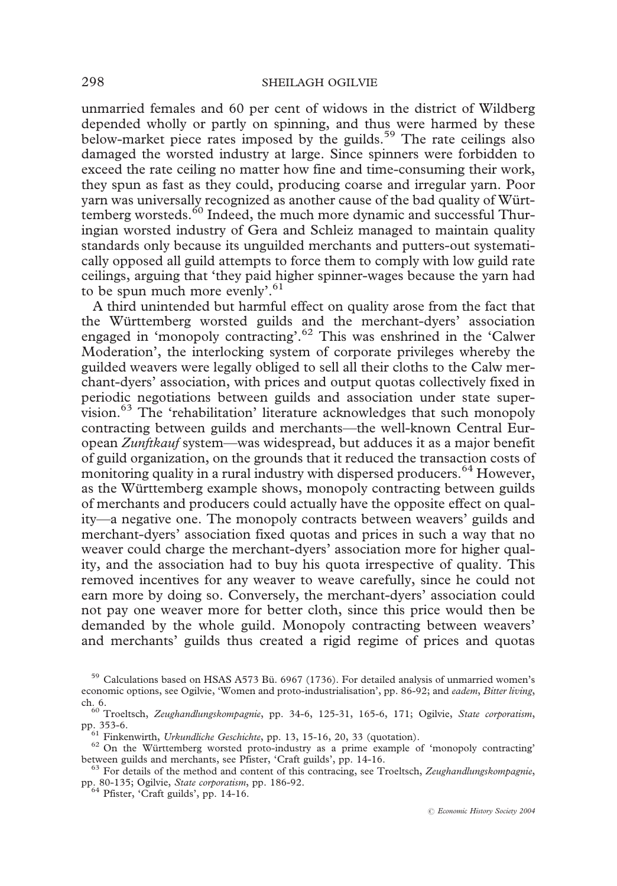unmarried females and 60 per cent of widows in the district of Wildberg depended wholly or partly on spinning, and thus were harmed by these below-market piece rates imposed by the guilds.[59] The rate ceilings also damaged the worsted industry at large. Since spinners were forbidden to exceed the rate ceiling no matter how fine and time-consuming their work, they spun as fast as they could, producing coarse and irregular yarn. Poor yarn was universally recognized as another cause of the bad quality of Württemberg worsteds.[60] Indeed, the much more dynamic and successful Thuringian worsted industry of Gera and Schleiz managed to maintain quality standards only because its unguilded merchants and putters-out systematically opposed all guild attempts to force them to comply with low guild rate ceilings, arguing that 'they paid higher spinner-wages because the yarn had to be spun much more evenly'.[61]

A third unintended but harmful effect on quality arose from the fact that the Württemberg worsted guilds and the merchant-dyers' association engaged in 'monopoly contracting'.[62] This was enshrined in the 'Calwer Moderation', the interlocking system of corporate privileges whereby the guilded weavers were legally obliged to sell all their cloths to the Calw merchant-dyers' association, with prices and output quotas collectively fixed in periodic negotiations between guilds and association under state supervision.[63] The 'rehabilitation' literature acknowledges that such monopoly contracting between guilds and merchants—the well-known Central European *Zunftkauf* system—was widespread, but adduces it as a major benefit of guild organization, on the grounds that it reduced the transaction costs of monitoring quality in a rural industry with dispersed producers.[64] However, as the Württemberg example shows, monopoly contracting between guilds of merchants and producers could actually have the opposite effect on quality—a negative one. The monopoly contracts between weavers' guilds and merchant-dyers' association fixed quotas and prices in such a way that no weaver could charge the merchant-dyers' association more for higher quality, and the association had to buy his quota irrespective of quality. This removed incentives for any weaver to weave carefully, since he could not earn more by doing so. Conversely, the merchant-dyers' association could not pay one weaver more for better cloth, since this price would then be demanded by the whole guild. Monopoly contracting between weavers' and merchants' guilds thus created a rigid regime of prices and quotas

[59] Calculations based on HSAS A573 Bü. 6967 (1736). For detailed analysis of unmarried women's economic options, see Ogilvie, 'Women and proto-industrialisation', pp. 86-92; and *eadem*, *Bitter living*, ch. 6.

[60] Troeltsch, *Zeughandlungskompagnie*, pp. 34-6, 125-31, 165-6, 171; Ogilvie, *State corporatism*, pp. 353-6.

[61] Finkenwirth, *Urkundliche Geschichte*, pp. 13, 15-16, 20, 33 (quotation).

[62] On the Württemberg worsted proto-industry as a prime example of 'monopoly contracting' between guilds and merchants, see Pfister, 'Craft guilds', pp. 14-16.

[63] For details of the method and content of this contracing, see Troeltsch, *Zeughandlungskompagnie*, pp. 80-135; Ogilvie, *State corporatism*, pp. 186-92.

[64] Pfister, 'Craft guilds', pp. 14-16.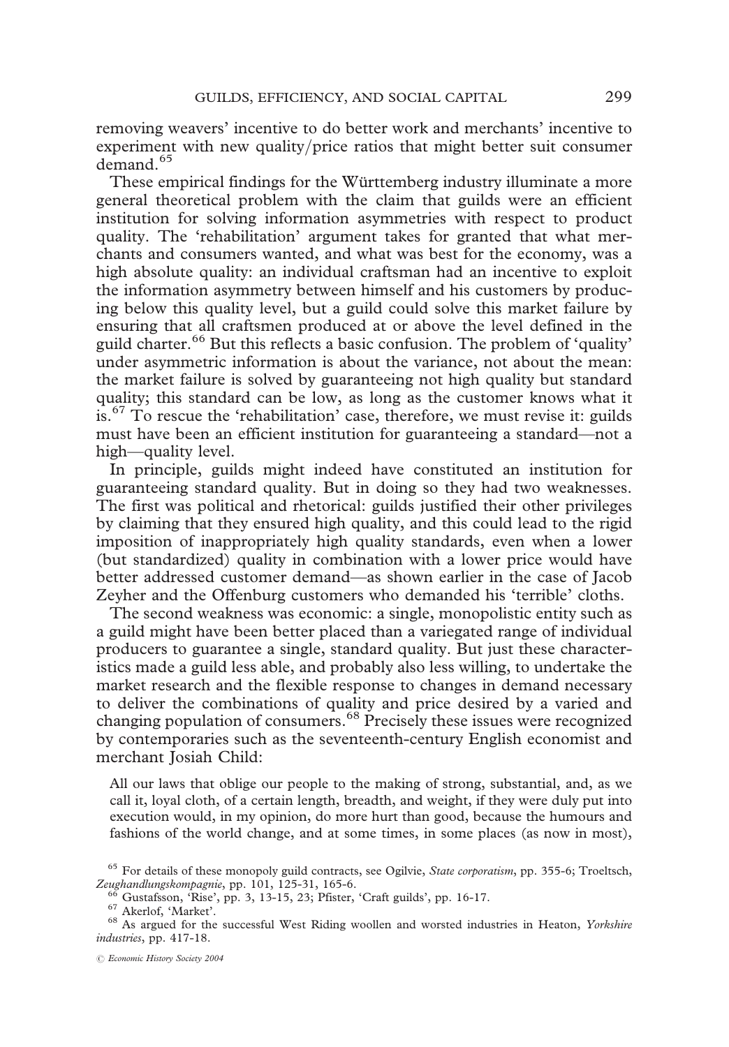removing weavers' incentive to do better work and merchants' incentive to experiment with new quality/price ratios that might better suit consumer demand.[65]

These empirical findings for the Württemberg industry illuminate a more general theoretical problem with the claim that guilds were an efficient institution for solving information asymmetries with respect to product quality. The 'rehabilitation' argument takes for granted that what merchants and consumers wanted, and what was best for the economy, was a high absolute quality: an individual craftsman had an incentive to exploit the information asymmetry between himself and his customers by producing below this quality level, but a guild could solve this market failure by ensuring that all craftsmen produced at or above the level defined in the guild charter.[66] But this reflects a basic confusion. The problem of 'quality' under asymmetric information is about the variance, not about the mean: the market failure is solved by guaranteeing not high quality but standard quality; this standard can be low, as long as the customer knows what it is.[67] To rescue the 'rehabilitation' case, therefore, we must revise it: guilds must have been an efficient institution for guaranteeing a standard—not a high—quality level.

In principle, guilds might indeed have constituted an institution for guaranteeing standard quality. But in doing so they had two weaknesses. The first was political and rhetorical: guilds justified their other privileges by claiming that they ensured high quality, and this could lead to the rigid imposition of inappropriately high quality standards, even when a lower (but standardized) quality in combination with a lower price would have better addressed customer demand—as shown earlier in the case of Jacob Zeyher and the Offenburg customers who demanded his 'terrible' cloths.

The second weakness was economic: a single, monopolistic entity such as a guild might have been better placed than a variegated range of individual producers to guarantee a single, standard quality. But just these characteristics made a guild less able, and probably also less willing, to undertake the market research and the flexible response to changes in demand necessary to deliver the combinations of quality and price desired by a varied and changing population of consumers.[68] Precisely these issues were recognized by contemporaries such as the seventeenth-century English economist and merchant Josiah Child:

> All our laws that oblige our people to the making of strong, substantial, and, as we call it, loyal cloth, of a certain length, breadth, and weight, if they were duly put into execution would, in my opinion, do more hurt than good, because the humours and fashions of the world change, and at some times, in some places (as now in most),

[65] For details of these monopoly guild contracts, see Ogilvie, *State corporatism*, pp. 355-6; Troeltsch, *Zeughandlungskompagnie*, pp. 101, 125-31, 165-6.

[66] Gustafsson, 'Rise', pp. 3, 13-15, 23; Pfister, 'Craft guilds', pp. 16-17.

[67] Akerlof, 'Market'.

[68] As argued for the successful West Riding woollen and worsted industries in Heaton, *Yorkshire industries*, pp. 417-18.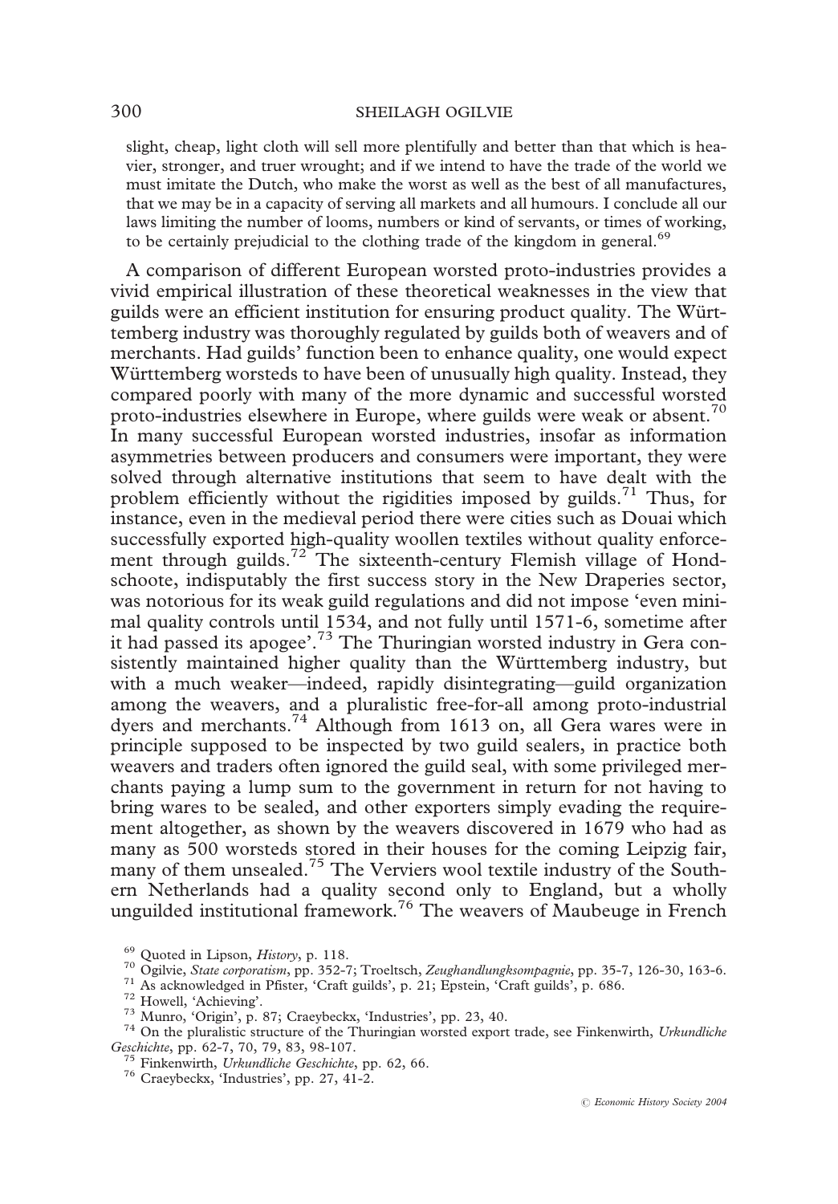slight, cheap, light cloth will sell more plentifully and better than that which is heavier, stronger, and truer wrought; and if we intend to have the trade of the world we must imitate the Dutch, who make the worst as well as the best of all manufactures, that we may be in a capacity of serving all markets and all humours. I conclude all our laws limiting the number of looms, numbers or kind of servants, or times of working, to be certainly prejudicial to the clothing trade of the kingdom in general.[69]

A comparison of different European worsted proto-industries provides a vivid empirical illustration of these theoretical weaknesses in the view that guilds were an efficient institution for ensuring product quality. The Württemberg industry was thoroughly regulated by guilds both of weavers and of merchants. Had guilds' function been to enhance quality, one would expect Württemberg worsteds to have been of unusually high quality. Instead, they compared poorly with many of the more dynamic and successful worsted proto-industries elsewhere in Europe, where guilds were weak or absent.[70] In many successful European worsted industries, insofar as information asymmetries between producers and consumers were important, they were solved through alternative institutions that seem to have dealt with the problem efficiently without the rigidities imposed by guilds.[71] Thus, for instance, even in the medieval period there were cities such as Douai which successfully exported high-quality woollen textiles without quality enforcement through guilds.[72] The sixteenth-century Flemish village of Hondschoote, indisputably the first success story in the New Draperies sector, was notorious for its weak guild regulations and did not impose 'even minimal quality controls until 1534, and not fully until 1571-6, sometime after it had passed its apogee'.[73] The Thuringian worsted industry in Gera consistently maintained higher quality than the Württemberg industry, but with a much weaker—indeed, rapidly disintegrating—guild organization among the weavers, and a pluralistic free-for-all among proto-industrial dyers and merchants.[74] Although from 1613 on, all Gera wares were in principle supposed to be inspected by two guild sealers, in practice both weavers and traders often ignored the guild seal, with some privileged merchants paying a lump sum to the government in return for not having to bring wares to be sealed, and other exporters simply evading the requirement altogether, as shown by the weavers discovered in 1679 who had as many as 500 worsteds stored in their houses for the coming Leipzig fair, many of them unsealed.[75] The Verviers wool textile industry of the Southern Netherlands had a quality second only to England, but a wholly unguilded institutional framework.[76] The weavers of Maubeuge in French

[69] Quoted in Lipson, *History*, p. 118.

[70] Ogilvie, *State corporatism*, pp. 352-7; Troeltsch, *Zeughandlungksompagnie*, pp. 35-7, 126-30, 163-6.

[71] As acknowledged in Pfister, 'Craft guilds', p. 21; Epstein, 'Craft guilds', p. 686.

[72] Howell, 'Achieving'.

[73] Munro, 'Origin', p. 87; Craeybeckx, 'Industries', pp. 23, 40.

[74] On the pluralistic structure of the Thuringian worsted export trade, see Finkenwirth, *Urkundliche Geschichte*, pp. 62-7, 70, 79, 83, 98-107.

[75] Finkenwirth, *Urkundliche Geschichte*, pp. 62, 66.

[76] Craeybeckx, 'Industries', pp. 27, 41-2.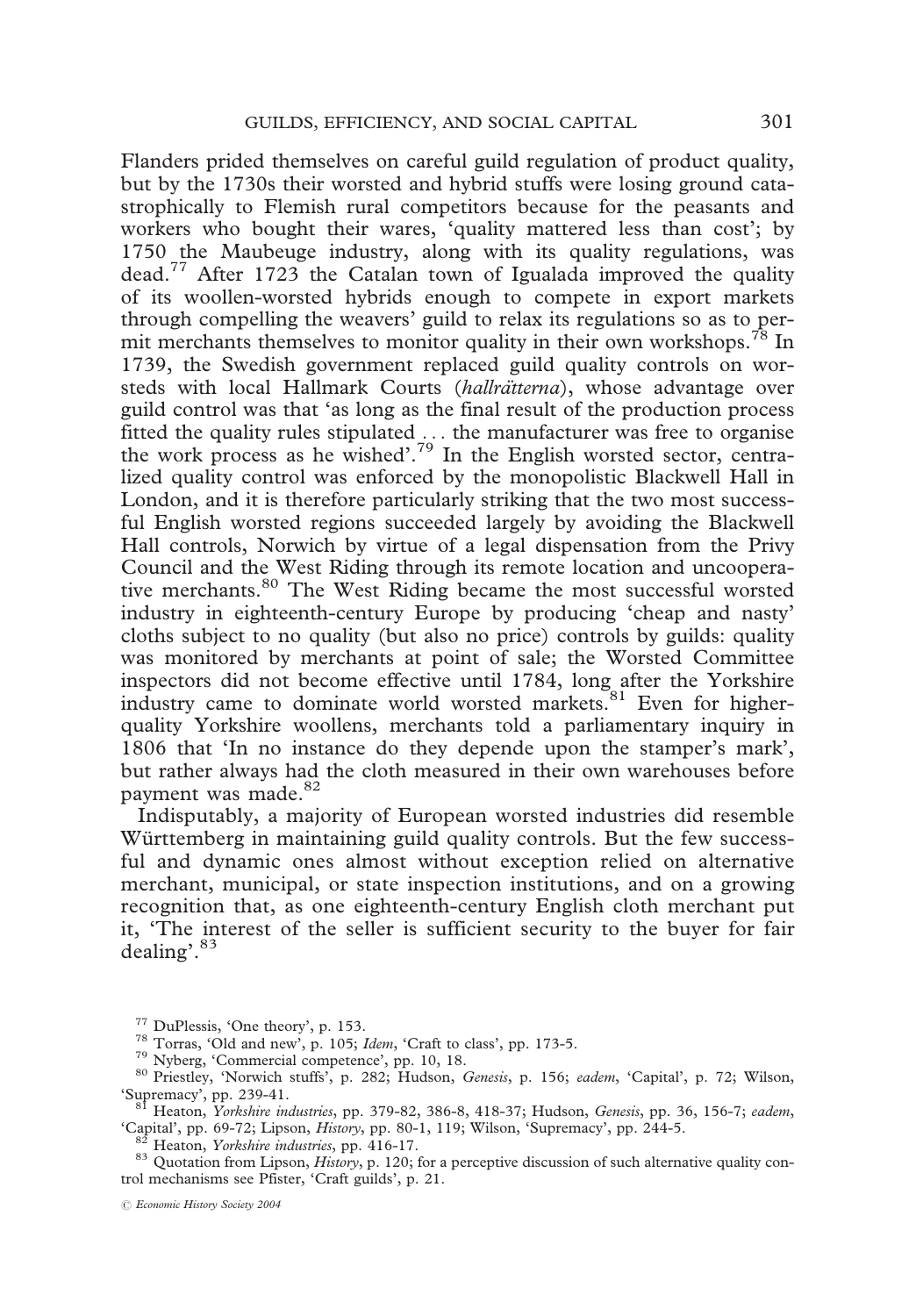Flanders prided themselves on careful guild regulation of product quality, but by the 1730s their worsted and hybrid stuffs were losing ground catastrophically to Flemish rural competitors because for the peasants and workers who bought their wares, 'quality mattered less than cost'; by 1750 the Maubeuge industry, along with its quality regulations, was dead.[77] After 1723 the Catalan town of Igualada improved the quality of its woollen-worsted hybrids enough to compete in export markets through compelling the weavers' guild to relax its regulations so as to permit merchants themselves to monitor quality in their own workshops.[78] In 1739, the Swedish government replaced guild quality controls on worsteds with local Hallmark Courts (*hallrätterna*), whose advantage over guild control was that 'as long as the final result of the production process fitted the quality rules stipulated . . . the manufacturer was free to organise the work process as he wished'.[79] In the English worsted sector, centralized quality control was enforced by the monopolistic Blackwell Hall in London, and it is therefore particularly striking that the two most successful English worsted regions succeeded largely by avoiding the Blackwell Hall controls, Norwich by virtue of a legal dispensation from the Privy Council and the West Riding through its remote location and uncooperative merchants.[80] The West Riding became the most successful worsted industry in eighteenth-century Europe by producing 'cheap and nasty' cloths subject to no quality (but also no price) controls by guilds: quality was monitored by merchants at point of sale; the Worsted Committee inspectors did not become effective until 1784, long after the Yorkshire industry came to dominate world worsted markets.[81] Even for higher-quality Yorkshire woollens, merchants told a parliamentary inquiry in 1806 that 'In no instance do they depende upon the stamper's mark', but rather always had the cloth measured in their own warehouses before payment was made.[82]

Indisputably, a majority of European worsted industries did resemble Württemberg in maintaining guild quality controls. But the few successful and dynamic ones almost without exception relied on alternative merchant, municipal, or state inspection institutions, and on a growing recognition that, as one eighteenth-century English cloth merchant put it, 'The interest of the seller is sufficient security to the buyer for fair dealing'.[83]

[77] DuPlessis, 'One theory', p. 153.

[78] Torras, 'Old and new', p. 105; *Idem*, 'Craft to class', pp. 173-5.

[79] Nyberg, 'Commercial competence', pp. 10, 18.

[80] Priestley, 'Norwich stuffs', p. 282; Hudson, *Genesis*, p. 156; *eadem*, 'Capital', p. 72; Wilson, 'Supremacy', pp. 239-41.

[81] Heaton, *Yorkshire industries*, pp. 379-82, 386-8, 418-37; Hudson, *Genesis*, pp. 36, 156-7; *eadem*, 'Capital', pp. 69-72; Lipson, *History*, pp. 80-1, 119; Wilson, 'Supremacy', pp. 244-5.

[82] Heaton, *Yorkshire industries*, pp. 416-17.

[83] Quotation from Lipson, *History*, p. 120; for a perceptive discussion of such alternative quality control mechanisms see Pfister, 'Craft guilds', p. 21.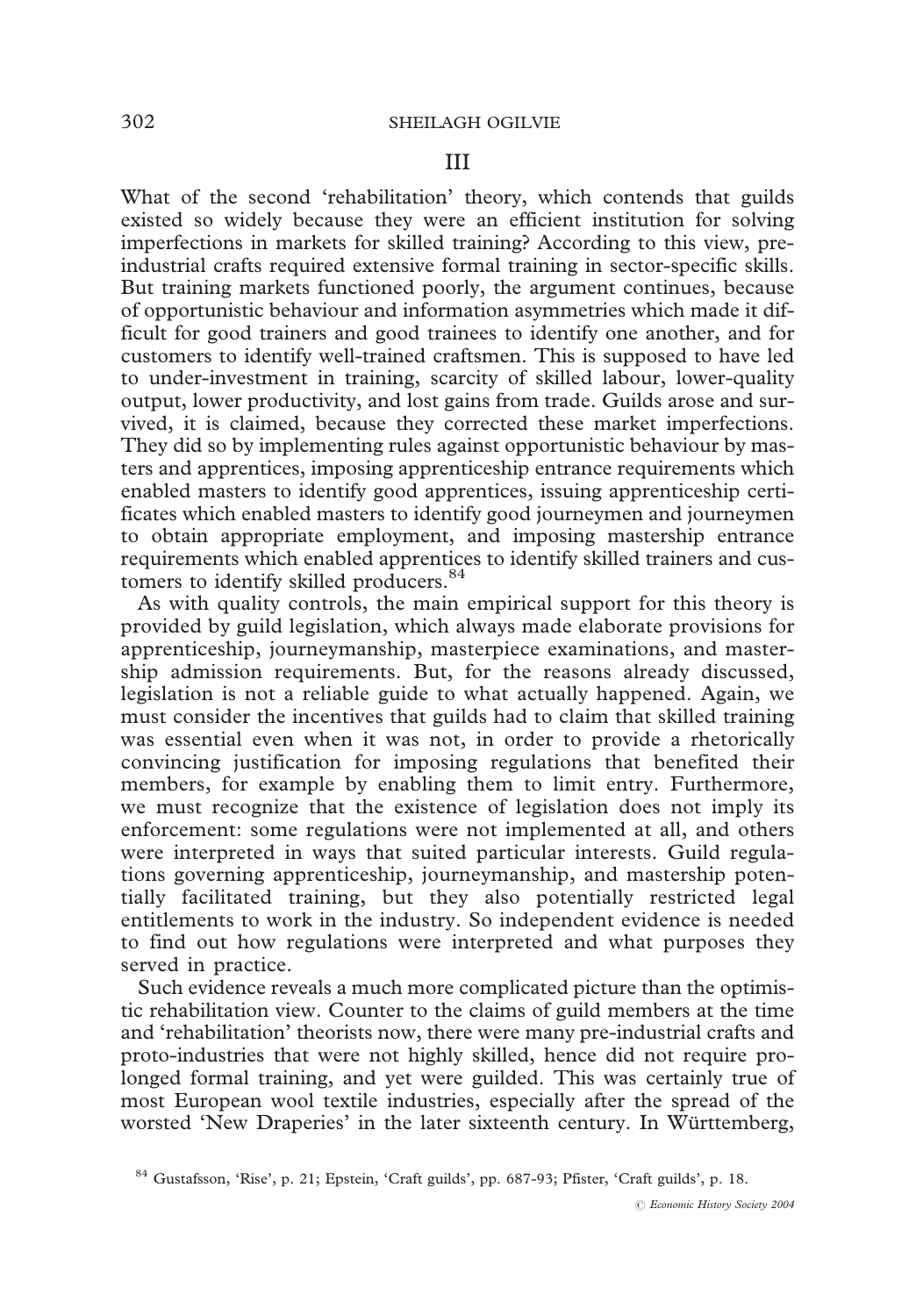## III

What of the second 'rehabilitation' theory, which contends that guilds existed so widely because they were an efficient institution for solving imperfections in markets for skilled training? According to this view, pre-industrial crafts required extensive formal training in sector-specific skills. But training markets functioned poorly, the argument continues, because of opportunistic behaviour and information asymmetries which made it difficult for good trainers and good trainees to identify one another, and for customers to identify well-trained craftsmen. This is supposed to have led to under-investment in training, scarcity of skilled labour, lower-quality output, lower productivity, and lost gains from trade. Guilds arose and survived, it is claimed, because they corrected these market imperfections. They did so by implementing rules against opportunistic behaviour by masters and apprentices, imposing apprenticeship entrance requirements which enabled masters to identify good apprentices, issuing apprenticeship certificates which enabled masters to identify good journeymen and journeymen to obtain appropriate employment, and imposing mastership entrance requirements which enabled apprentices to identify skilled trainers and customers to identify skilled producers.[84]

As with quality controls, the main empirical support for this theory is provided by guild legislation, which always made elaborate provisions for apprenticeship, journeymanship, masterpiece examinations, and mastership admission requirements. But, for the reasons already discussed, legislation is not a reliable guide to what actually happened. Again, we must consider the incentives that guilds had to claim that skilled training was essential even when it was not, in order to provide a rhetorically convincing justification for imposing regulations that benefited their members, for example by enabling them to limit entry. Furthermore, we must recognize that the existence of legislation does not imply its enforcement: some regulations were not implemented at all, and others were interpreted in ways that suited particular interests. Guild regulations governing apprenticeship, journeymanship, and mastership potentially facilitated training, but they also potentially restricted legal entitlements to work in the industry. So independent evidence is needed to find out how regulations were interpreted and what purposes they served in practice.

Such evidence reveals a much more complicated picture than the optimistic rehabilitation view. Counter to the claims of guild members at the time and 'rehabilitation' theorists now, there were many pre-industrial crafts and proto-industries that were not highly skilled, hence did not require prolonged formal training, and yet were guilded. This was certainly true of most European wool textile industries, especially after the spread of the worsted 'New Draperies' in the later sixteenth century. In Württemberg,

[84] Gustafsson, 'Rise', p. 21; Epstein, 'Craft guilds', pp. 687-93; Pfister, 'Craft guilds', p. 18.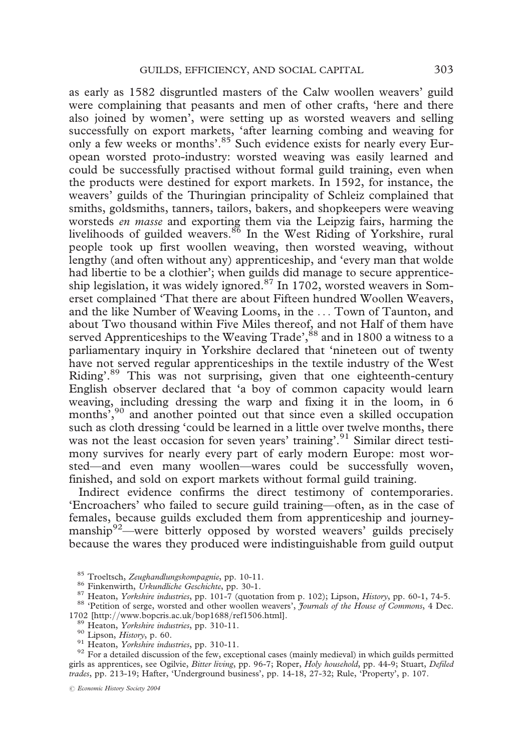as early as 1582 disgruntled masters of the Calw woollen weavers' guild were complaining that peasants and men of other crafts, 'here and there also joined by women', were setting up as worsted weavers and selling successfully on export markets, 'after learning combing and weaving for only a few weeks or months'.[85] Such evidence exists for nearly every European worsted proto-industry: worsted weaving was easily learned and could be successfully practised without formal guild training, even when the products were destined for export markets. In 1592, for instance, the weavers' guilds of the Thuringian principality of Schleiz complained that smiths, goldsmiths, tanners, tailors, bakers, and shopkeepers were weaving worsteds *en masse* and exporting them via the Leipzig fairs, harming the livelihoods of guilded weavers.[86] In the West Riding of Yorkshire, rural people took up first woollen weaving, then worsted weaving, without lengthy (and often without any) apprenticeship, and 'every man that wolde had libertie to be a clothier'; when guilds did manage to secure apprenticeship legislation, it was widely ignored.[87] In 1702, worsted weavers in Somerset complained 'That there are about Fifteen hundred Woollen Weavers, and the like Number of Weaving Looms, in the . . . Town of Taunton, and about Two thousand within Five Miles thereof, and not Half of them have served Apprenticeships to the Weaving Trade',[88] and in 1800 a witness to a parliamentary inquiry in Yorkshire declared that 'nineteen out of twenty have not served regular apprenticeships in the textile industry of the West Riding'.[89] This was not surprising, given that one eighteenth-century English observer declared that 'a boy of common capacity would learn weaving, including dressing the warp and fixing it in the loom, in 6 months',[90] and another pointed out that since even a skilled occupation such as cloth dressing 'could be learned in a little over twelve months, there was not the least occasion for seven years' training'.[91] Similar direct testimony survives for nearly every part of early modern Europe: most worsted—and even many woollen—wares could be successfully woven, finished, and sold on export markets without formal guild training.

Indirect evidence confirms the direct testimony of contemporaries. 'Encroachers' who failed to secure guild training—often, as in the case of females, because guilds excluded them from apprenticeship and journeymanship[92]—were bitterly opposed by worsted weavers' guilds precisely because the wares they produced were indistinguishable from guild output

---

[85] Troeltsch, *Zeughandlungskompagnie*, pp. 10-11.

[86] Finkenwirth, *Urkundliche Geschichte*, pp. 30-1.

[87] Heaton, *Yorkshire industries*, pp. 101-7 (quotation from p. 102); Lipson, *History*, pp. 60-1, 74-5.

[88] 'Petition of serge, worsted and other woollen weavers', *Journals of the House of Commons*, 4 Dec. 1702 [http://www.bopcris.ac.uk/bop1688/ref1506.html].

[89] Heaton, *Yorkshire industries*, pp. 310-11.

[90] Lipson, *History*, p. 60.

[91] Heaton, *Yorkshire industries*, pp. 310-11.

[92] For a detailed discussion of the few, exceptional cases (mainly medieval) in which guilds permitted girls as apprentices, see Ogilvie, *Bitter living*, pp. 96-7; Roper, *Holy household*, pp. 44-9; Stuart, *Defiled trades*, pp. 213-19; Hafter, 'Underground business', pp. 14-18, 27-32; Rule, 'Property', p. 107.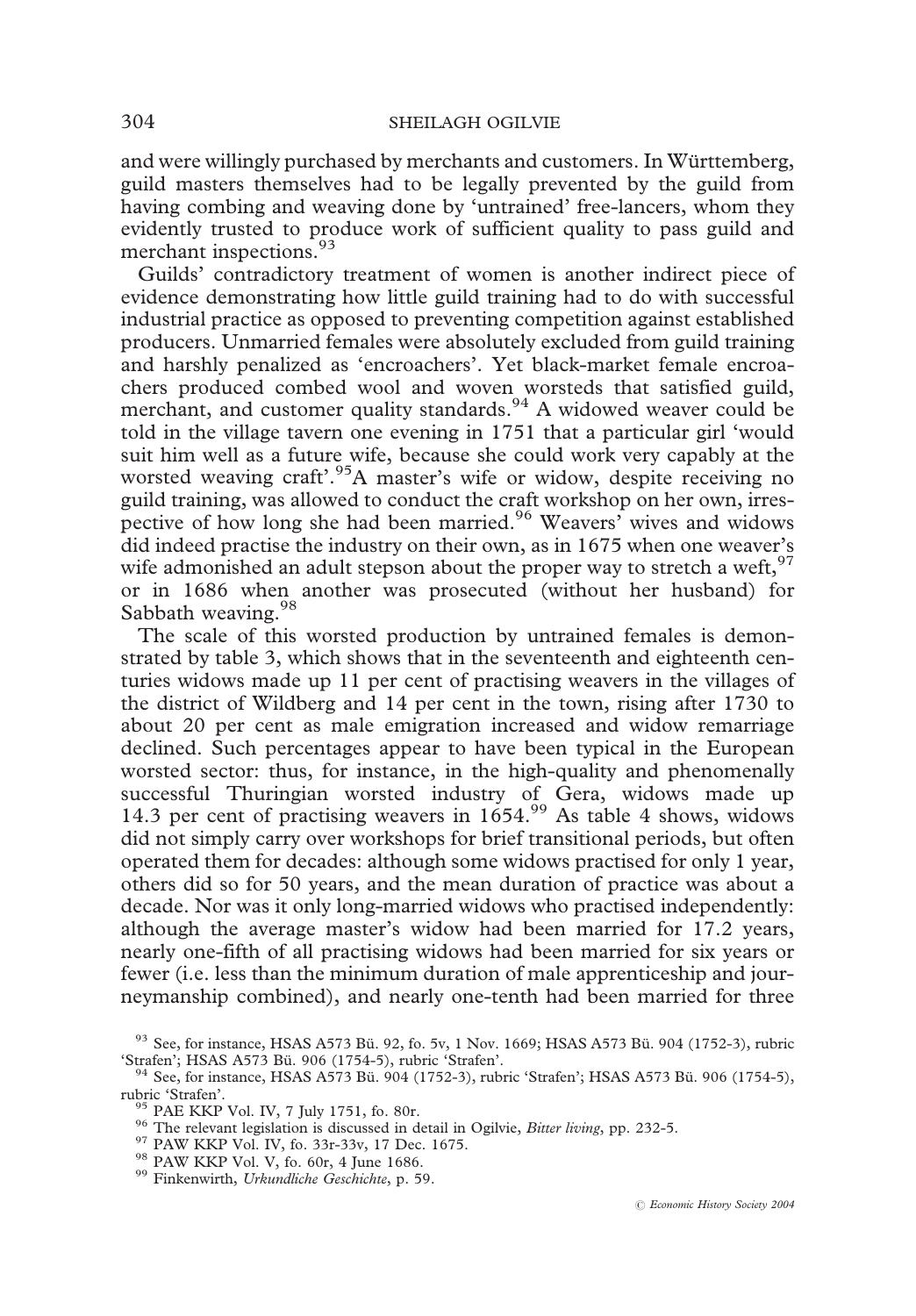and were willingly purchased by merchants and customers. In Württemberg, guild masters themselves had to be legally prevented by the guild from having combing and weaving done by 'untrained' free-lancers, whom they evidently trusted to produce work of sufficient quality to pass guild and merchant inspections.[93]

Guilds' contradictory treatment of women is another indirect piece of evidence demonstrating how little guild training had to do with successful industrial practice as opposed to preventing competition against established producers. Unmarried females were absolutely excluded from guild training and harshly penalized as 'encroachers'. Yet black-market female encroachers produced combed wool and woven worsteds that satisfied guild, merchant, and customer quality standards.[94] A widowed weaver could be told in the village tavern one evening in 1751 that a particular girl 'would suit him well as a future wife, because she could work very capably at the worsted weaving craft'.[95] A master's wife or widow, despite receiving no guild training, was allowed to conduct the craft workshop on her own, irrespective of how long she had been married.[96] Weavers' wives and widows did indeed practise the industry on their own, as in 1675 when one weaver's wife admonished an adult stepson about the proper way to stretch a weft,[97] or in 1686 when another was prosecuted (without her husband) for Sabbath weaving.[98]

The scale of this worsted production by untrained females is demonstrated by table 3, which shows that in the seventeenth and eighteenth centuries widows made up 11 per cent of practising weavers in the villages of the district of Wildberg and 14 per cent in the town, rising after 1730 to about 20 per cent as male emigration increased and widow remarriage declined. Such percentages appear to have been typical in the European worsted sector: thus, for instance, in the high-quality and phenomenally successful Thuringian worsted industry of Gera, widows made up 14.3 per cent of practising weavers in 1654.[99] As table 4 shows, widows did not simply carry over workshops for brief transitional periods, but often operated them for decades: although some widows practised for only 1 year, others did so for 50 years, and the mean duration of practice was about a decade. Nor was it only long-married widows who practised independently: although the average master's widow had been married for 17.2 years, nearly one-fifth of all practising widows had been married for six years or fewer (i.e. less than the minimum duration of male apprenticeship and journeymanship combined), and nearly one-tenth had been married for three

[93] See, for instance, HSAS A573 Bü. 92, fo. 5v, 1 Nov. 1669; HSAS A573 Bü. 904 (1752-3), rubric 'Strafen'; HSAS A573 Bü. 906 (1754-5), rubric 'Strafen'.

[94] See, for instance, HSAS A573 Bü. 904 (1752-3), rubric 'Strafen'; HSAS A573 Bü. 906 (1754-5), rubric 'Strafen'.

[95] PAE KKP Vol. IV, 7 July 1751, fo. 80r.

[96] The relevant legislation is discussed in detail in Ogilvie, *Bitter living*, pp. 232-5.

[97] PAW KKP Vol. IV, fo. 33r-33v, 17 Dec. 1675.

[98] PAW KKP Vol. V, fo. 60r, 4 June 1686.

[99] Finkenwirth, *Urkundliche Geschichte*, p. 59.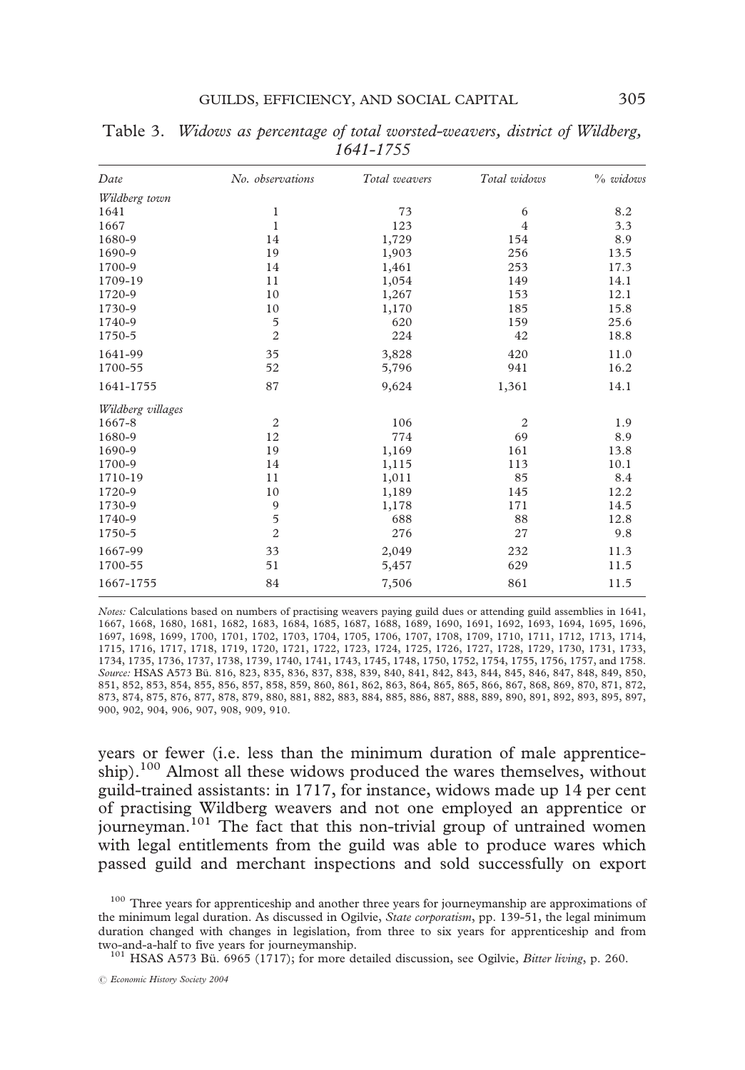Table 3. *Widows as percentage of total worsted-weavers, district of Wildberg, 1641-1755*

| *Date* | *No. observations* | *Total weavers* | *Total widows* | *% widows* |
|---|---|---|---|---|
| *Wildberg town* | | | | |
| 1641 | 1 | 73 | 6 | 8.2 |
| 1667 | 1 | 123 | 4 | 3.3 |
| 1680-9 | 14 | 1,729 | 154 | 8.9 |
| 1690-9 | 19 | 1,903 | 256 | 13.5 |
| 1700-9 | 14 | 1,461 | 253 | 17.3 |
| 1709-19 | 11 | 1,054 | 149 | 14.1 |
| 1720-9 | 10 | 1,267 | 153 | 12.1 |
| 1730-9 | 10 | 1,170 | 185 | 15.8 |
| 1740-9 | 5 | 620 | 159 | 25.6 |
| 1750-5 | 2 | 224 | 42 | 18.8 |
| 1641-99 | 35 | 3,828 | 420 | 11.0 |
| 1700-55 | 52 | 5,796 | 941 | 16.2 |
| 1641-1755 | 87 | 9,624 | 1,361 | 14.1 |
| *Wildberg villages* | | | | |
| 1667-8 | 2 | 106 | 2 | 1.9 |
| 1680-9 | 12 | 774 | 69 | 8.9 |
| 1690-9 | 19 | 1,169 | 161 | 13.8 |
| 1700-9 | 14 | 1,115 | 113 | 10.1 |
| 1710-19 | 11 | 1,011 | 85 | 8.4 |
| 1720-9 | 10 | 1,189 | 145 | 12.2 |
| 1730-9 | 9 | 1,178 | 171 | 14.5 |
| 1740-9 | 5 | 688 | 88 | 12.8 |
| 1750-5 | 2 | 276 | 27 | 9.8 |
| 1667-99 | 33 | 2,049 | 232 | 11.3 |
| 1700-55 | 51 | 5,457 | 629 | 11.5 |
| 1667-1755 | 84 | 7,506 | 861 | 11.5 |

*Notes:* Calculations based on numbers of practising weavers paying guild dues or attending guild assemblies in 1641, 1667, 1668, 1680, 1681, 1682, 1683, 1684, 1685, 1687, 1688, 1689, 1690, 1691, 1692, 1693, 1694, 1695, 1696, 1697, 1698, 1699, 1700, 1701, 1702, 1703, 1704, 1705, 1706, 1707, 1708, 1709, 1710, 1711, 1712, 1713, 1714, 1715, 1716, 1717, 1718, 1719, 1720, 1721, 1722, 1723, 1724, 1725, 1726, 1727, 1728, 1729, 1730, 1731, 1733, 1734, 1735, 1736, 1737, 1738, 1739, 1740, 1741, 1743, 1745, 1748, 1750, 1752, 1754, 1755, 1756, 1757, and 1758.
*Source:* HSAS A573 Bü. 816, 823, 835, 836, 837, 838, 839, 840, 841, 842, 843, 844, 845, 846, 847, 848, 849, 850, 851, 852, 853, 854, 855, 856, 857, 858, 859, 860, 861, 862, 863, 864, 865, 865, 866, 867, 868, 869, 870, 871, 872, 873, 874, 875, 876, 877, 878, 879, 880, 881, 882, 883, 884, 885, 886, 887, 888, 889, 890, 891, 892, 893, 895, 897, 900, 902, 904, 906, 907, 908, 909, 910.

years or fewer (i.e. less than the minimum duration of male apprenticeship).[100] Almost all these widows produced the wares themselves, without guild-trained assistants: in 1717, for instance, widows made up 14 per cent of practising Wildberg weavers and not one employed an apprentice or journeyman.[101] The fact that this non-trivial group of untrained women with legal entitlements from the guild was able to produce wares which passed guild and merchant inspections and sold successfully on export

[100] Three years for apprenticeship and another three years for journeymanship are approximations of the minimum legal duration. As discussed in Ogilvie, *State corporatism*, pp. 139-51, the legal minimum duration changed with changes in legislation, from three to six years for apprenticeship and from two-and-a-half to five years for journeymanship.

[101] HSAS A573 Bü. 6965 (1717); for more detailed discussion, see Ogilvie, *Bitter living*, p. 260.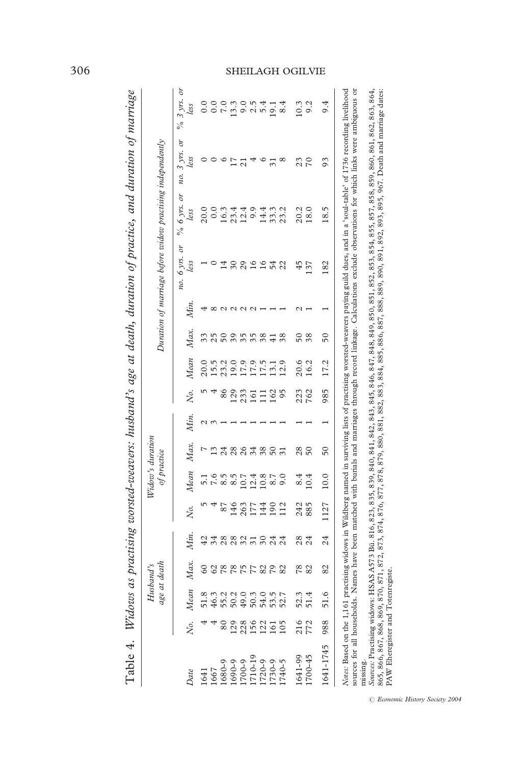Table 4. *Widows as practising worsted-weavers: husband's age at death, duration of practice, and duration of marriage*

| Date | Husband's age at death | | | | Widow's duration of practice | | | | Duration of marriage before widow practising independently | | | | | | | |
|---|---|---|---|---|---|---|---|---|---|---|---|---|---|---|---|---|
| | *No.* | *Mean* | *Max.* | *Min.* | *No.* | *Mean* | *Max.* | *Min.* | *No.* | *Mean* | *Max.* | *Min.* | *no. 6 yrs. or less* | *% 6 yrs. or less* | *no. 3 yrs. or less* | *% 3 yrs. or less* |
| 1641 | 4 | 51.8 | 60 | 42 | 5 | 5.1 | 7 | 2 | 5 | 20.0 | 33 | 4 | 1 | 20.0 | 0 | 0.0 |
| 1667 | 4 | 46.3 | 62 | 34 | 4 | 7.6 | 13 | 3 | 4 | 15.5 | 25 | 8 | 0 | 0.0 | 0 | 0.0 |
| 1680-9 | 80 | 55.2 | 78 | 28 | 87 | 8.5 | 24 | 1 | 86 | 23.2 | 50 | 2 | 14 | 16.3 | 6 | 7.0 |
| 1690-9 | 129 | 50.2 | 78 | 28 | 146 | 8.5 | 28 | 1 | 129 | 19.0 | 39 | 2 | 30 | 23.4 | 17 | 13.3 |
| 1700-9 | 228 | 49.0 | 75 | 32 | 263 | 10.7 | 26 | 1 | 233 | 17.9 | 35 | 2 | 29 | 12.4 | 21 | 9.0 |
| 1710-19 | 156 | 50.3 | 77 | 31 | 177 | 12.4 | 34 | 1 | 161 | 17.9 | 35 | 2 | 16 | 9.9 | 4 | 2.5 |
| 1720-9 | 122 | 54.0 | 82 | 30 | 144 | 10.8 | 38 | 1 | 111 | 17.5 | 38 | 1 | 16 | 14.4 | 6 | 5.4 |
| 1730-9 | 161 | 53.5 | 79 | 24 | 190 | 8.7 | 50 | 1 | 162 | 13.1 | 41 | 1 | 54 | 33.3 | 31 | 19.1 |
| 1740-5 | 105 | 52.7 | 82 | 24 | 112 | 9.0 | 31 | 1 | 95 | 12.9 | 38 | 1 | 22 | 23.2 | 8 | 8.4 |
| 1641-99 | 216 | 52.3 | 78 | 28 | 242 | 8.4 | 28 | 1 | 223 | 20.6 | 50 | 2 | 45 | 20.2 | 23 | 10.3 |
| 1700-45 | 772 | 51.4 | 82 | 24 | 885 | 10.4 | 50 | 1 | 762 | 16.2 | 38 | 1 | 137 | 18.0 | 70 | 9.2 |
| 1641-1745 | 988 | 51.6 | 82 | 24 | 1127 | 10.0 | 50 | 1 | 985 | 17.2 | 50 | 1 | 182 | 18.5 | 93 | 9.4 |

*Notes*: Based on the 1,161 practising widows in Wildberg named in surviving lists of practising worsted-weavers paying guild dues, and in a 'soul-table' of 1736 recording livelihood sources for all households. Names have been matched with burials and marriages through record linkage. Calculations exclude observations for which links were ambiguous or missing.

*Sources*: Practising widows: HSAS A573 Bü. 816, 823, 835, 839, 840, 841, 842, 843, 845, 846, 847, 848, 849, 850, 851, 852, 853, 854, 855, 857, 858, 859, 860, 861, 862, 863, 864, 865, 866, 867, 868, 869, 870, 871, 872, 873, 874, 876, 877, 878, 879, 880, 881, 882, 883, 884, 885, 886, 887, 888, 889, 890, 891, 892, 893, 895, 967. Death and marriage dates: PAW Eheregister and Totenregiste.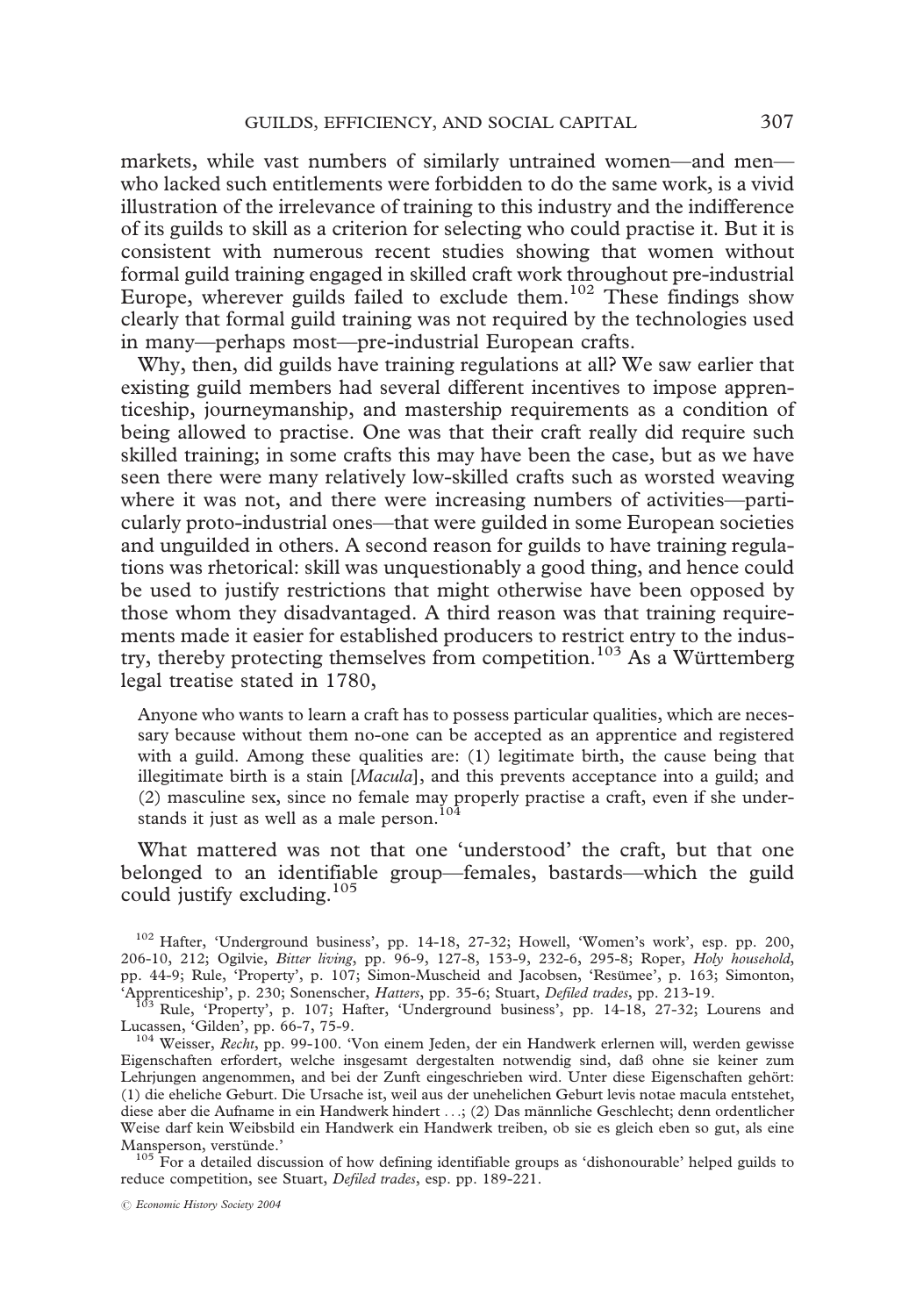markets, while vast numbers of similarly untrained women—and men—who lacked such entitlements were forbidden to do the same work, is a vivid illustration of the irrelevance of training to this industry and the indifference of its guilds to skill as a criterion for selecting who could practise it. But it is consistent with numerous recent studies showing that women without formal guild training engaged in skilled craft work throughout pre-industrial Europe, wherever guilds failed to exclude them.[102] These findings show clearly that formal guild training was not required by the technologies used in many—perhaps most—pre-industrial European crafts.

Why, then, did guilds have training regulations at all? We saw earlier that existing guild members had several different incentives to impose apprenticeship, journeymanship, and mastership requirements as a condition of being allowed to practise. One was that their craft really did require such skilled training; in some crafts this may have been the case, but as we have seen there were many relatively low-skilled crafts such as worsted weaving where it was not, and there were increasing numbers of activities—particularly proto-industrial ones—that were guilded in some European societies and unguilded in others. A second reason for guilds to have training regulations was rhetorical: skill was unquestionably a good thing, and hence could be used to justify restrictions that might otherwise have been opposed by those whom they disadvantaged. A third reason was that training requirements made it easier for established producers to restrict entry to the industry, thereby protecting themselves from competition.[103] As a Württemberg legal treatise stated in 1780,

> Anyone who wants to learn a craft has to possess particular qualities, which are necessary because without them no-one can be accepted as an apprentice and registered with a guild. Among these qualities are: (1) legitimate birth, the cause being that illegitimate birth is a stain [*Macula*], and this prevents acceptance into a guild; and (2) masculine sex, since no female may properly practise a craft, even if she understands it just as well as a male person.[104]

What mattered was not that one 'understood' the craft, but that one belonged to an identifiable group—females, bastards—which the guild could justify excluding.[105]

---

[102] Hafter, 'Underground business', pp. 14-18, 27-32; Howell, 'Women's work', esp. pp. 200, 206-10, 212; Ogilvie, *Bitter living*, pp. 96-9, 127-8, 153-9, 232-6, 295-8; Roper, *Holy household*, pp. 44-9; Rule, 'Property', p. 107; Simon-Muscheid and Jacobsen, 'Resümee', p. 163; Simonton, 'Apprenticeship', p. 230; Sonenscher, *Hatters*, pp. 35-6; Stuart, *Defiled trades*, pp. 213-19.

[103] Rule, 'Property', p. 107; Hafter, 'Underground business', pp. 14-18, 27-32; Lourens and Lucassen, 'Gilden', pp. 66-7, 75-9.

[104] Weisser, *Recht*, pp. 99-100. 'Von einem Jeden, der ein Handwerk erlernen will, werden gewisse Eigenschaften erfordert, welche insgesamt dergestalten notwendig sind, daß ohne sie keiner zum Lehrjungen angenommen, and bei der Zunft eingeschrieben wird. Unter diese Eigenschaften gehört: (1) die eheliche Geburt. Die Ursache ist, weil aus der unehelichen Geburt levis notae macula entstehet, diese aber die Aufname in ein Handwerk hindert . . .; (2) Das männliche Geschlecht; denn ordentlicher Weise darf kein Weibsbild ein Handwerk ein Handwerk treiben, ob sie es gleich eben so gut, als eine Mansperson, verstünde.'

[105] For a detailed discussion of how defining identifiable groups as 'dishonourable' helped guilds to reduce competition, see Stuart, *Defiled trades*, esp. pp. 189-221.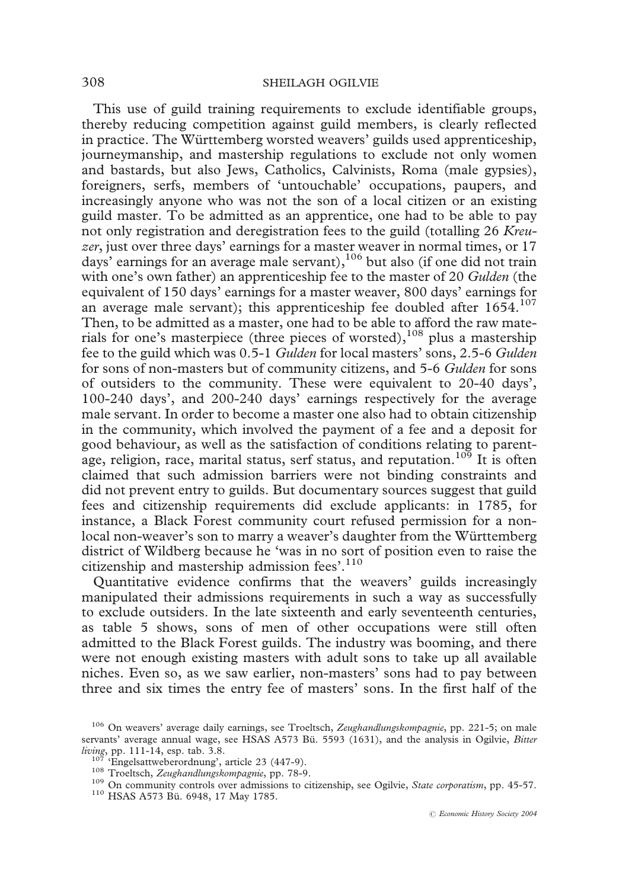This use of guild training requirements to exclude identifiable groups, thereby reducing competition against guild members, is clearly reflected in practice. The Württemberg worsted weavers' guilds used apprenticeship, journeymanship, and mastership regulations to exclude not only women and bastards, but also Jews, Catholics, Calvinists, Roma (male gypsies), foreigners, serfs, members of 'untouchable' occupations, paupers, and increasingly anyone who was not the son of a local citizen or an existing guild master. To be admitted as an apprentice, one had to be able to pay not only registration and deregistration fees to the guild (totalling 26 *Kreuzer*, just over three days' earnings for a master weaver in normal times, or 17 days' earnings for an average male servant),[106] but also (if one did not train with one's own father) an apprenticeship fee to the master of 20 *Gulden* (the equivalent of 150 days' earnings for a master weaver, 800 days' earnings for an average male servant); this apprenticeship fee doubled after 1654.[107] Then, to be admitted as a master, one had to be able to afford the raw materials for one's masterpiece (three pieces of worsted),[108] plus a mastership fee to the guild which was 0.5-1 *Gulden* for local masters' sons, 2.5-6 *Gulden* for sons of non-masters but of community citizens, and 5-6 *Gulden* for sons of outsiders to the community. These were equivalent to 20-40 days', 100-240 days', and 200-240 days' earnings respectively for the average male servant. In order to become a master one also had to obtain citizenship in the community, which involved the payment of a fee and a deposit for good behaviour, as well as the satisfaction of conditions relating to parentage, religion, race, marital status, serf status, and reputation.[109] It is often claimed that such admission barriers were not binding constraints and did not prevent entry to guilds. But documentary sources suggest that guild fees and citizenship requirements did exclude applicants: in 1785, for instance, a Black Forest community court refused permission for a non-local non-weaver's son to marry a weaver's daughter from the Württemberg district of Wildberg because he 'was in no sort of position even to raise the citizenship and mastership admission fees'.[110]

Quantitative evidence confirms that the weavers' guilds increasingly manipulated their admissions requirements in such a way as successfully to exclude outsiders. In the late sixteenth and early seventeenth centuries, as table 5 shows, sons of men of other occupations were still often admitted to the Black Forest guilds. The industry was booming, and there were not enough existing masters with adult sons to take up all available niches. Even so, as we saw earlier, non-masters' sons had to pay between three and six times the entry fee of masters' sons. In the first half of the

[106] On weavers' average daily earnings, see Troeltsch, *Zeughandlungskompagnie*, pp. 221-5; on male servants' average annual wage, see HSAS A573 Bü. 5593 (1631), and the analysis in Ogilvie, *Bitter living*, pp. 111-14, esp. tab. 3.8.

[107] 'Engelsattweberordnung', article 23 (447-9).

[108] Troeltsch, *Zeughandlungskompagnie*, pp. 78-9.

[109] On community controls over admissions to citizenship, see Ogilvie, *State corporatism*, pp. 45-57.

[110] HSAS A573 Bü. 6948, 17 May 1785.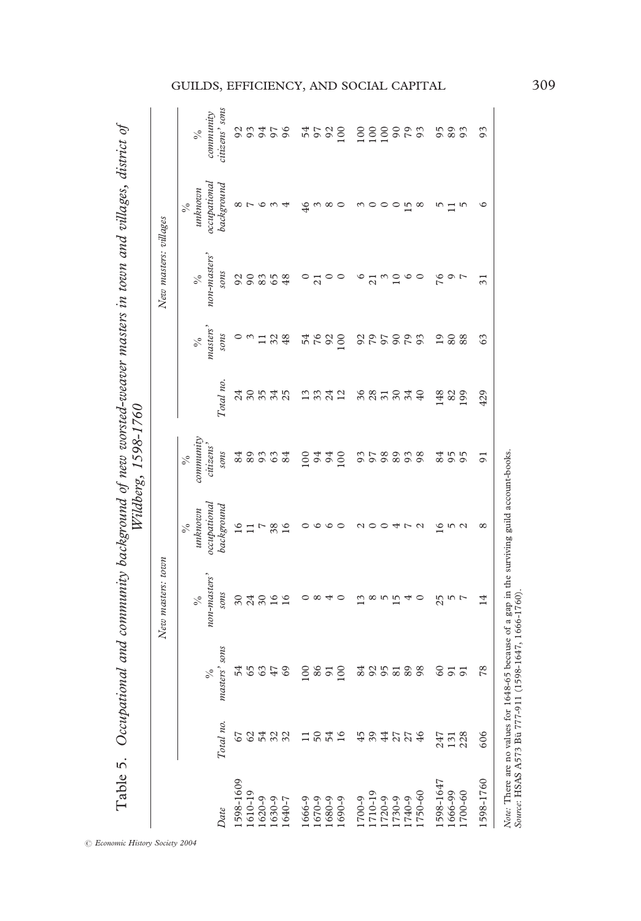Table 5. *Occupational and community background of new worsted-weaver masters in town and villages, district of Wildberg, 1598-1760*

| | New masters: town | | | | | New masters: villages | | | | |
|---|---|---|---|---|---|---|---|---|---|---|
| *Date* | *Total no.* | *% masters' sons* | *% non-masters' sons* | *% unknown occupational background* | *% community citizens' sons* | *Total no.* | *% masters' sons* | *% non-masters' sons* | *% unknown occupational background* | *% community citizens' sons* |
| 1598-1609 | 67 | 54 | 30 | 16 | 84 | 24 | 0 | 92 | 8 | 92 |
| 1610-19 | 62 | 65 | 24 | 11 | 89 | 30 | 3 | 90 | 7 | 93 |
| 1620-9 | 54 | 63 | 30 | 7 | 93 | 35 | 11 | 83 | 6 | 94 |
| 1630-9 | 32 | 47 | 16 | 38 | 63 | 34 | 32 | 65 | 3 | 97 |
| 1640-7 | 32 | 69 | 16 | 16 | 84 | 25 | 48 | 48 | 4 | 96 |
| 1666-9 | 11 | 100 | 0 | 0 | 100 | 13 | 54 | 0 | 46 | 54 |
| 1670-9 | 50 | 86 | 8 | 6 | 94 | 33 | 76 | 21 | 3 | 97 |
| 1680-9 | 54 | 91 | 4 | 6 | 94 | 24 | 92 | 0 | 8 | 92 |
| 1690-9 | 16 | 100 | 0 | 0 | 100 | 12 | 100 | 0 | 0 | 100 |
| 1700-9 | 45 | 84 | 13 | 2 | 93 | 36 | 92 | 6 | 3 | 100 |
| 1710-19 | 39 | 92 | 8 | 0 | 97 | 28 | 79 | 21 | 0 | 100 |
| 1720-9 | 44 | 95 | 5 | 0 | 98 | 31 | 97 | 3 | 0 | 100 |
| 1730-9 | 27 | 81 | 15 | 4 | 89 | 30 | 90 | 10 | 0 | 90 |
| 1740-9 | 27 | 89 | 4 | 7 | 93 | 34 | 79 | 6 | 15 | 79 |
| 1750-60 | 46 | 98 | 0 | 2 | 98 | 40 | 93 | 0 | 8 | 93 |
| 1598-1647 | 247 | 60 | 25 | 16 | 84 | 148 | 19 | 76 | 5 | 95 |
| 1666-99 | 131 | 91 | 5 | 5 | 95 | 82 | 80 | 9 | 11 | 89 |
| 1700-60 | 228 | 91 | 7 | 2 | 95 | 199 | 88 | 7 | 5 | 93 |
| 1598-1760 | 606 | 78 | 14 | 8 | 91 | 429 | 63 | 31 | 6 | 93 |

*Note*: There are no values for 1648-65 because of a gap in the surviving guild account-books.
*Source*: HSAS A573 Bü 777-911 (1598-1647, 1666-1760).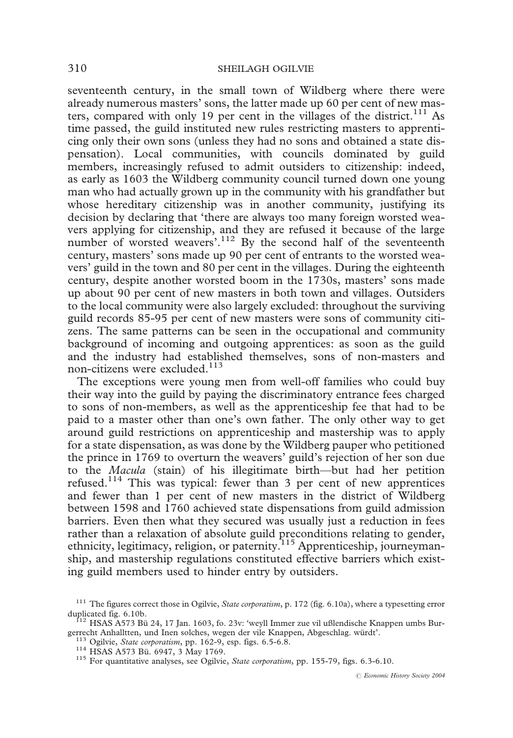seventeenth century, in the small town of Wildberg where there were already numerous masters' sons, the latter made up 60 per cent of new masters, compared with only 19 per cent in the villages of the district.[111] As time passed, the guild instituted new rules restricting masters to apprenticing only their own sons (unless they had no sons and obtained a state dispensation). Local communities, with councils dominated by guild members, increasingly refused to admit outsiders to citizenship: indeed, as early as 1603 the Wildberg community council turned down one young man who had actually grown up in the community with his grandfather but whose hereditary citizenship was in another community, justifying its decision by declaring that 'there are always too many foreign worsted weavers applying for citizenship, and they are refused it because of the large number of worsted weavers'.[112] By the second half of the seventeenth century, masters' sons made up 90 per cent of entrants to the worsted weavers' guild in the town and 80 per cent in the villages. During the eighteenth century, despite another worsted boom in the 1730s, masters' sons made up about 90 per cent of new masters in both town and villages. Outsiders to the local community were also largely excluded: throughout the surviving guild records 85-95 per cent of new masters were sons of community citizens. The same patterns can be seen in the occupational and community background of incoming and outgoing apprentices: as soon as the guild and the industry had established themselves, sons of non-masters and non-citizens were excluded.[113]

The exceptions were young men from well-off families who could buy their way into the guild by paying the discriminatory entrance fees charged to sons of non-members, as well as the apprenticeship fee that had to be paid to a master other than one's own father. The only other way to get around guild restrictions on apprenticeship and mastership was to apply for a state dispensation, as was done by the Wildberg pauper who petitioned the prince in 1769 to overturn the weavers' guild's rejection of her son due to the *Macula* (stain) of his illegitimate birth—but had her petition refused.[114] This was typical: fewer than 3 per cent of new apprentices and fewer than 1 per cent of new masters in the district of Wildberg between 1598 and 1760 achieved state dispensations from guild admission barriers. Even then what they secured was usually just a reduction in fees rather than a relaxation of absolute guild preconditions relating to gender, ethnicity, legitimacy, religion, or paternity.[115] Apprenticeship, journeymanship, and mastership regulations constituted effective barriers which existing guild members used to hinder entry by outsiders.

[111] The figures correct those in Ogilvie, *State corporatism*, p. 172 (fig. 6.10a), where a typesetting error duplicated fig. 6.10b.

[112] HSAS A573 Bü 24, 17 Jan. 1603, fo. 23v: 'weyll Immer zue vil ußlendische Knappen umbs Burgerrecht Anhalltten, und Inen solches, wegen der vile Knappen, Abgeschlag. würdt'.

[113] Ogilvie, *State corporatism*, pp. 162-9, esp. figs. 6.5-6.8.

[114] HSAS A573 Bü. 6947, 3 May 1769.

[115] For quantitative analyses, see Ogilvie, *State corporatism*, pp. 155-79, figs. 6.3-6.10.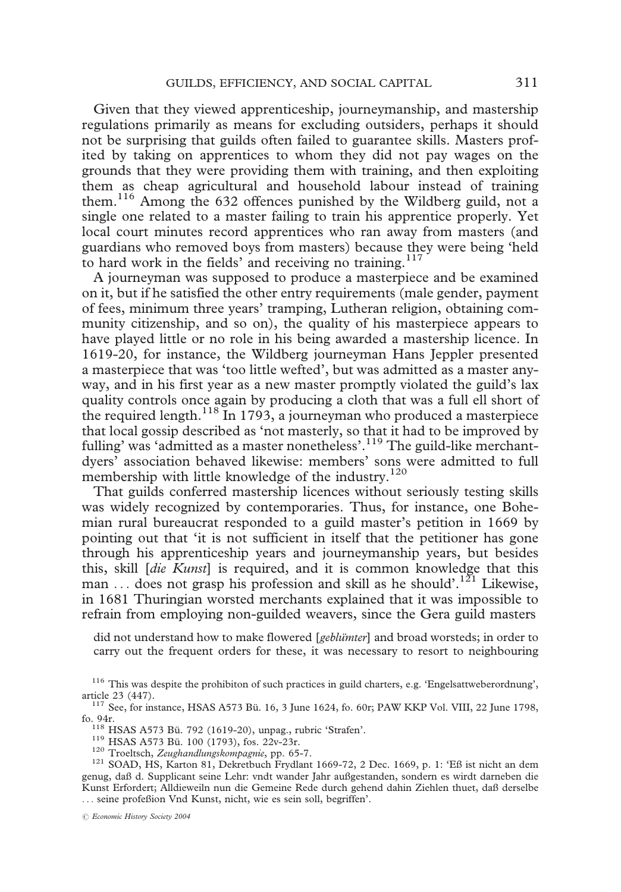Given that they viewed apprenticeship, journeymanship, and mastership regulations primarily as means for excluding outsiders, perhaps it should not be surprising that guilds often failed to guarantee skills. Masters profited by taking on apprentices to whom they did not pay wages on the grounds that they were providing them with training, and then exploiting them as cheap agricultural and household labour instead of training them.[116] Among the 632 offences punished by the Wildberg guild, not a single one related to a master failing to train his apprentice properly. Yet local court minutes record apprentices who ran away from masters (and guardians who removed boys from masters) because they were being 'held to hard work in the fields' and receiving no training.[117]

A journeyman was supposed to produce a masterpiece and be examined on it, but if he satisfied the other entry requirements (male gender, payment of fees, minimum three years' tramping, Lutheran religion, obtaining community citizenship, and so on), the quality of his masterpiece appears to have played little or no role in his being awarded a mastership licence. In 1619-20, for instance, the Wildberg journeyman Hans Jeppler presented a masterpiece that was 'too little wefted', but was admitted as a master anyway, and in his first year as a new master promptly violated the guild's lax quality controls once again by producing a cloth that was a full ell short of the required length.[118] In 1793, a journeyman who produced a masterpiece that local gossip described as 'not masterly, so that it had to be improved by fulling' was 'admitted as a master nonetheless'.[119] The guild-like merchant-dyers' association behaved likewise: members' sons were admitted to full membership with little knowledge of the industry.[120]

That guilds conferred mastership licences without seriously testing skills was widely recognized by contemporaries. Thus, for instance, one Bohemian rural bureaucrat responded to a guild master's petition in 1669 by pointing out that 'it is not sufficient in itself that the petitioner has gone through his apprenticeship years and journeymanship years, but besides this, skill [*die Kunst*] is required, and it is common knowledge that this man . . . does not grasp his profession and skill as he should'.[121] Likewise, in 1681 Thuringian worsted merchants explained that it was impossible to refrain from employing non-guilded weavers, since the Gera guild masters

> did not understand how to make flowered [*geblümter*] and broad worsteds; in order to carry out the frequent orders for these, it was necessary to resort to neighbouring

[116] This was despite the prohibiton of such practices in guild charters, e.g. 'Engelsattweberordnung', article 23 (447).

[117] See, for instance, HSAS A573 Bü. 16, 3 June 1624, fo. 60r; PAW KKP Vol. VIII, 22 June 1798, fo. 94r.

[118] HSAS A573 Bü. 792 (1619-20), unpag., rubric 'Strafen'.

[119] HSAS A573 Bü. 100 (1793), fos. 22v-23r.

[120] Troeltsch, *Zeughandlungskompagnie*, pp. 65-7.

[121] SOAD, HS, Karton 81, Dekretbuch Frydlant 1669-72, 2 Dec. 1669, p. 1: 'Eß ist nicht an dem genug, daß d. Supplicant seine Lehr: vndt wander Jahr außgestanden, sondern es wirdt darneben die Kunst Erfordert; Alldieweiln nun die Gemeine Rede durch gehend dahin Ziehlen thuet, daß derselbe . . . seine profeßion Vnd Kunst, nicht, wie es sein soll, begriffen'.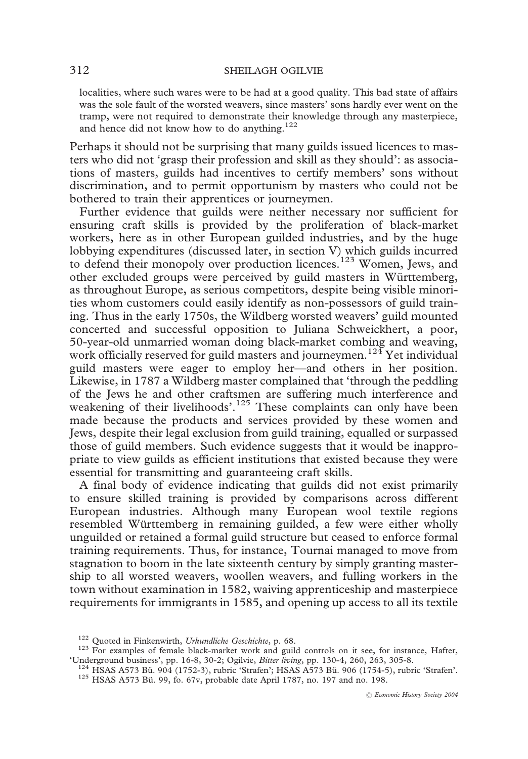localities, where such wares were to be had at a good quality. This bad state of affairs was the sole fault of the worsted weavers, since masters' sons hardly ever went on the tramp, were not required to demonstrate their knowledge through any masterpiece, and hence did not know how to do anything.[122]

Perhaps it should not be surprising that many guilds issued licences to masters who did not 'grasp their profession and skill as they should': as associations of masters, guilds had incentives to certify members' sons without discrimination, and to permit opportunism by masters who could not be bothered to train their apprentices or journeymen.

Further evidence that guilds were neither necessary nor sufficient for ensuring craft skills is provided by the proliferation of black-market workers, here as in other European guilded industries, and by the huge lobbying expenditures (discussed later, in section V) which guilds incurred to defend their monopoly over production licences.[123] Women, Jews, and other excluded groups were perceived by guild masters in Württemberg, as throughout Europe, as serious competitors, despite being visible minorities whom customers could easily identify as non-possessors of guild training. Thus in the early 1750s, the Wildberg worsted weavers' guild mounted concerted and successful opposition to Juliana Schweickhert, a poor, 50-year-old unmarried woman doing black-market combing and weaving, work officially reserved for guild masters and journeymen.[124] Yet individual guild masters were eager to employ her—and others in her position. Likewise, in 1787 a Wildberg master complained that 'through the peddling of the Jews he and other craftsmen are suffering much interference and weakening of their livelihoods'.[125] These complaints can only have been made because the products and services provided by these women and Jews, despite their legal exclusion from guild training, equalled or surpassed those of guild members. Such evidence suggests that it would be inappropriate to view guilds as efficient institutions that existed because they were essential for transmitting and guaranteeing craft skills.

A final body of evidence indicating that guilds did not exist primarily to ensure skilled training is provided by comparisons across different European industries. Although many European wool textile regions resembled Württemberg in remaining guilded, a few were either wholly unguilded or retained a formal guild structure but ceased to enforce formal training requirements. Thus, for instance, Tournai managed to move from stagnation to boom in the late sixteenth century by simply granting mastership to all worsted weavers, woollen weavers, and fulling workers in the town without examination in 1582, waiving apprenticeship and masterpiece requirements for immigrants in 1585, and opening up access to all its textile

[122] Quoted in Finkenwirth, *Urkundliche Geschichte*, p. 68.

[123] For examples of female black-market work and guild controls on it see, for instance, Hafter, 'Underground business', pp. 16-8, 30-2; Ogilvie, *Bitter living*, pp. 130-4, 260, 263, 305-8.

[124] HSAS A573 Bü. 904 (1752-3), rubric 'Strafen'; HSAS A573 Bü. 906 (1754-5), rubric 'Strafen'.

[125] HSAS A573 Bü. 99, fo. 67v, probable date April 1787, no. 197 and no. 198.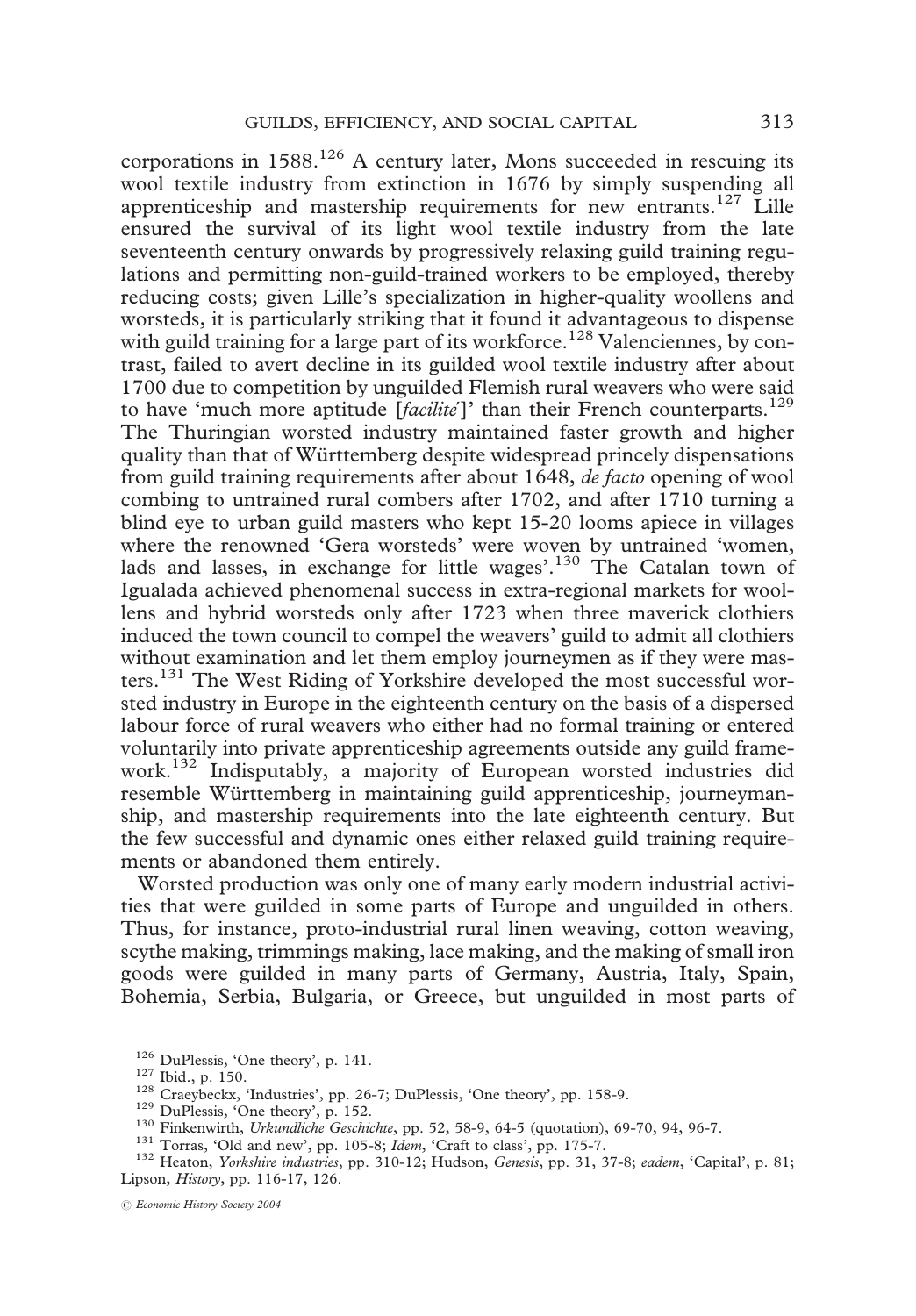corporations in 1588.[126] A century later, Mons succeeded in rescuing its wool textile industry from extinction in 1676 by simply suspending all apprenticeship and mastership requirements for new entrants.[127] Lille ensured the survival of its light wool textile industry from the late seventeenth century onwards by progressively relaxing guild training regulations and permitting non-guild-trained workers to be employed, thereby reducing costs; given Lille's specialization in higher-quality woollens and worsteds, it is particularly striking that it found it advantageous to dispense with guild training for a large part of its workforce.[128] Valenciennes, by contrast, failed to avert decline in its guilded wool textile industry after about 1700 due to competition by unguilded Flemish rural weavers who were said to have 'much more aptitude [*facilité*]' than their French counterparts.[129] The Thuringian worsted industry maintained faster growth and higher quality than that of Württemberg despite widespread princely dispensations from guild training requirements after about 1648, *de facto* opening of wool combing to untrained rural combers after 1702, and after 1710 turning a blind eye to urban guild masters who kept 15-20 looms apiece in villages where the renowned 'Gera worsteds' were woven by untrained 'women, lads and lasses, in exchange for little wages'.[130] The Catalan town of Igualada achieved phenomenal success in extra-regional markets for woollens and hybrid worsteds only after 1723 when three maverick clothiers induced the town council to compel the weavers' guild to admit all clothiers without examination and let them employ journeymen as if they were masters.[131] The West Riding of Yorkshire developed the most successful worsted industry in Europe in the eighteenth century on the basis of a dispersed labour force of rural weavers who either had no formal training or entered voluntarily into private apprenticeship agreements outside any guild framework.[132] Indisputably, a majority of European worsted industries did resemble Württemberg in maintaining guild apprenticeship, journeymanship, and mastership requirements into the late eighteenth century. But the few successful and dynamic ones either relaxed guild training requirements or abandoned them entirely.

Worsted production was only one of many early modern industrial activities that were guilded in some parts of Europe and unguilded in others. Thus, for instance, proto-industrial rural linen weaving, cotton weaving, scythe making, trimmings making, lace making, and the making of small iron goods were guilded in many parts of Germany, Austria, Italy, Spain, Bohemia, Serbia, Bulgaria, or Greece, but unguilded in most parts of

---

[126] DuPlessis, 'One theory', p. 141.

[127] Ibid., p. 150.

[128] Craeybeckx, 'Industries', pp. 26-7; DuPlessis, 'One theory', pp. 158-9.

[129] DuPlessis, 'One theory', p. 152.

[130] Finkenwirth, *Urkundliche Geschichte*, pp. 52, 58-9, 64-5 (quotation), 69-70, 94, 96-7.

[131] Torras, 'Old and new', pp. 105-8; *Idem*, 'Craft to class', pp. 175-7.

[132] Heaton, *Yorkshire industries*, pp. 310-12; Hudson, *Genesis*, pp. 31, 37-8; *eadem*, 'Capital', p. 81; Lipson, *History*, pp. 116-17, 126.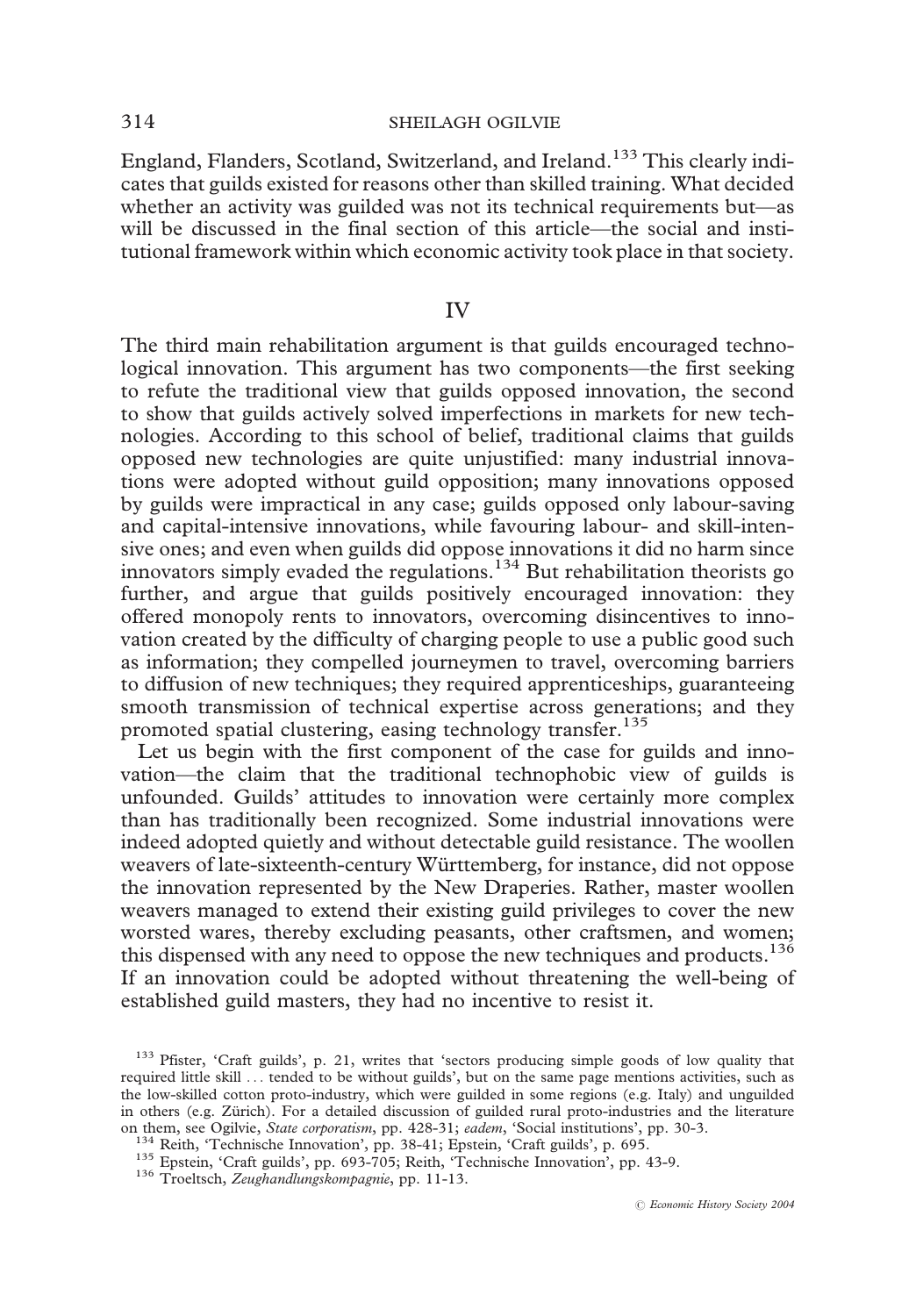England, Flanders, Scotland, Switzerland, and Ireland.[133] This clearly indicates that guilds existed for reasons other than skilled training. What decided whether an activity was guilded was not its technical requirements but—as will be discussed in the final section of this article—the social and institutional framework within which economic activity took place in that society.

## IV

The third main rehabilitation argument is that guilds encouraged technological innovation. This argument has two components—the first seeking to refute the traditional view that guilds opposed innovation, the second to show that guilds actively solved imperfections in markets for new technologies. According to this school of belief, traditional claims that guilds opposed new technologies are quite unjustified: many industrial innovations were adopted without guild opposition; many innovations opposed by guilds were impractical in any case; guilds opposed only labour-saving and capital-intensive innovations, while favouring labour- and skill-intensive ones; and even when guilds did oppose innovations it did no harm since innovators simply evaded the regulations.[134] But rehabilitation theorists go further, and argue that guilds positively encouraged innovation: they offered monopoly rents to innovators, overcoming disincentives to innovation created by the difficulty of charging people to use a public good such as information; they compelled journeymen to travel, overcoming barriers to diffusion of new techniques; they required apprenticeships, guaranteeing smooth transmission of technical expertise across generations; and they promoted spatial clustering, easing technology transfer.[135]

Let us begin with the first component of the case for guilds and innovation—the claim that the traditional technophobic view of guilds is unfounded. Guilds' attitudes to innovation were certainly more complex than has traditionally been recognized. Some industrial innovations were indeed adopted quietly and without detectable guild resistance. The woollen weavers of late-sixteenth-century Württemberg, for instance, did not oppose the innovation represented by the New Draperies. Rather, master woollen weavers managed to extend their existing guild privileges to cover the new worsted wares, thereby excluding peasants, other craftsmen, and women; this dispensed with any need to oppose the new techniques and products.[136] If an innovation could be adopted without threatening the well-being of established guild masters, they had no incentive to resist it.

[133] Pfister, 'Craft guilds', p. 21, writes that 'sectors producing simple goods of low quality that required little skill ... tended to be without guilds', but on the same page mentions activities, such as the low-skilled cotton proto-industry, which were guilded in some regions (e.g. Italy) and unguilded in others (e.g. Zürich). For a detailed discussion of guilded rural proto-industries and the literature on them, see Ogilvie, *State corporatism*, pp. 428-31; *eadem*, 'Social institutions', pp. 30-3.

[134] Reith, 'Technische Innovation', pp. 38-41; Epstein, 'Craft guilds', p. 695.

[135] Epstein, 'Craft guilds', pp. 693-705; Reith, 'Technische Innovation', pp. 43-9.

[136] Troeltsch, *Zeughandlungskompagnie*, pp. 11-13.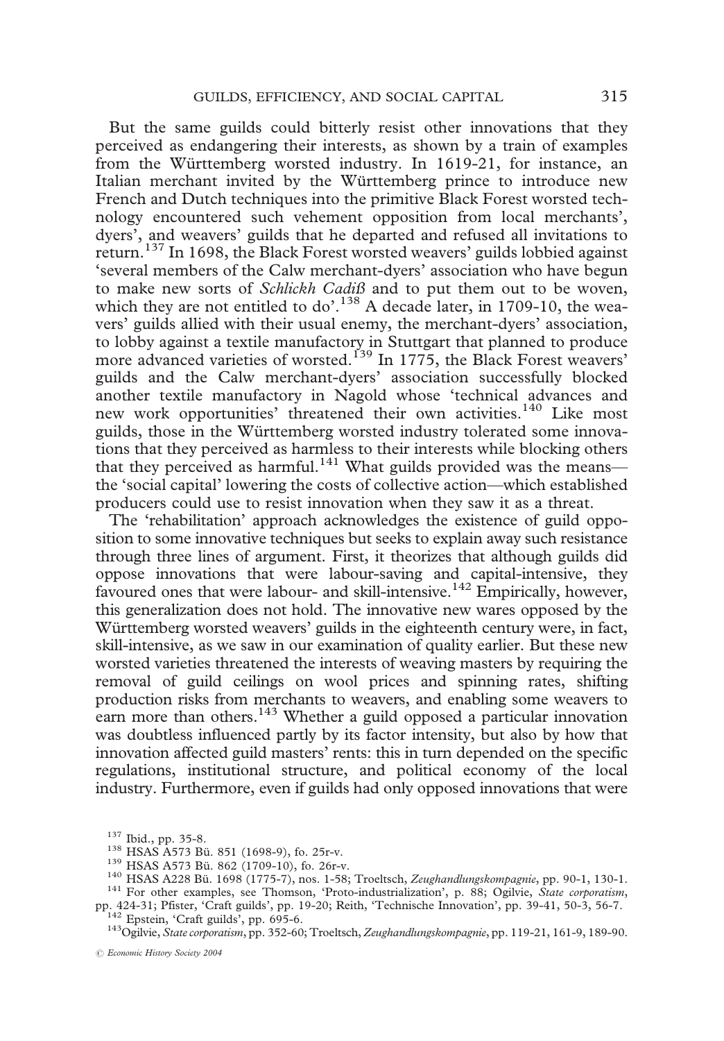But the same guilds could bitterly resist other innovations that they perceived as endangering their interests, as shown by a train of examples from the Württemberg worsted industry. In 1619-21, for instance, an Italian merchant invited by the Württemberg prince to introduce new French and Dutch techniques into the primitive Black Forest worsted technology encountered such vehement opposition from local merchants', dyers', and weavers' guilds that he departed and refused all invitations to return.[137] In 1698, the Black Forest worsted weavers' guilds lobbied against 'several members of the Calw merchant-dyers' association who have begun to make new sorts of *Schlickh Cadiß* and to put them out to be woven, which they are not entitled to do'.[138] A decade later, in 1709-10, the weavers' guilds allied with their usual enemy, the merchant-dyers' association, to lobby against a textile manufactory in Stuttgart that planned to produce more advanced varieties of worsted.[139] In 1775, the Black Forest weavers' guilds and the Calw merchant-dyers' association successfully blocked another textile manufactory in Nagold whose 'technical advances and new work opportunities' threatened their own activities.[140] Like most guilds, those in the Württemberg worsted industry tolerated some innovations that they perceived as harmless to their interests while blocking others that they perceived as harmful.[141] What guilds provided was the means—the 'social capital' lowering the costs of collective action—which established producers could use to resist innovation when they saw it as a threat.

The 'rehabilitation' approach acknowledges the existence of guild opposition to some innovative techniques but seeks to explain away such resistance through three lines of argument. First, it theorizes that although guilds did oppose innovations that were labour-saving and capital-intensive, they favoured ones that were labour- and skill-intensive.[142] Empirically, however, this generalization does not hold. The innovative new wares opposed by the Württemberg worsted weavers' guilds in the eighteenth century were, in fact, skill-intensive, as we saw in our examination of quality earlier. But these new worsted varieties threatened the interests of weaving masters by requiring the removal of guild ceilings on wool prices and spinning rates, shifting production risks from merchants to weavers, and enabling some weavers to earn more than others.[143] Whether a guild opposed a particular innovation was doubtless influenced partly by its factor intensity, but also by how that innovation affected guild masters' rents: this in turn depended on the specific regulations, institutional structure, and political economy of the local industry. Furthermore, even if guilds had only opposed innovations that were

[137] Ibid., pp. 35-8.

[138] HSAS A573 Bü. 851 (1698-9), fo. 25r-v.

[139] HSAS A573 Bü. 862 (1709-10), fo. 26r-v.

[140] HSAS A228 Bü. 1698 (1775-7), nos. 1-58; Troeltsch, *Zeughandlungskompagnie*, pp. 90-1, 130-1.

[141] For other examples, see Thomson, 'Proto-industrialization', p. 88; Ogilvie, *State corporatism*, pp. 424-31; Pfister, 'Craft guilds', pp. 19-20; Reith, 'Technische Innovation', pp. 39-41, 50-3, 56-7.

[142] Epstein, 'Craft guilds', pp. 695-6.

[143] Ogilvie, *State corporatism*, pp. 352-60; Troeltsch, *Zeughandlungskompagnie*, pp. 119-21, 161-9, 189-90.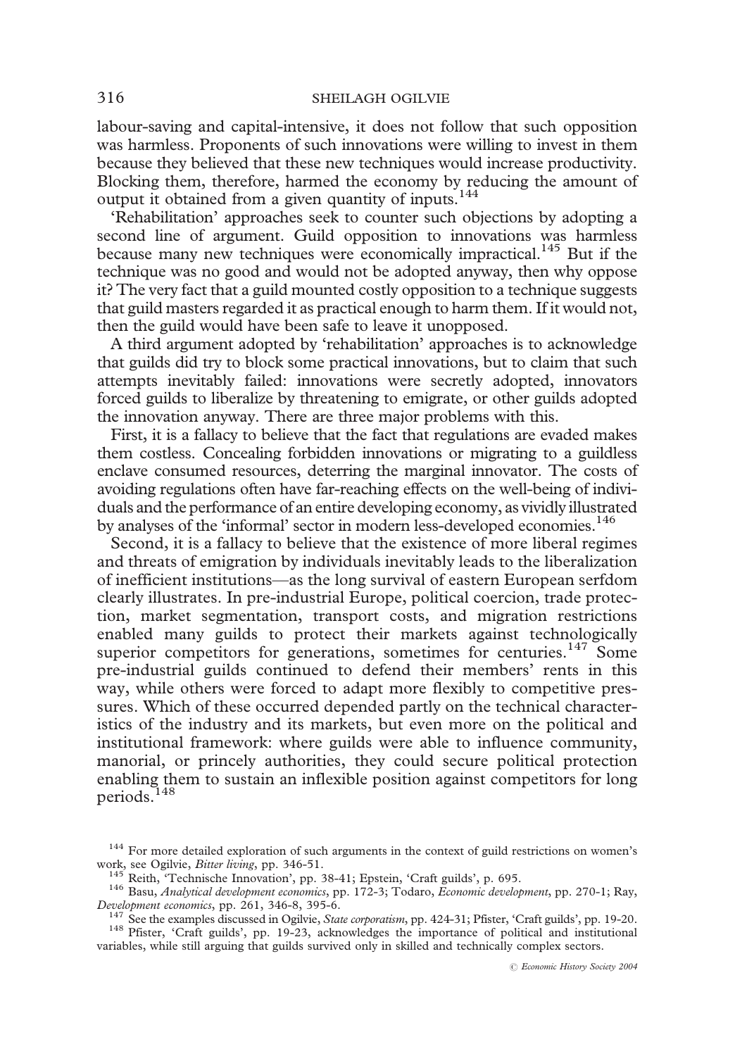labour-saving and capital-intensive, it does not follow that such opposition was harmless. Proponents of such innovations were willing to invest in them because they believed that these new techniques would increase productivity. Blocking them, therefore, harmed the economy by reducing the amount of output it obtained from a given quantity of inputs.[144]

'Rehabilitation' approaches seek to counter such objections by adopting a second line of argument. Guild opposition to innovations was harmless because many new techniques were economically impractical.[145] But if the technique was no good and would not be adopted anyway, then why oppose it? The very fact that a guild mounted costly opposition to a technique suggests that guild masters regarded it as practical enough to harm them. If it would not, then the guild would have been safe to leave it unopposed.

A third argument adopted by 'rehabilitation' approaches is to acknowledge that guilds did try to block some practical innovations, but to claim that such attempts inevitably failed: innovations were secretly adopted, innovators forced guilds to liberalize by threatening to emigrate, or other guilds adopted the innovation anyway. There are three major problems with this.

First, it is a fallacy to believe that the fact that regulations are evaded makes them costless. Concealing forbidden innovations or migrating to a guildless enclave consumed resources, deterring the marginal innovator. The costs of avoiding regulations often have far-reaching effects on the well-being of individuals and the performance of an entire developing economy, as vividly illustrated by analyses of the 'informal' sector in modern less-developed economies.[146]

Second, it is a fallacy to believe that the existence of more liberal regimes and threats of emigration by individuals inevitably leads to the liberalization of inefficient institutions—as the long survival of eastern European serfdom clearly illustrates. In pre-industrial Europe, political coercion, trade protection, market segmentation, transport costs, and migration restrictions enabled many guilds to protect their markets against technologically superior competitors for generations, sometimes for centuries.[147] Some pre-industrial guilds continued to defend their members' rents in this way, while others were forced to adapt more flexibly to competitive pressures. Which of these occurred depended partly on the technical characteristics of the industry and its markets, but even more on the political and institutional framework: where guilds were able to influence community, manorial, or princely authorities, they could secure political protection enabling them to sustain an inflexible position against competitors for long periods.[148]

---

[144] For more detailed exploration of such arguments in the context of guild restrictions on women's work, see Ogilvie, *Bitter living*, pp. 346-51.

[145] Reith, 'Technische Innovation', pp. 38-41; Epstein, 'Craft guilds', p. 695.

[146] Basu, *Analytical development economics*, pp. 172-3; Todaro, *Economic development*, pp. 270-1; Ray, *Development economics*, pp. 261, 346-8, 395-6.

[147] See the examples discussed in Ogilvie, *State corporatism*, pp. 424-31; Pfister, 'Craft guilds', pp. 19-20.

[148] Pfister, 'Craft guilds', pp. 19-23, acknowledges the importance of political and institutional variables, while still arguing that guilds survived only in skilled and technically complex sectors.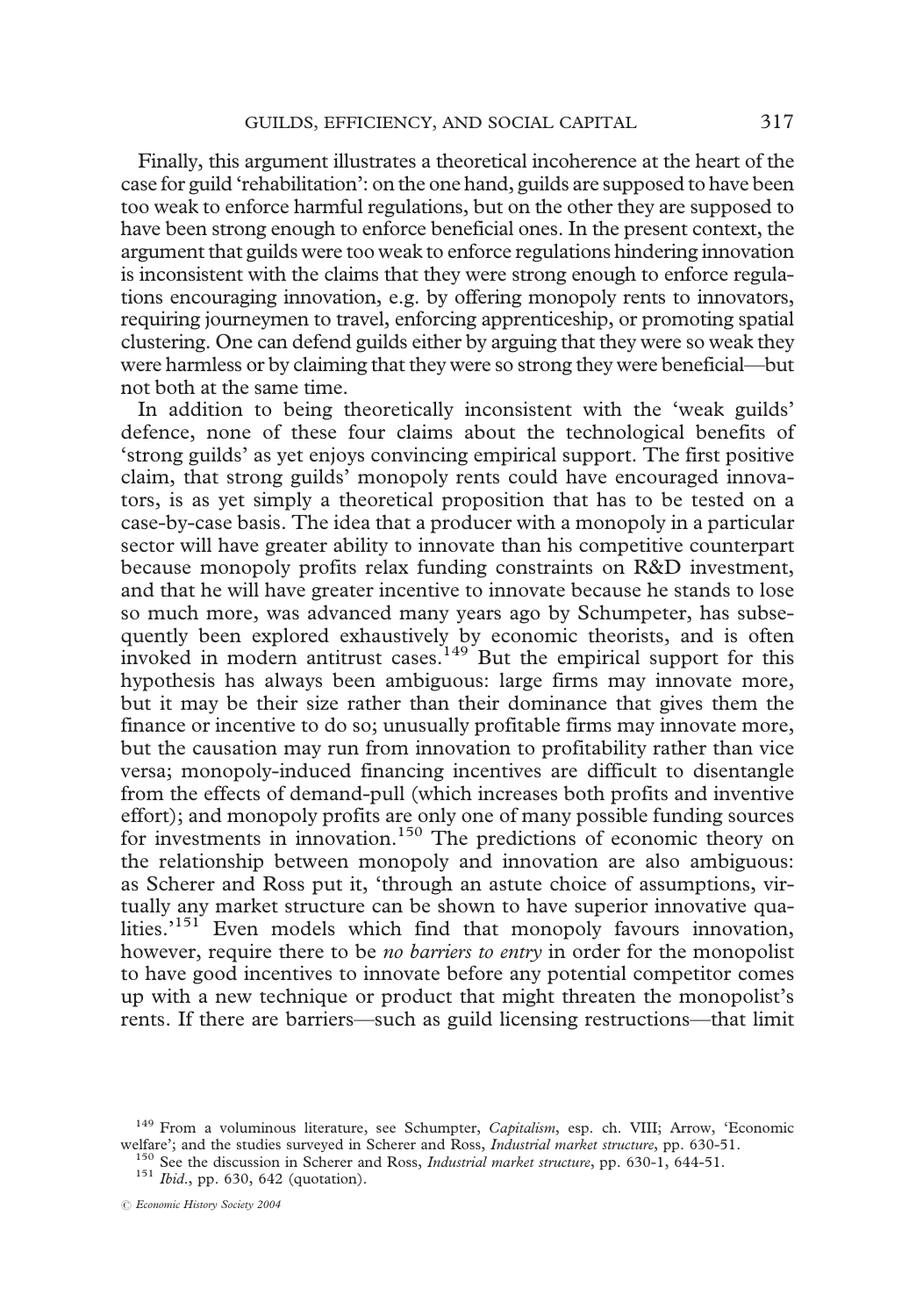Finally, this argument illustrates a theoretical incoherence at the heart of the case for guild 'rehabilitation': on the one hand, guilds are supposed to have been too weak to enforce harmful regulations, but on the other they are supposed to have been strong enough to enforce beneficial ones. In the present context, the argument that guilds were too weak to enforce regulations hindering innovation is inconsistent with the claims that they were strong enough to enforce regulations encouraging innovation, e.g. by offering monopoly rents to innovators, requiring journeymen to travel, enforcing apprenticeship, or promoting spatial clustering. One can defend guilds either by arguing that they were so weak they were harmless or by claiming that they were so strong they were beneficial—but not both at the same time.

In addition to being theoretically inconsistent with the 'weak guilds' defence, none of these four claims about the technological benefits of 'strong guilds' as yet enjoys convincing empirical support. The first positive claim, that strong guilds' monopoly rents could have encouraged innovators, is as yet simply a theoretical proposition that has to be tested on a case-by-case basis. The idea that a producer with a monopoly in a particular sector will have greater ability to innovate than his competitive counterpart because monopoly profits relax funding constraints on R&D investment, and that he will have greater incentive to innovate because he stands to lose so much more, was advanced many years ago by Schumpeter, has subsequently been explored exhaustively by economic theorists, and is often invoked in modern antitrust cases.[149] But the empirical support for this hypothesis has always been ambiguous: large firms may innovate more, but it may be their size rather than their dominance that gives them the finance or incentive to do so; unusually profitable firms may innovate more, but the causation may run from innovation to profitability rather than vice versa; monopoly-induced financing incentives are difficult to disentangle from the effects of demand-pull (which increases both profits and inventive effort); and monopoly profits are only one of many possible funding sources for investments in innovation.[150] The predictions of economic theory on the relationship between monopoly and innovation are also ambiguous: as Scherer and Ross put it, 'through an astute choice of assumptions, virtually any market structure can be shown to have superior innovative qualities.'[151] Even models which find that monopoly favours innovation, however, require there to be *no barriers to entry* in order for the monopolist to have good incentives to innovate before any potential competitor comes up with a new technique or product that might threaten the monopolist's rents. If there are barriers—such as guild licensing restructions—that limit

[149] From a voluminous literature, see Schumpter, *Capitalism*, esp. ch. VIII; Arrow, 'Economic welfare'; and the studies surveyed in Scherer and Ross, *Industrial market structure*, pp. 630-51.

[150] See the discussion in Scherer and Ross, *Industrial market structure*, pp. 630-1, 644-51.

[151] *Ibid*., pp. 630, 642 (quotation).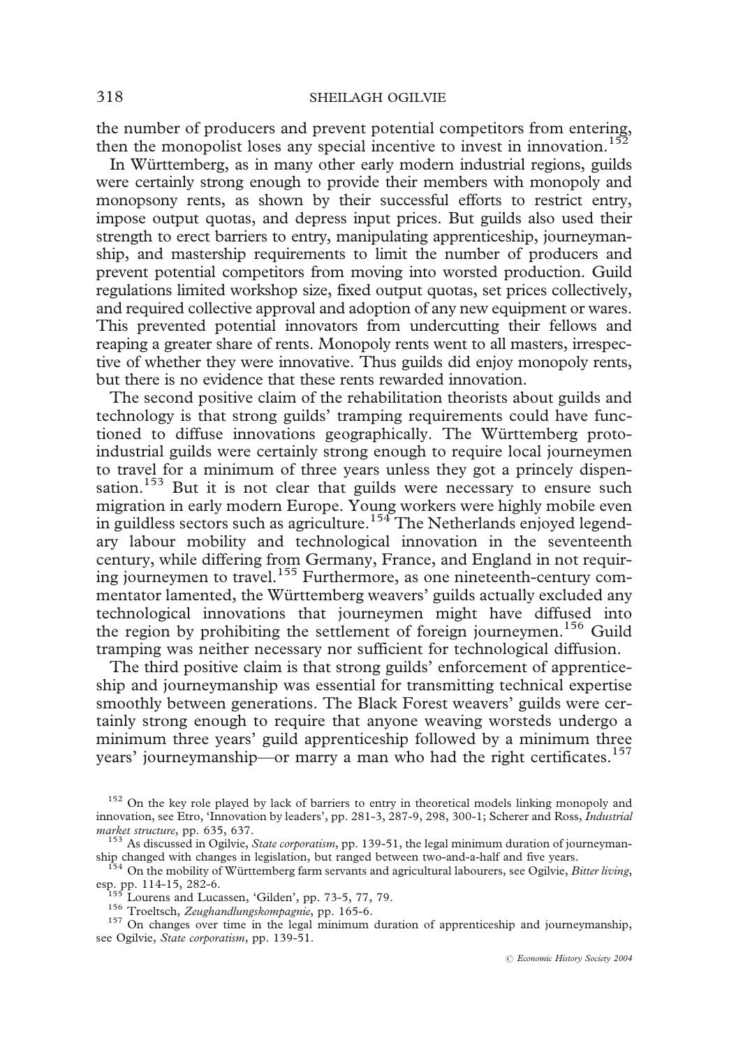the number of producers and prevent potential competitors from entering, then the monopolist loses any special incentive to invest in innovation.[152]

In Württemberg, as in many other early modern industrial regions, guilds were certainly strong enough to provide their members with monopoly and monopsony rents, as shown by their successful efforts to restrict entry, impose output quotas, and depress input prices. But guilds also used their strength to erect barriers to entry, manipulating apprenticeship, journeymanship, and mastership requirements to limit the number of producers and prevent potential competitors from moving into worsted production. Guild regulations limited workshop size, fixed output quotas, set prices collectively, and required collective approval and adoption of any new equipment or wares. This prevented potential innovators from undercutting their fellows and reaping a greater share of rents. Monopoly rents went to all masters, irrespective of whether they were innovative. Thus guilds did enjoy monopoly rents, but there is no evidence that these rents rewarded innovation.

The second positive claim of the rehabilitation theorists about guilds and technology is that strong guilds' tramping requirements could have functioned to diffuse innovations geographically. The Württemberg proto-industrial guilds were certainly strong enough to require local journeymen to travel for a minimum of three years unless they got a princely dispensation.[153] But it is not clear that guilds were necessary to ensure such migration in early modern Europe. Young workers were highly mobile even in guildless sectors such as agriculture.[154] The Netherlands enjoyed legendary labour mobility and technological innovation in the seventeenth century, while differing from Germany, France, and England in not requiring journeymen to travel.[155] Furthermore, as one nineteenth-century commentator lamented, the Württemberg weavers' guilds actually excluded any technological innovations that journeymen might have diffused into the region by prohibiting the settlement of foreign journeymen.[156] Guild tramping was neither necessary nor sufficient for technological diffusion.

The third positive claim is that strong guilds' enforcement of apprenticeship and journeymanship was essential for transmitting technical expertise smoothly between generations. The Black Forest weavers' guilds were certainly strong enough to require that anyone weaving worsteds undergo a minimum three years' guild apprenticeship followed by a minimum three years' journeymanship—or marry a man who had the right certificates.[157]

---

[152] On the key role played by lack of barriers to entry in theoretical models linking monopoly and innovation, see Etro, 'Innovation by leaders', pp. 281-3, 287-9, 298, 300-1; Scherer and Ross, *Industrial market structure*, pp. 635, 637.

[153] As discussed in Ogilvie, *State corporatism*, pp. 139-51, the legal minimum duration of journeymanship changed with changes in legislation, but ranged between two-and-a-half and five years.

[154] On the mobility of Württemberg farm servants and agricultural labourers, see Ogilvie, *Bitter living*, esp. pp. 114-15, 282-6.

[155] Lourens and Lucassen, 'Gilden', pp. 73-5, 77, 79.

[156] Troeltsch, *Zeughandlungskompagnie*, pp. 165-6.

[157] On changes over time in the legal minimum duration of apprenticeship and journeymanship, see Ogilvie, *State corporatism*, pp. 139-51.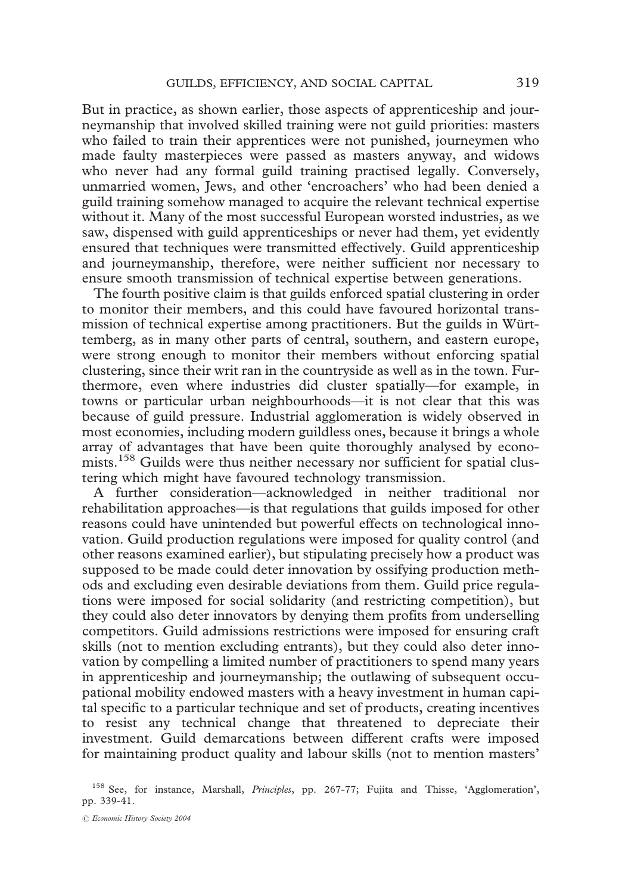But in practice, as shown earlier, those aspects of apprenticeship and journeymanship that involved skilled training were not guild priorities: masters who failed to train their apprentices were not punished, journeymen who made faulty masterpieces were passed as masters anyway, and widows who never had any formal guild training practised legally. Conversely, unmarried women, Jews, and other 'encroachers' who had been denied a guild training somehow managed to acquire the relevant technical expertise without it. Many of the most successful European worsted industries, as we saw, dispensed with guild apprenticeships or never had them, yet evidently ensured that techniques were transmitted effectively. Guild apprenticeship and journeymanship, therefore, were neither sufficient nor necessary to ensure smooth transmission of technical expertise between generations.

The fourth positive claim is that guilds enforced spatial clustering in order to monitor their members, and this could have favoured horizontal transmission of technical expertise among practitioners. But the guilds in Württemberg, as in many other parts of central, southern, and eastern europe, were strong enough to monitor their members without enforcing spatial clustering, since their writ ran in the countryside as well as in the town. Furthermore, even where industries did cluster spatially—for example, in towns or particular urban neighbourhoods—it is not clear that this was because of guild pressure. Industrial agglomeration is widely observed in most economies, including modern guildless ones, because it brings a whole array of advantages that have been quite thoroughly analysed by economists.[158] Guilds were thus neither necessary nor sufficient for spatial clustering which might have favoured technology transmission.

A further consideration—acknowledged in neither traditional nor rehabilitation approaches—is that regulations that guilds imposed for other reasons could have unintended but powerful effects on technological innovation. Guild production regulations were imposed for quality control (and other reasons examined earlier), but stipulating precisely how a product was supposed to be made could deter innovation by ossifying production methods and excluding even desirable deviations from them. Guild price regulations were imposed for social solidarity (and restricting competition), but they could also deter innovators by denying them profits from underselling competitors. Guild admissions restrictions were imposed for ensuring craft skills (not to mention excluding entrants), but they could also deter innovation by compelling a limited number of practitioners to spend many years in apprenticeship and journeymanship; the outlawing of subsequent occupational mobility endowed masters with a heavy investment in human capital specific to a particular technique and set of products, creating incentives to resist any technical change that threatened to depreciate their investment. Guild demarcations between different crafts were imposed for maintaining product quality and labour skills (not to mention masters'

[158] See, for instance, Marshall, *Principles*, pp. 267-77; Fujita and Thisse, 'Agglomeration', pp. 339-41.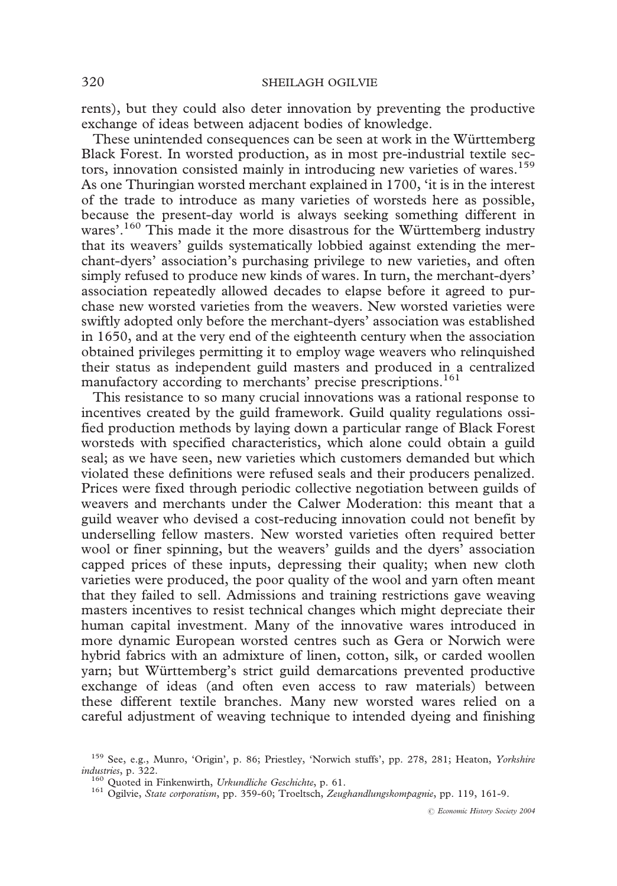rents), but they could also deter innovation by preventing the productive exchange of ideas between adjacent bodies of knowledge.

These unintended consequences can be seen at work in the Württemberg Black Forest. In worsted production, as in most pre-industrial textile sectors, innovation consisted mainly in introducing new varieties of wares.[159] As one Thuringian worsted merchant explained in 1700, 'it is in the interest of the trade to introduce as many varieties of worsteds here as possible, because the present-day world is always seeking something different in wares'.[160] This made it the more disastrous for the Württemberg industry that its weavers' guilds systematically lobbied against extending the merchant-dyers' association's purchasing privilege to new varieties, and often simply refused to produce new kinds of wares. In turn, the merchant-dyers' association repeatedly allowed decades to elapse before it agreed to purchase new worsted varieties from the weavers. New worsted varieties were swiftly adopted only before the merchant-dyers' association was established in 1650, and at the very end of the eighteenth century when the association obtained privileges permitting it to employ wage weavers who relinquished their status as independent guild masters and produced in a centralized manufactory according to merchants' precise prescriptions.[161]

This resistance to so many crucial innovations was a rational response to incentives created by the guild framework. Guild quality regulations ossified production methods by laying down a particular range of Black Forest worsteds with specified characteristics, which alone could obtain a guild seal; as we have seen, new varieties which customers demanded but which violated these definitions were refused seals and their producers penalized. Prices were fixed through periodic collective negotiation between guilds of weavers and merchants under the Calwer Moderation: this meant that a guild weaver who devised a cost-reducing innovation could not benefit by underselling fellow masters. New worsted varieties often required better wool or finer spinning, but the weavers' guilds and the dyers' association capped prices of these inputs, depressing their quality; when new cloth varieties were produced, the poor quality of the wool and yarn often meant that they failed to sell. Admissions and training restrictions gave weaving masters incentives to resist technical changes which might depreciate their human capital investment. Many of the innovative wares introduced in more dynamic European worsted centres such as Gera or Norwich were hybrid fabrics with an admixture of linen, cotton, silk, or carded woollen yarn; but Württemberg's strict guild demarcations prevented productive exchange of ideas (and often even access to raw materials) between these different textile branches. Many new worsted wares relied on a careful adjustment of weaving technique to intended dyeing and finishing

---

[159] See, e.g., Munro, 'Origin', p. 86; Priestley, 'Norwich stuffs', pp. 278, 281; Heaton, *Yorkshire industries*, p. 322.

[160] Quoted in Finkenwirth, *Urkundliche Geschichte*, p. 61.

[161] Ogilvie, *State corporatism*, pp. 359-60; Troeltsch, *Zeughandlungskompagnie*, pp. 119, 161-9.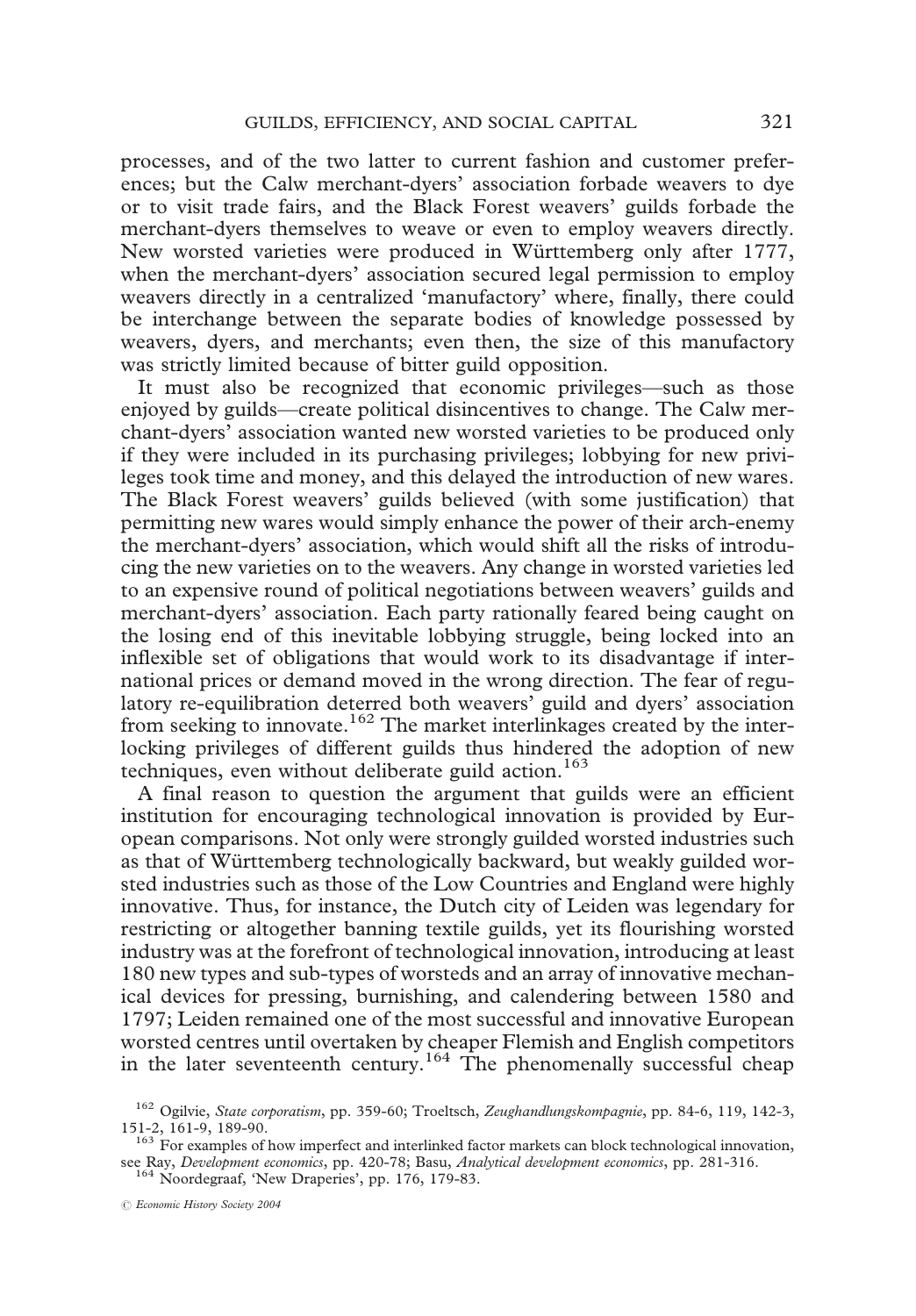processes, and of the two latter to current fashion and customer preferences; but the Calw merchant-dyers' association forbade weavers to dye or to visit trade fairs, and the Black Forest weavers' guilds forbade the merchant-dyers themselves to weave or even to employ weavers directly. New worsted varieties were produced in Württemberg only after 1777, when the merchant-dyers' association secured legal permission to employ weavers directly in a centralized 'manufactory' where, finally, there could be interchange between the separate bodies of knowledge possessed by weavers, dyers, and merchants; even then, the size of this manufactory was strictly limited because of bitter guild opposition.

It must also be recognized that economic privileges—such as those enjoyed by guilds—create political disincentives to change. The Calw merchant-dyers' association wanted new worsted varieties to be produced only if they were included in its purchasing privileges; lobbying for new privileges took time and money, and this delayed the introduction of new wares. The Black Forest weavers' guilds believed (with some justification) that permitting new wares would simply enhance the power of their arch-enemy the merchant-dyers' association, which would shift all the risks of introducing the new varieties on to the weavers. Any change in worsted varieties led to an expensive round of political negotiations between weavers' guilds and merchant-dyers' association. Each party rationally feared being caught on the losing end of this inevitable lobbying struggle, being locked into an inflexible set of obligations that would work to its disadvantage if international prices or demand moved in the wrong direction. The fear of regulatory re-equilibration deterred both weavers' guild and dyers' association from seeking to innovate.[162] The market interlinkages created by the interlocking privileges of different guilds thus hindered the adoption of new techniques, even without deliberate guild action.[163]

A final reason to question the argument that guilds were an efficient institution for encouraging technological innovation is provided by European comparisons. Not only were strongly guilded worsted industries such as that of Württemberg technologically backward, but weakly guilded worsted industries such as those of the Low Countries and England were highly innovative. Thus, for instance, the Dutch city of Leiden was legendary for restricting or altogether banning textile guilds, yet its flourishing worsted industry was at the forefront of technological innovation, introducing at least 180 new types and sub-types of worsteds and an array of innovative mechanical devices for pressing, burnishing, and calendering between 1580 and 1797; Leiden remained one of the most successful and innovative European worsted centres until overtaken by cheaper Flemish and English competitors in the later seventeenth century.[164] The phenomenally successful cheap

---

[162] Ogilvie, *State corporatism*, pp. 359-60; Troeltsch, *Zeughandlungskompagnie*, pp. 84-6, 119, 142-3, 151-2, 161-9, 189-90.

[163] For examples of how imperfect and interlinked factor markets can block technological innovation, see Ray, *Development economics*, pp. 420-78; Basu, *Analytical development economics*, pp. 281-316.

[164] Noordegraaf, 'New Draperies', pp. 176, 179-83.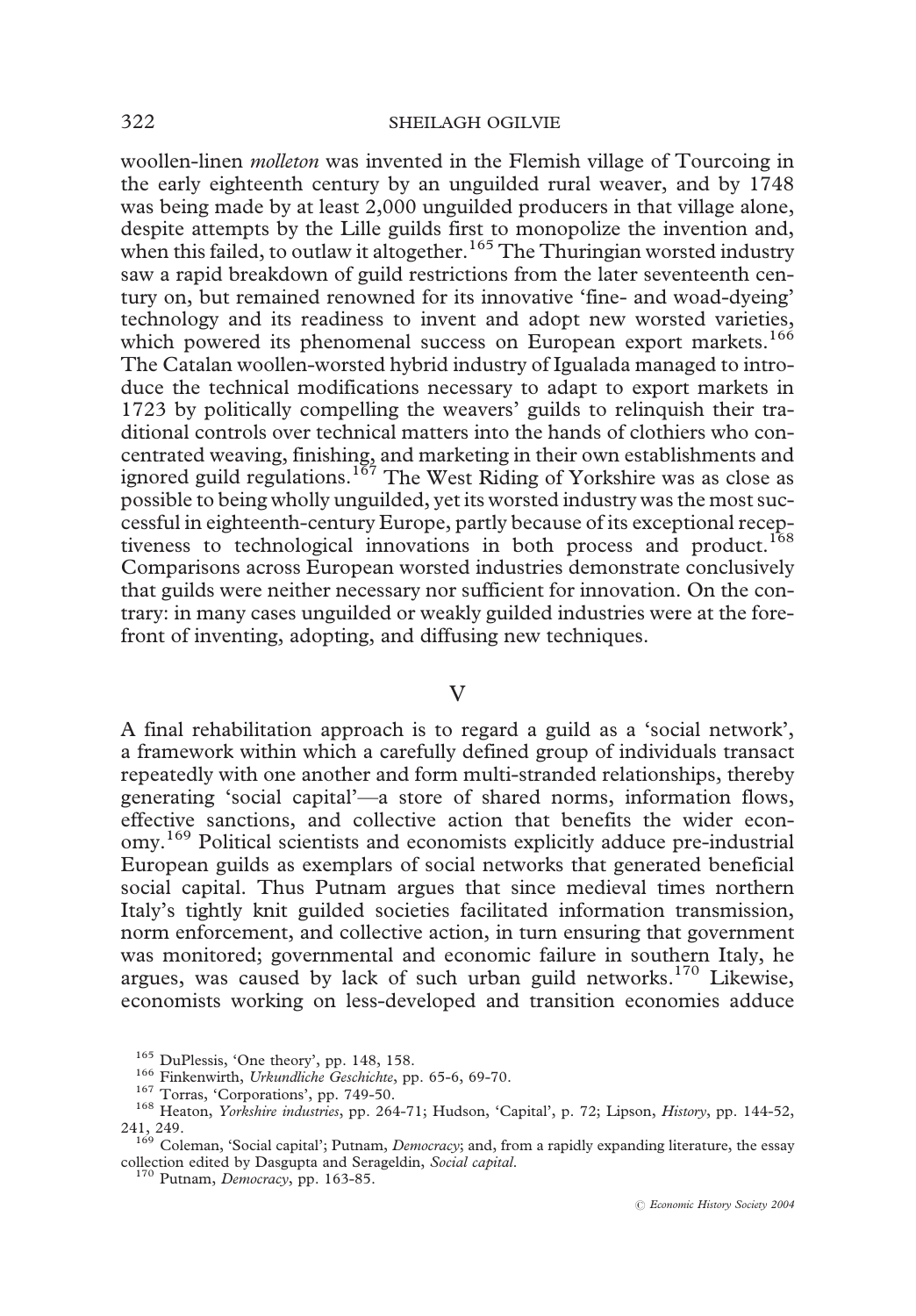woollen-linen *molleton* was invented in the Flemish village of Tourcoing in the early eighteenth century by an unguilded rural weaver, and by 1748 was being made by at least 2,000 unguilded producers in that village alone, despite attempts by the Lille guilds first to monopolize the invention and, when this failed, to outlaw it altogether.[165] The Thuringian worsted industry saw a rapid breakdown of guild restrictions from the later seventeenth century on, but remained renowned for its innovative 'fine- and woad-dyeing' technology and its readiness to invent and adopt new worsted varieties, which powered its phenomenal success on European export markets.[166] The Catalan woollen-worsted hybrid industry of Igualada managed to introduce the technical modifications necessary to adapt to export markets in 1723 by politically compelling the weavers' guilds to relinquish their traditional controls over technical matters into the hands of clothiers who concentrated weaving, finishing, and marketing in their own establishments and ignored guild regulations.[167] The West Riding of Yorkshire was as close as possible to being wholly unguilded, yet its worsted industry was the most successful in eighteenth-century Europe, partly because of its exceptional receptiveness to technological innovations in both process and product.[168] Comparisons across European worsted industries demonstrate conclusively that guilds were neither necessary nor sufficient for innovation. On the contrary: in many cases unguilded or weakly guilded industries were at the forefront of inventing, adopting, and diffusing new techniques.

## V

A final rehabilitation approach is to regard a guild as a 'social network', a framework within which a carefully defined group of individuals transact repeatedly with one another and form multi-stranded relationships, thereby generating 'social capital'—a store of shared norms, information flows, effective sanctions, and collective action that benefits the wider economy.[169] Political scientists and economists explicitly adduce pre-industrial European guilds as exemplars of social networks that generated beneficial social capital. Thus Putnam argues that since medieval times northern Italy's tightly knit guilded societies facilitated information transmission, norm enforcement, and collective action, in turn ensuring that government was monitored; governmental and economic failure in southern Italy, he argues, was caused by lack of such urban guild networks.[170] Likewise, economists working on less-developed and transition economies adduce

---

[165] DuPlessis, 'One theory', pp. 148, 158.

[166] Finkenwirth, *Urkundliche Geschichte*, pp. 65-6, 69-70.

[167] Torras, 'Corporations', pp. 749-50.

[168] Heaton, *Yorkshire industries*, pp. 264-71; Hudson, 'Capital', p. 72; Lipson, *History*, pp. 144-52, 241, 249.

[169] Coleman, 'Social capital'; Putnam, *Democracy*; and, from a rapidly expanding literature, the essay collection edited by Dasgupta and Serageldin, *Social capital*.

[170] Putnam, *Democracy*, pp. 163-85.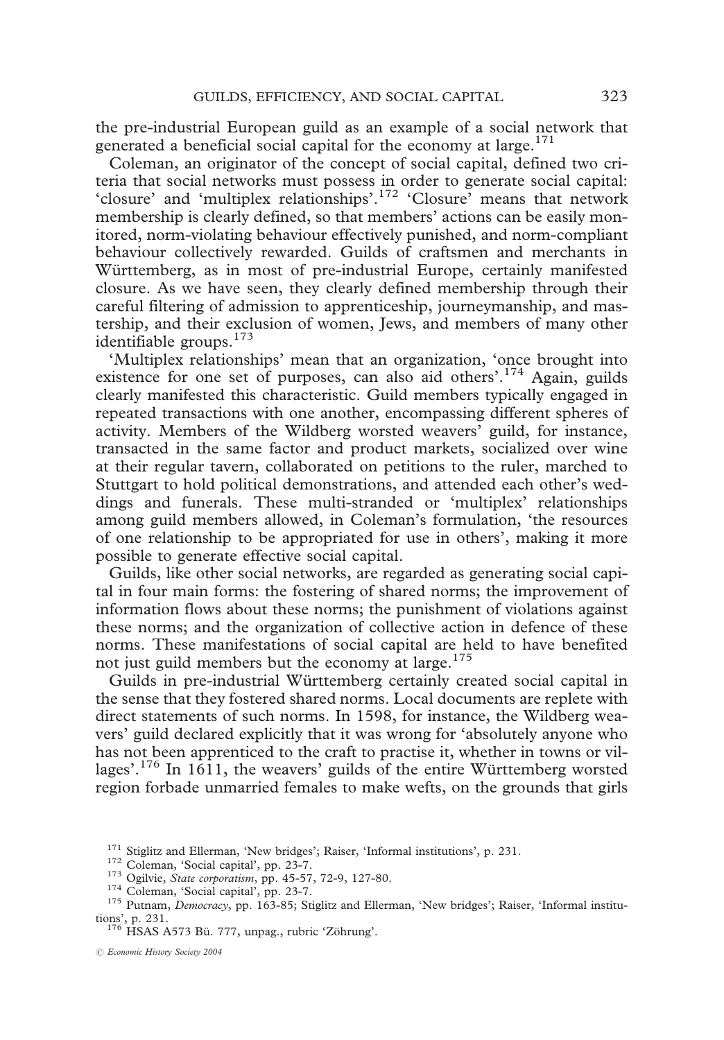the pre-industrial European guild as an example of a social network that generated a beneficial social capital for the economy at large.[171]

Coleman, an originator of the concept of social capital, defined two criteria that social networks must possess in order to generate social capital: 'closure' and 'multiplex relationships'.[172] 'Closure' means that network membership is clearly defined, so that members' actions can be easily monitored, norm-violating behaviour effectively punished, and norm-compliant behaviour collectively rewarded. Guilds of craftsmen and merchants in Württemberg, as in most of pre-industrial Europe, certainly manifested closure. As we have seen, they clearly defined membership through their careful filtering of admission to apprenticeship, journeymanship, and mastership, and their exclusion of women, Jews, and members of many other identifiable groups.[173]

'Multiplex relationships' mean that an organization, 'once brought into existence for one set of purposes, can also aid others'.[174] Again, guilds clearly manifested this characteristic. Guild members typically engaged in repeated transactions with one another, encompassing different spheres of activity. Members of the Wildberg worsted weavers' guild, for instance, transacted in the same factor and product markets, socialized over wine at their regular tavern, collaborated on petitions to the ruler, marched to Stuttgart to hold political demonstrations, and attended each other's weddings and funerals. These multi-stranded or 'multiplex' relationships among guild members allowed, in Coleman's formulation, 'the resources of one relationship to be appropriated for use in others', making it more possible to generate effective social capital.

Guilds, like other social networks, are regarded as generating social capital in four main forms: the fostering of shared norms; the improvement of information flows about these norms; the punishment of violations against these norms; and the organization of collective action in defence of these norms. These manifestations of social capital are held to have benefited not just guild members but the economy at large.[175]

Guilds in pre-industrial Württemberg certainly created social capital in the sense that they fostered shared norms. Local documents are replete with direct statements of such norms. In 1598, for instance, the Wildberg weavers' guild declared explicitly that it was wrong for 'absolutely anyone who has not been apprenticed to the craft to practise it, whether in towns or villages'.[176] In 1611, the weavers' guilds of the entire Württemberg worsted region forbade unmarried females to make wefts, on the grounds that girls

[171] Stiglitz and Ellerman, 'New bridges'; Raiser, 'Informal institutions', p. 231.

[172] Coleman, 'Social capital', pp. 23-7.

[173] Ogilvie, *State corporatism*, pp. 45-57, 72-9, 127-80.

[174] Coleman, 'Social capital', pp. 23-7.

[175] Putnam, *Democracy*, pp. 163-85; Stiglitz and Ellerman, 'New bridges'; Raiser, 'Informal institutions', p. 231.

[176] HSAS A573 Bü. 777, unpag., rubric 'Zöhrung'.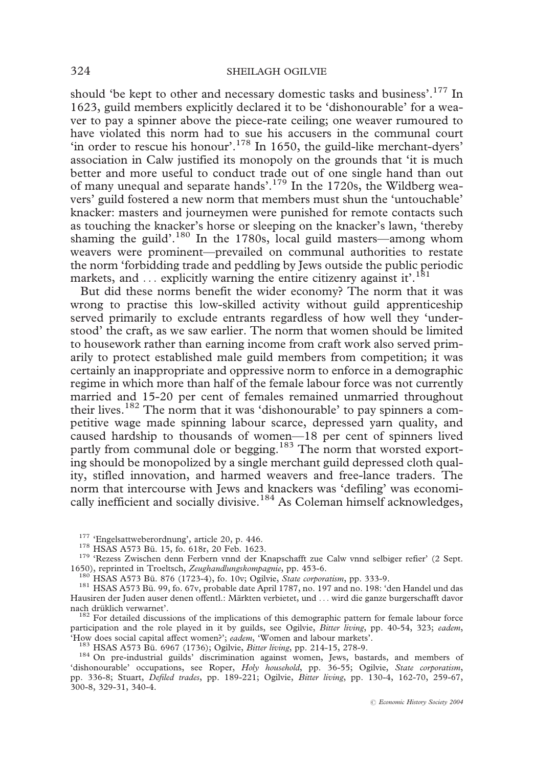should 'be kept to other and necessary domestic tasks and business'.[177] In 1623, guild members explicitly declared it to be 'dishonourable' for a weaver to pay a spinner above the piece-rate ceiling; one weaver rumoured to have violated this norm had to sue his accusers in the communal court 'in order to rescue his honour'.[178] In 1650, the guild-like merchant-dyers' association in Calw justified its monopoly on the grounds that 'it is much better and more useful to conduct trade out of one single hand than out of many unequal and separate hands'.[179] In the 1720s, the Wildberg weavers' guild fostered a new norm that members must shun the 'untouchable' knacker: masters and journeymen were punished for remote contacts such as touching the knacker's horse or sleeping on the knacker's lawn, 'thereby shaming the guild'.[180] In the 1780s, local guild masters—among whom weavers were prominent—prevailed on communal authorities to restate the norm 'forbidding trade and peddling by Jews outside the public periodic markets, and ... explicitly warning the entire citizenry against it'.[181]

But did these norms benefit the wider economy? The norm that it was wrong to practise this low-skilled activity without guild apprenticeship served primarily to exclude entrants regardless of how well they 'understood' the craft, as we saw earlier. The norm that women should be limited to housework rather than earning income from craft work also served primarily to protect established male guild members from competition; it was certainly an inappropriate and oppressive norm to enforce in a demographic regime in which more than half of the female labour force was not currently married and 15-20 per cent of females remained unmarried throughout their lives.[182] The norm that it was 'dishonourable' to pay spinners a competitive wage made spinning labour scarce, depressed yarn quality, and caused hardship to thousands of women—18 per cent of spinners lived partly from communal dole or begging.[183] The norm that worsted exporting should be monopolized by a single merchant guild depressed cloth quality, stifled innovation, and harmed weavers and free-lance traders. The norm that intercourse with Jews and knackers was 'defiling' was economically inefficient and socially divisive.[184] As Coleman himself acknowledges,

[177] 'Engelsattweberordnung', article 20, p. 446.

[178] HSAS A573 Bü. 15, fo. 618r, 20 Feb. 1623.

[179] 'Rezess Zwischen denn Ferbern vnnd der Knapschafft zue Calw vnnd selbiger refier' (2 Sept. 1650), reprinted in Troeltsch, *Zeughandlungskompagnie*, pp. 453-6.

[180] HSAS A573 Bü. 876 (1723-4), fo. 10v; Ogilvie, *State corporatism*, pp. 333-9.

[181] HSAS A573 Bü. 99, fo. 67v, probable date April 1787, no. 197 and no. 198: 'den Handel und das Hausiren der Juden auser denen offentl.: Märkten verbietet, und ... wird die ganze burgerschafft davor nach drüklich verwarnet'.

[182] For detailed discussions of the implications of this demographic pattern for female labour force participation and the role played in it by guilds, see Ogilvie, *Bitter living*, pp. 40-54, 323; *eadem*, 'How does social capital affect women?'; *eadem*, 'Women and labour markets'.

[183] HSAS A573 Bü. 6967 (1736); Ogilvie, *Bitter living*, pp. 214-15, 278-9.

[184] On pre-industrial guilds' discrimination against women, Jews, bastards, and members of 'dishonourable' occupations, see Roper, *Holy household*, pp. 36-55; Ogilvie, *State corporatism*, pp. 336-8; Stuart, *Defiled trades*, pp. 189-221; Ogilvie, *Bitter living*, pp. 130-4, 162-70, 259-67, 300-8, 329-31, 340-4.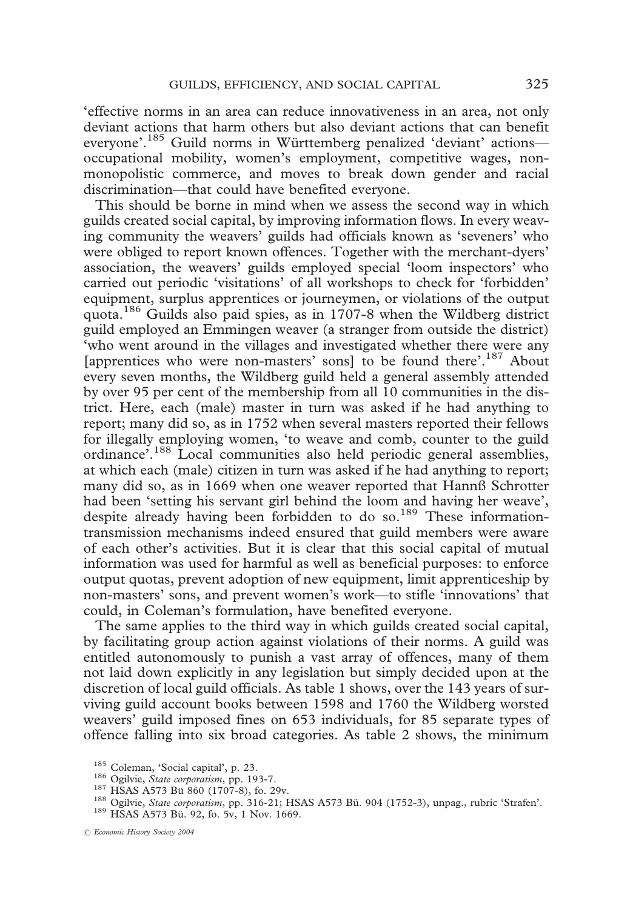'effective norms in an area can reduce innovativeness in an area, not only deviant actions that harm others but also deviant actions that can benefit everyone'.[185] Guild norms in Württemberg penalized 'deviant' actions—occupational mobility, women's employment, competitive wages, non-monopolistic commerce, and moves to break down gender and racial discrimination—that could have benefited everyone.

This should be borne in mind when we assess the second way in which guilds created social capital, by improving information flows. In every weaving community the weavers' guilds had officials known as 'seveners' who were obliged to report known offences. Together with the merchant-dyers' association, the weavers' guilds employed special 'loom inspectors' who carried out periodic 'visitations' of all workshops to check for 'forbidden' equipment, surplus apprentices or journeymen, or violations of the output quota.[186] Guilds also paid spies, as in 1707-8 when the Wildberg district guild employed an Emmingen weaver (a stranger from outside the district) 'who went around in the villages and investigated whether there were any [apprentices who were non-masters' sons] to be found there'.[187] About every seven months, the Wildberg guild held a general assembly attended by over 95 per cent of the membership from all 10 communities in the district. Here, each (male) master in turn was asked if he had anything to report; many did so, as in 1752 when several masters reported their fellows for illegally employing women, 'to weave and comb, counter to the guild ordinance'.[188] Local communities also held periodic general assemblies, at which each (male) citizen in turn was asked if he had anything to report; many did so, as in 1669 when one weaver reported that Hannß Schrotter had been 'setting his servant girl behind the loom and having her weave', despite already having been forbidden to do so.[189] These information-transmission mechanisms indeed ensured that guild members were aware of each other's activities. But it is clear that this social capital of mutual information was used for harmful as well as beneficial purposes: to enforce output quotas, prevent adoption of new equipment, limit apprenticeship by non-masters' sons, and prevent women's work—to stifle 'innovations' that could, in Coleman's formulation, have benefited everyone.

The same applies to the third way in which guilds created social capital, by facilitating group action against violations of their norms. A guild was entitled autonomously to punish a vast array of offences, many of them not laid down explicitly in any legislation but simply decided upon at the discretion of local guild officials. As table 1 shows, over the 143 years of surviving guild account books between 1598 and 1760 the Wildberg worsted weavers' guild imposed fines on 653 individuals, for 85 separate types of offence falling into six broad categories. As table 2 shows, the minimum

[185] Coleman, 'Social capital', p. 23.

[186] Ogilvie, *State corporatism*, pp. 193-7.

[187] HSAS A573 Bü 860 (1707-8), fo. 29v.

[188] Ogilvie, *State corporatism*, pp. 316-21; HSAS A573 Bü. 904 (1752-3), unpag., rubric 'Strafen'.

[189] HSAS A573 Bü. 92, fo. 5v, 1 Nov. 1669.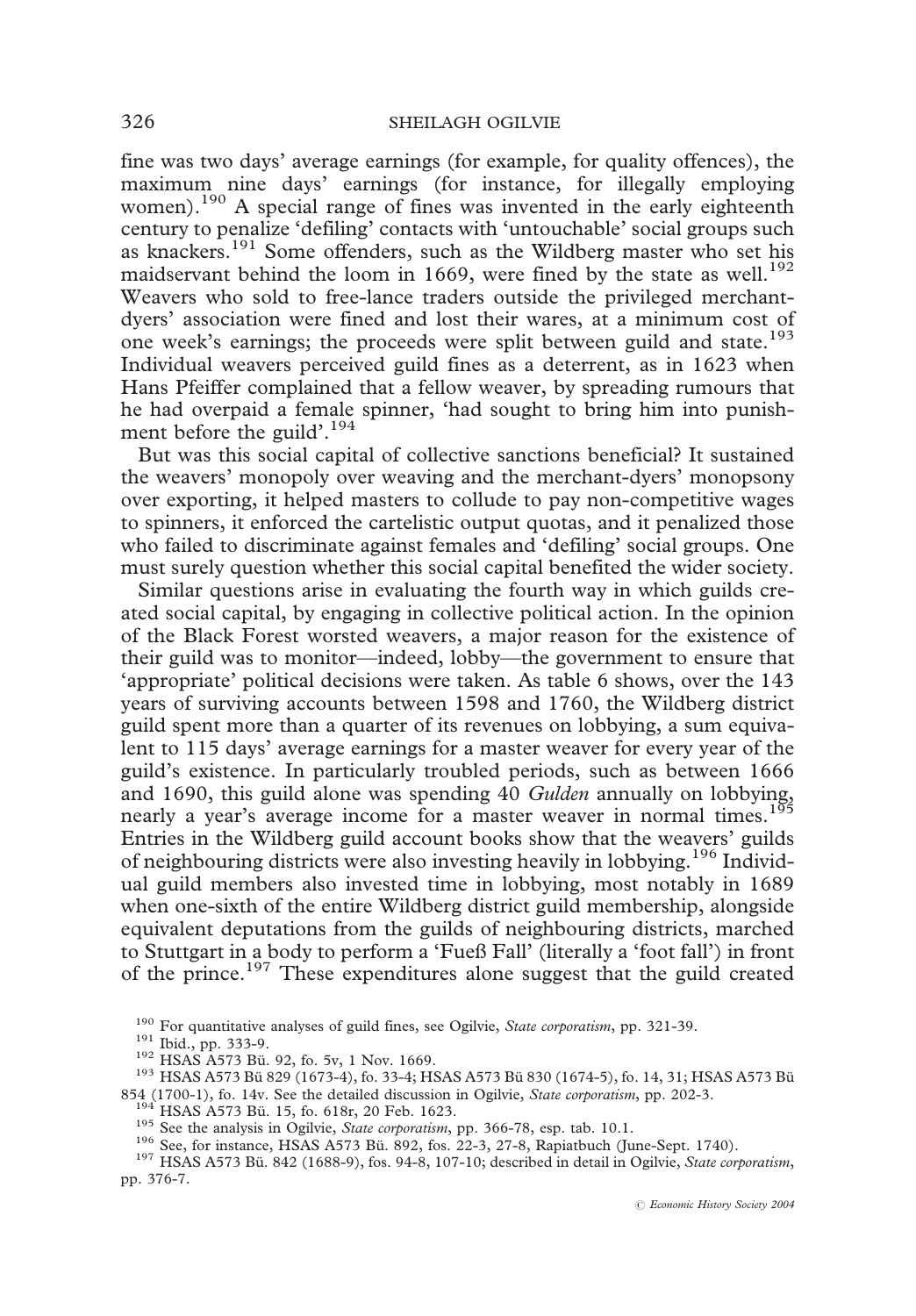fine was two days' average earnings (for example, for quality offences), the maximum nine days' earnings (for instance, for illegally employing women).[190] A special range of fines was invented in the early eighteenth century to penalize 'defiling' contacts with 'untouchable' social groups such as knackers.[191] Some offenders, such as the Wildberg master who set his maidservant behind the loom in 1669, were fined by the state as well.[192] Weavers who sold to free-lance traders outside the privileged merchant-dyers' association were fined and lost their wares, at a minimum cost of one week's earnings; the proceeds were split between guild and state.[193] Individual weavers perceived guild fines as a deterrent, as in 1623 when Hans Pfeiffer complained that a fellow weaver, by spreading rumours that he had overpaid a female spinner, 'had sought to bring him into punishment before the guild'.[194]

But was this social capital of collective sanctions beneficial? It sustained the weavers' monopoly over weaving and the merchant-dyers' monopsony over exporting, it helped masters to collude to pay non-competitive wages to spinners, it enforced the cartelistic output quotas, and it penalized those who failed to discriminate against females and 'defiling' social groups. One must surely question whether this social capital benefited the wider society.

Similar questions arise in evaluating the fourth way in which guilds created social capital, by engaging in collective political action. In the opinion of the Black Forest worsted weavers, a major reason for the existence of their guild was to monitor—indeed, lobby—the government to ensure that 'appropriate' political decisions were taken. As table 6 shows, over the 143 years of surviving accounts between 1598 and 1760, the Wildberg district guild spent more than a quarter of its revenues on lobbying, a sum equivalent to 115 days' average earnings for a master weaver for every year of the guild's existence. In particularly troubled periods, such as between 1666 and 1690, this guild alone was spending 40 *Gulden* annually on lobbying, nearly a year's average income for a master weaver in normal times.[195] Entries in the Wildberg guild account books show that the weavers' guilds of neighbouring districts were also investing heavily in lobbying.[196] Individual guild members also invested time in lobbying, most notably in 1689 when one-sixth of the entire Wildberg district guild membership, alongside equivalent deputations from the guilds of neighbouring districts, marched to Stuttgart in a body to perform a 'Fueß Fall' (literally a 'foot fall') in front of the prince.[197] These expenditures alone suggest that the guild created

[190] For quantitative analyses of guild fines, see Ogilvie, *State corporatism*, pp. 321-39.

[191] Ibid., pp. 333-9.

[192] HSAS A573 Bü. 92, fo. 5v, 1 Nov. 1669.

[193] HSAS A573 Bü 829 (1673-4), fo. 33-4; HSAS A573 Bü 830 (1674-5), fo. 14, 31; HSAS A573 Bü 854 (1700-1), fo. 14v. See the detailed discussion in Ogilvie, *State corporatism*, pp. 202-3.

[194] HSAS A573 Bü. 15, fo. 618r, 20 Feb. 1623.

[195] See the analysis in Ogilvie, *State corporatism*, pp. 366-78, esp. tab. 10.1.

[196] See, for instance, HSAS A573 Bü. 892, fos. 22-3, 27-8, Rapiatbuch (June-Sept. 1740).

[197] HSAS A573 Bü. 842 (1688-9), fos. 94-8, 107-10; described in detail in Ogilvie, *State corporatism*, pp. 376-7.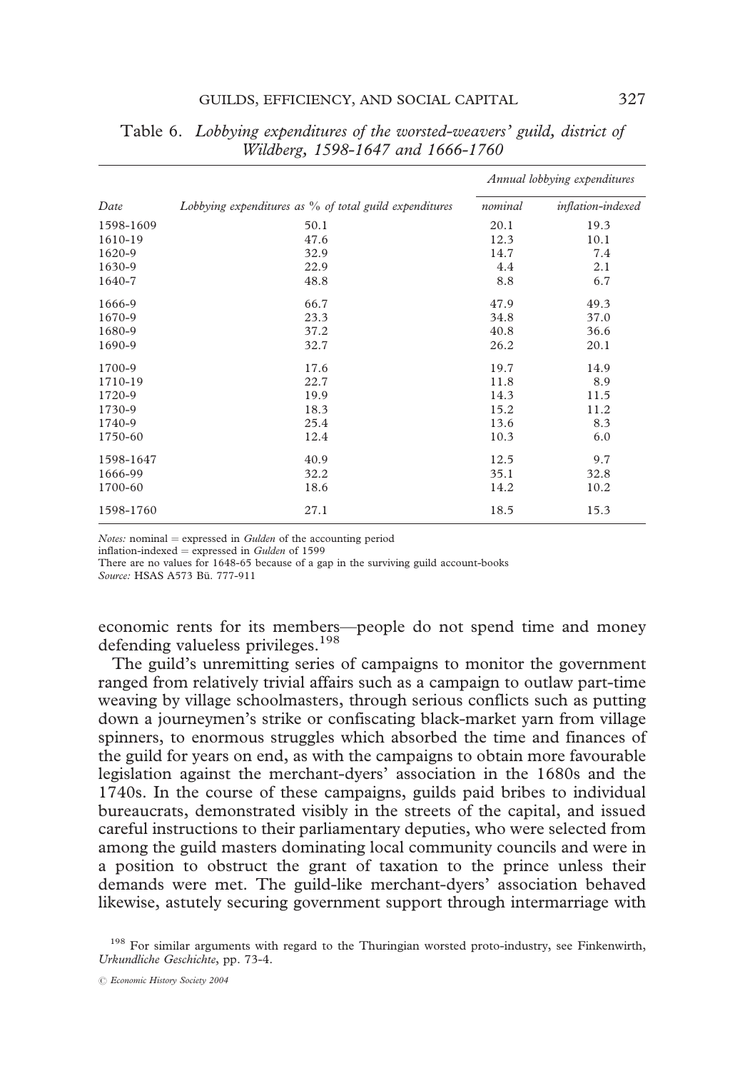Table 6. *Lobbying expenditures of the worsted-weavers' guild, district of Wildberg, 1598-1647 and 1666-1760*

| Date | Lobbying expenditures as % of total guild expenditures | Annual lobbying expenditures | |
|---|---|---|---|
| | | nominal | inflation-indexed |
| 1598-1609 | 50.1 | 20.1 | 19.3 |
| 1610-19 | 47.6 | 12.3 | 10.1 |
| 1620-9 | 32.9 | 14.7 | 7.4 |
| 1630-9 | 22.9 | 4.4 | 2.1 |
| 1640-7 | 48.8 | 8.8 | 6.7 |
| 1666-9 | 66.7 | 47.9 | 49.3 |
| 1670-9 | 23.3 | 34.8 | 37.0 |
| 1680-9 | 37.2 | 40.8 | 36.6 |
| 1690-9 | 32.7 | 26.2 | 20.1 |
| 1700-9 | 17.6 | 19.7 | 14.9 |
| 1710-19 | 22.7 | 11.8 | 8.9 |
| 1720-9 | 19.9 | 14.3 | 11.5 |
| 1730-9 | 18.3 | 15.2 | 11.2 |
| 1740-9 | 25.4 | 13.6 | 8.3 |
| 1750-60 | 12.4 | 10.3 | 6.0 |
| 1598-1647 | 40.9 | 12.5 | 9.7 |
| 1666-99 | 32.2 | 35.1 | 32.8 |
| 1700-60 | 18.6 | 14.2 | 10.2 |
| 1598-1760 | 27.1 | 18.5 | 15.3 |

*Notes:* nominal = expressed in *Gulden* of the accounting period
inflation-indexed = expressed in *Gulden* of 1599
There are no values for 1648-65 because of a gap in the surviving guild account-books
*Source:* HSAS A573 Bü. 777-911

economic rents for its members—people do not spend time and money defending valueless privileges.[198]

The guild's unremitting series of campaigns to monitor the government ranged from relatively trivial affairs such as a campaign to outlaw part-time weaving by village schoolmasters, through serious conflicts such as putting down a journeymen's strike or confiscating black-market yarn from village spinners, to enormous struggles which absorbed the time and finances of the guild for years on end, as with the campaigns to obtain more favourable legislation against the merchant-dyers' association in the 1680s and the 1740s. In the course of these campaigns, guilds paid bribes to individual bureaucrats, demonstrated visibly in the streets of the capital, and issued careful instructions to their parliamentary deputies, who were selected from among the guild masters dominating local community councils and were in a position to obstruct the grant of taxation to the prince unless their demands were met. The guild-like merchant-dyers' association behaved likewise, astutely securing government support through intermarriage with

[198] For similar arguments with regard to the Thuringian worsted proto-industry, see Finkenwirth, *Urkundliche Geschichte*, pp. 73-4.

© Economic History Society 2004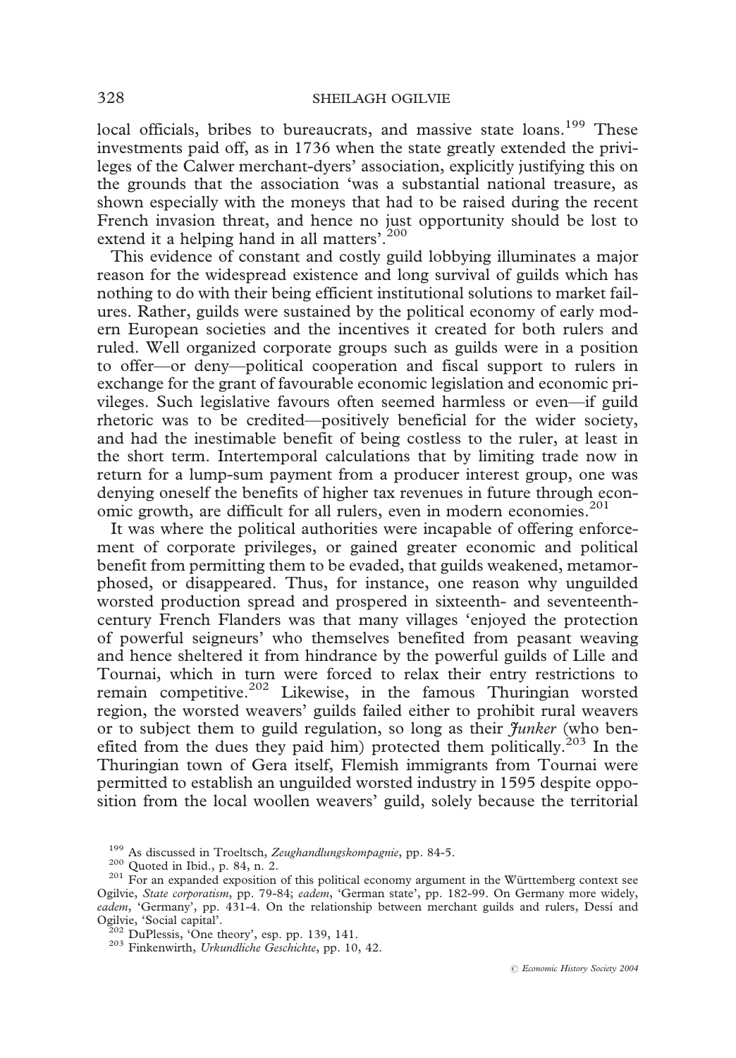local officials, bribes to bureaucrats, and massive state loans.[199] These investments paid off, as in 1736 when the state greatly extended the privileges of the Calwer merchant-dyers' association, explicitly justifying this on the grounds that the association 'was a substantial national treasure, as shown especially with the moneys that had to be raised during the recent French invasion threat, and hence no just opportunity should be lost to extend it a helping hand in all matters'.[200]

This evidence of constant and costly guild lobbying illuminates a major reason for the widespread existence and long survival of guilds which has nothing to do with their being efficient institutional solutions to market failures. Rather, guilds were sustained by the political economy of early modern European societies and the incentives it created for both rulers and ruled. Well organized corporate groups such as guilds were in a position to offer—or deny—political cooperation and fiscal support to rulers in exchange for the grant of favourable economic legislation and economic privileges. Such legislative favours often seemed harmless or even—if guild rhetoric was to be credited—positively beneficial for the wider society, and had the inestimable benefit of being costless to the ruler, at least in the short term. Intertemporal calculations that by limiting trade now in return for a lump-sum payment from a producer interest group, one was denying oneself the benefits of higher tax revenues in future through economic growth, are difficult for all rulers, even in modern economies.[201]

It was where the political authorities were incapable of offering enforcement of corporate privileges, or gained greater economic and political benefit from permitting them to be evaded, that guilds weakened, metamorphosed, or disappeared. Thus, for instance, one reason why unguilded worsted production spread and prospered in sixteenth- and seventeenth-century French Flanders was that many villages 'enjoyed the protection of powerful seigneurs' who themselves benefited from peasant weaving and hence sheltered it from hindrance by the powerful guilds of Lille and Tournai, which in turn were forced to relax their entry restrictions to remain competitive.[202] Likewise, in the famous Thuringian worsted region, the worsted weavers' guilds failed either to prohibit rural weavers or to subject them to guild regulation, so long as their *Junker* (who benefited from the dues they paid him) protected them politically.[203] In the Thuringian town of Gera itself, Flemish immigrants from Tournai were permitted to establish an unguilded worsted industry in 1595 despite opposition from the local woollen weavers' guild, solely because the territorial

[199] As discussed in Troeltsch, *Zeughandlungskompagnie*, pp. 84-5.

[200] Quoted in Ibid., p. 84, n. 2.

[201] For an expanded exposition of this political economy argument in the Württemberg context see Ogilvie, *State corporatism*, pp. 79-84; *eadem*, 'German state', pp. 182-99. On Germany more widely, *eadem*, 'Germany', pp. 431-4. On the relationship between merchant guilds and rulers, Dessí and Ogilvie, 'Social capital'.

[202] DuPlessis, 'One theory', esp. pp. 139, 141.

[203] Finkenwirth, *Urkundliche Geschichte*, pp. 10, 42.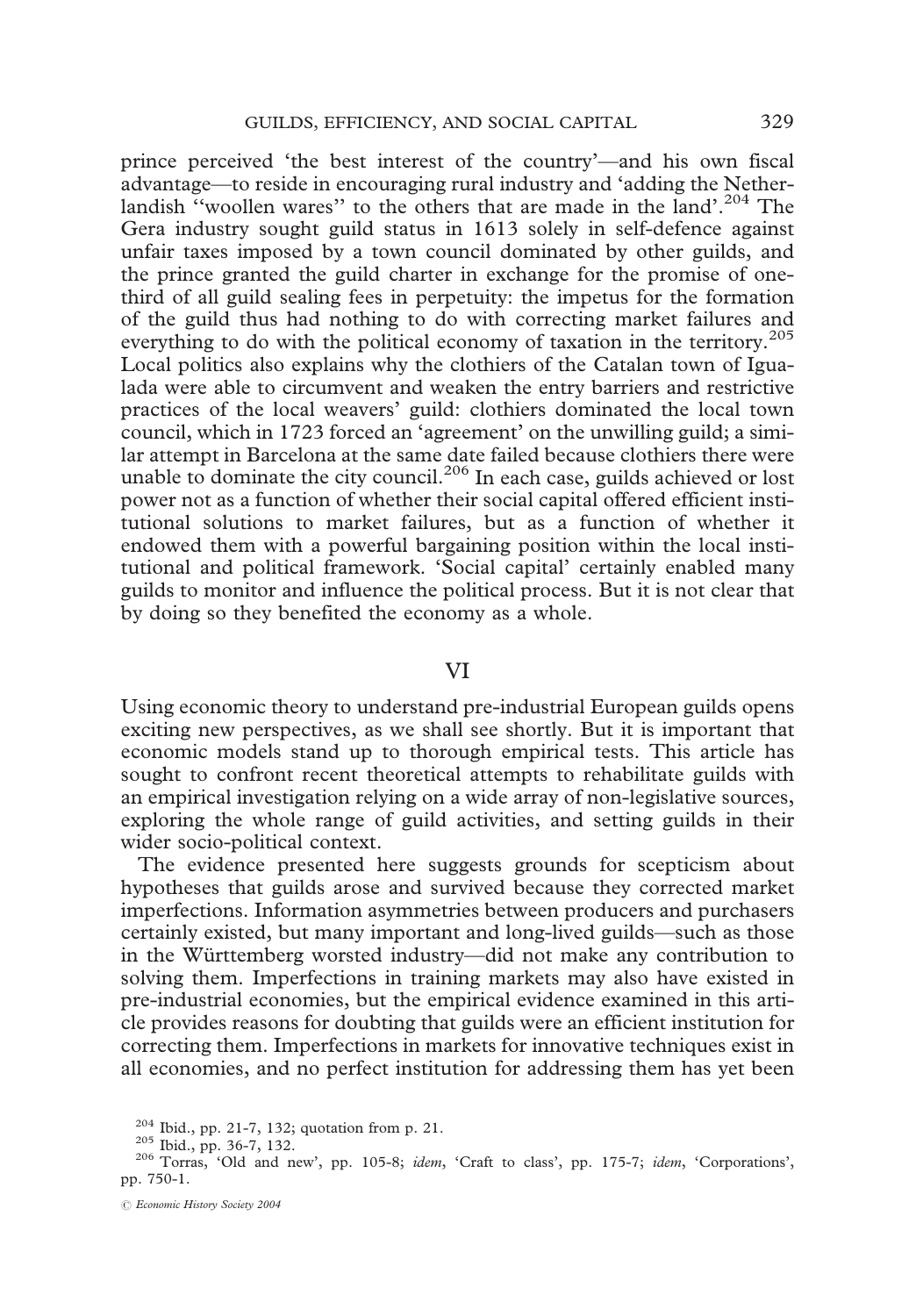prince perceived 'the best interest of the country'—and his own fiscal advantage—to reside in encouraging rural industry and 'adding the Netherlandish "woollen wares" to the others that are made in the land'.[204] The Gera industry sought guild status in 1613 solely in self-defence against unfair taxes imposed by a town council dominated by other guilds, and the prince granted the guild charter in exchange for the promise of one-third of all guild sealing fees in perpetuity: the impetus for the formation of the guild thus had nothing to do with correcting market failures and everything to do with the political economy of taxation in the territory.[205] Local politics also explains why the clothiers of the Catalan town of Igualada were able to circumvent and weaken the entry barriers and restrictive practices of the local weavers' guild: clothiers dominated the local town council, which in 1723 forced an 'agreement' on the unwilling guild; a similar attempt in Barcelona at the same date failed because clothiers there were unable to dominate the city council.[206] In each case, guilds achieved or lost power not as a function of whether their social capital offered efficient institutional solutions to market failures, but as a function of whether it endowed them with a powerful bargaining position within the local institutional and political framework. 'Social capital' certainly enabled many guilds to monitor and influence the political process. But it is not clear that by doing so they benefited the economy as a whole.

## VI

Using economic theory to understand pre-industrial European guilds opens exciting new perspectives, as we shall see shortly. But it is important that economic models stand up to thorough empirical tests. This article has sought to confront recent theoretical attempts to rehabilitate guilds with an empirical investigation relying on a wide array of non-legislative sources, exploring the whole range of guild activities, and setting guilds in their wider socio-political context.

The evidence presented here suggests grounds for scepticism about hypotheses that guilds arose and survived because they corrected market imperfections. Information asymmetries between producers and purchasers certainly existed, but many important and long-lived guilds—such as those in the Württemberg worsted industry—did not make any contribution to solving them. Imperfections in training markets may also have existed in pre-industrial economies, but the empirical evidence examined in this article provides reasons for doubting that guilds were an efficient institution for correcting them. Imperfections in markets for innovative techniques exist in all economies, and no perfect institution for addressing them has yet been

[204] Ibid., pp. 21-7, 132; quotation from p. 21.

[205] Ibid., pp. 36-7, 132.

[206] Torras, 'Old and new', pp. 105-8; *idem*, 'Craft to class', pp. 175-7; *idem*, 'Corporations', pp. 750-1.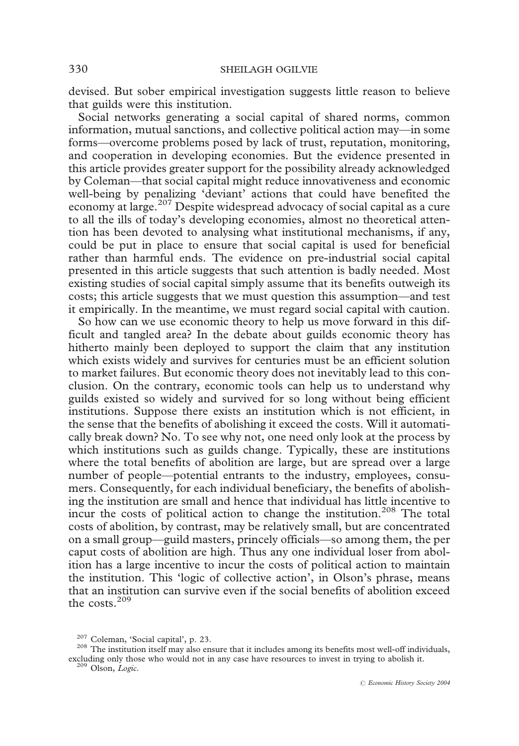devised. But sober empirical investigation suggests little reason to believe that guilds were this institution.

Social networks generating a social capital of shared norms, common information, mutual sanctions, and collective political action may—in some forms—overcome problems posed by lack of trust, reputation, monitoring, and cooperation in developing economies. But the evidence presented in this article provides greater support for the possibility already acknowledged by Coleman—that social capital might reduce innovativeness and economic well-being by penalizing 'deviant' actions that could have benefited the economy at large.[207] Despite widespread advocacy of social capital as a cure to all the ills of today's developing economies, almost no theoretical attention has been devoted to analysing what institutional mechanisms, if any, could be put in place to ensure that social capital is used for beneficial rather than harmful ends. The evidence on pre-industrial social capital presented in this article suggests that such attention is badly needed. Most existing studies of social capital simply assume that its benefits outweigh its costs; this article suggests that we must question this assumption—and test it empirically. In the meantime, we must regard social capital with caution.

So how can we use economic theory to help us move forward in this difficult and tangled area? In the debate about guilds economic theory has hitherto mainly been deployed to support the claim that any institution which exists widely and survives for centuries must be an efficient solution to market failures. But economic theory does not inevitably lead to this conclusion. On the contrary, economic tools can help us to understand why guilds existed so widely and survived for so long without being efficient institutions. Suppose there exists an institution which is not efficient, in the sense that the benefits of abolishing it exceed the costs. Will it automatically break down? No. To see why not, one need only look at the process by which institutions such as guilds change. Typically, these are institutions where the total benefits of abolition are large, but are spread over a large number of people—potential entrants to the industry, employees, consumers. Consequently, for each individual beneficiary, the benefits of abolishing the institution are small and hence that individual has little incentive to incur the costs of political action to change the institution.[208] The total costs of abolition, by contrast, may be relatively small, but are concentrated on a small group—guild masters, princely officials—so among them, the per caput costs of abolition are high. Thus any one individual loser from abolition has a large incentive to incur the costs of political action to maintain the institution. This 'logic of collective action', in Olson's phrase, means that an institution can survive even if the social benefits of abolition exceed the costs.[209]

[207] Coleman, 'Social capital', p. 23.

[208] The institution itself may also ensure that it includes among its benefits most well-off individuals, excluding only those who would not in any case have resources to invest in trying to abolish it.

[209] Olson, *Logic*.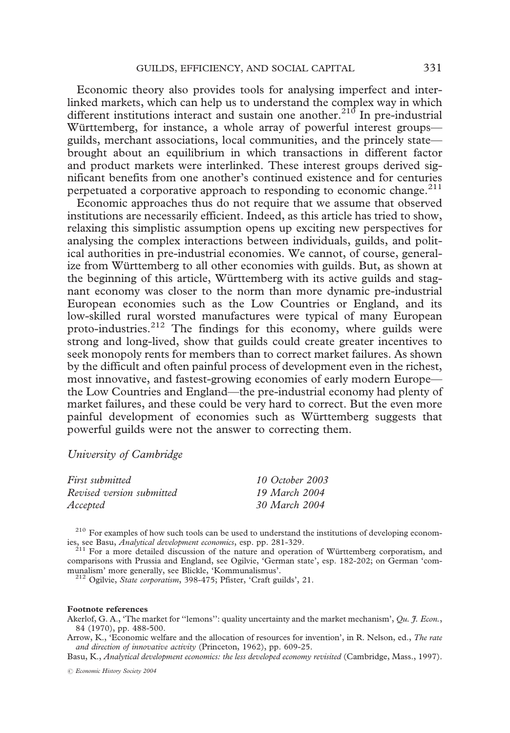Economic theory also provides tools for analysing imperfect and interlinked markets, which can help us to understand the complex way in which different institutions interact and sustain one another.[210] In pre-industrial Württemberg, for instance, a whole array of powerful interest groups—guilds, merchant associations, local communities, and the princely state—brought about an equilibrium in which transactions in different factor and product markets were interlinked. These interest groups derived significant benefits from one another's continued existence and for centuries perpetuated a corporative approach to responding to economic change.[211]

Economic approaches thus do not require that we assume that observed institutions are necessarily efficient. Indeed, as this article has tried to show, relaxing this simplistic assumption opens up exciting new perspectives for analysing the complex interactions between individuals, guilds, and political authorities in pre-industrial economies. We cannot, of course, generalize from Württemberg to all other economies with guilds. But, as shown at the beginning of this article, Württemberg with its active guilds and stagnant economy was closer to the norm than more dynamic pre-industrial European economies such as the Low Countries or England, and its low-skilled rural worsted manufactures were typical of many European proto-industries.[212] The findings for this economy, where guilds were strong and long-lived, show that guilds could create greater incentives to seek monopoly rents for members than to correct market failures. As shown by the difficult and often painful process of development even in the richest, most innovative, and fastest-growing economies of early modern Europe—the Low Countries and England—the pre-industrial economy had plenty of market failures, and these could be very hard to correct. But the even more painful development of economies such as Württemberg suggests that powerful guilds were not the answer to correcting them.

*University of Cambridge*

| | |
|---|---|
| *First submitted* | *10 October 2003* |
| *Revised version submitted* | *19 March 2004* |
| *Accepted* | *30 March 2004* |

[210] For examples of how such tools can be used to understand the institutions of developing economies, see Basu, *Analytical development economics*, esp. pp. 281-329.

[211] For a more detailed discussion of the nature and operation of Württemberg corporatism, and comparisons with Prussia and England, see Ogilvie, 'German state', esp. 182-202; on German 'communalism' more generally, see Blickle, 'Kommunalismus'.

[212] Ogilvie, *State corporatism*, 398-475; Pfister, 'Craft guilds', 21.

**Footnote references**

Akerlof, G. A., 'The market for "lemons": quality uncertainty and the market mechanism', *Qu. J. Econ.*, 84 (1970), pp. 488-500.

Arrow, K., 'Economic welfare and the allocation of resources for invention', in R. Nelson, ed., *The rate and direction of innovative activity* (Princeton, 1962), pp. 609-25.

Basu, K., *Analytical development economics: the less developed economy revisited* (Cambridge, Mass., 1997).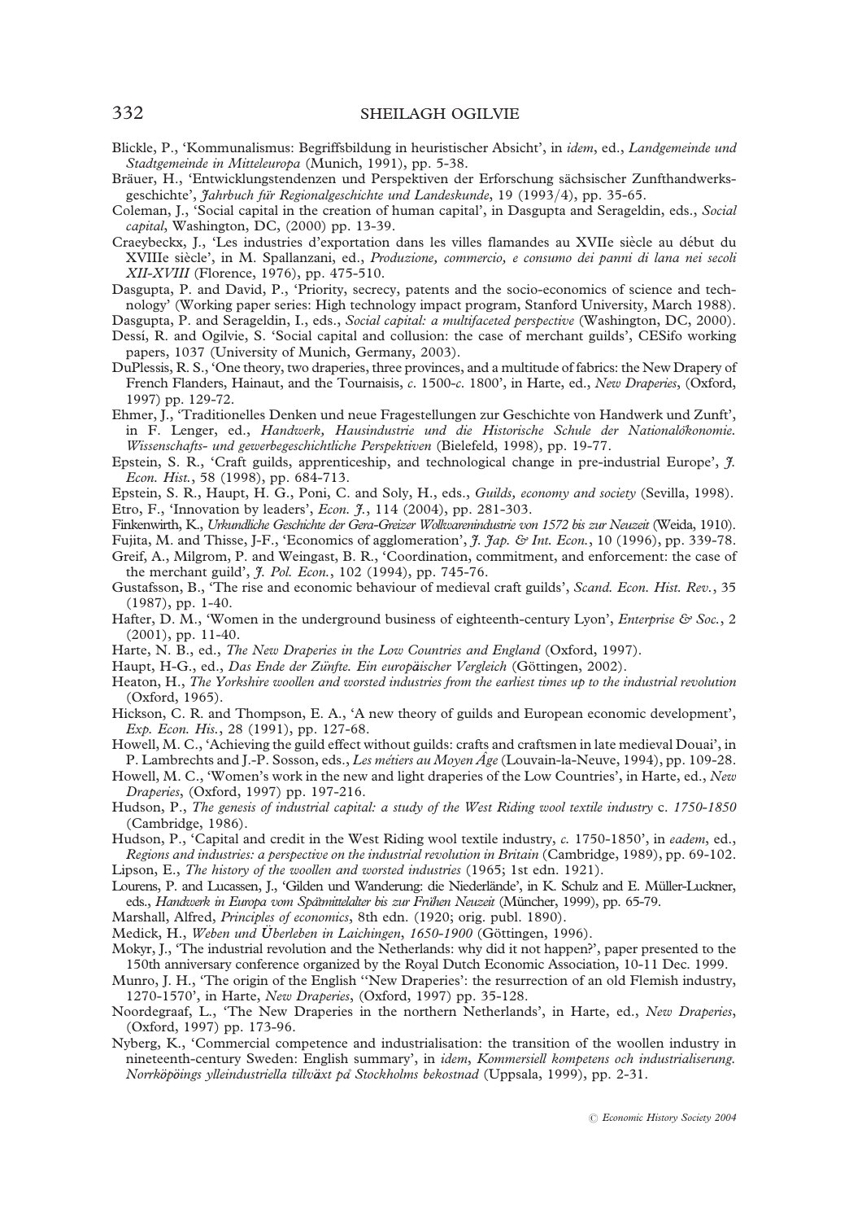Blickle, P., 'Kommunalismus: Begriffsbildung in heuristischer Absicht', in *idem*, ed., *Landgemeinde und Stadtgemeinde in Mitteleuropa* (Munich, 1991), pp. 5-38.

Bräuer, H., 'Entwicklungstendenzen und Perspektiven der Erforschung sächsischer Zunfthandwerksgeschichte', *Jahrbuch für Regionalgeschichte und Landeskunde*, 19 (1993/4), pp. 35-65.

Coleman, J., 'Social capital in the creation of human capital', in Dasgupta and Serageldin, eds., *Social capital*, Washington, DC, (2000) pp. 13-39.

Craeybeckx, J., 'Les industries d'exportation dans les villes flamandes au XVIIe siècle au début du XVIIIe siècle', in M. Spallanzani, ed., *Produzione, commercio, e consumo dei panni di lana nei secoli XII-XVIII* (Florence, 1976), pp. 475-510.

Dasgupta, P. and David, P., 'Priority, secrecy, patents and the socio-economics of science and technology' (Working paper series: High technology impact program, Stanford University, March 1988).

Dasgupta, P. and Serageldin, I., eds., *Social capital: a multifaceted perspective* (Washington, DC, 2000).

Dessí, R. and Ogilvie, S. 'Social capital and collusion: the case of merchant guilds', CESifo working papers, 1037 (University of Munich, Germany, 2003).

DuPlessis, R. S., 'One theory, two draperies, three provinces, and a multitude of fabrics: the New Drapery of French Flanders, Hainaut, and the Tournaisis, *c.* 1500-*c.* 1800', in Harte, ed., *New Draperies*, (Oxford, 1997) pp. 129-72.

Ehmer, J., 'Traditionelles Denken und neue Fragestellungen zur Geschichte von Handwerk und Zunft', in F. Lenger, ed., *Handwerk, Hausindustrie und die Historische Schule der Nationalökonomie. Wissenschafts- und gewerbegeschichtliche Perspektiven* (Bielefeld, 1998), pp. 19-77.

Epstein, S. R., 'Craft guilds, apprenticeship, and technological change in pre-industrial Europe', *J. Econ. Hist.*, 58 (1998), pp. 684-713.

Epstein, S. R., Haupt, H. G., Poni, C. and Soly, H., eds., *Guilds, economy and society* (Sevilla, 1998).

Etro, F., 'Innovation by leaders', *Econ. J.*, 114 (2004), pp. 281-303.

Finkenwirth, K., *Urkundliche Geschichte der Gera-Greizer Wollwarenindustrie von 1572 bis zur Neuzeit* (Weida, 1910).

Fujita, M. and Thisse, J-F., 'Economics of agglomeration', *J. Jap. & Int. Econ.*, 10 (1996), pp. 339-78.

Greif, A., Milgrom, P. and Weingast, B. R., 'Coordination, commitment, and enforcement: the case of the merchant guild', *J. Pol. Econ.*, 102 (1994), pp. 745-76.

Gustafsson, B., 'The rise and economic behaviour of medieval craft guilds', *Scand. Econ. Hist. Rev.*, 35 (1987), pp. 1-40.

Hafter, D. M., 'Women in the underground business of eighteenth-century Lyon', *Enterprise & Soc.*, 2 (2001), pp. 11-40.

Harte, N. B., ed., *The New Draperies in the Low Countries and England* (Oxford, 1997).

Haupt, H-G., ed., *Das Ende der Zünfte. Ein europäischer Vergleich* (Göttingen, 2002).

Heaton, H., *The Yorkshire woollen and worsted industries from the earliest times up to the industrial revolution* (Oxford, 1965).

Hickson, C. R. and Thompson, E. A., 'A new theory of guilds and European economic development', *Exp. Econ. His.*, 28 (1991), pp. 127-68.

Howell, M. C., 'Achieving the guild effect without guilds: crafts and craftsmen in late medieval Douai', in P. Lambrechts and J.-P. Sosson, eds., *Les métiers au Moyen Âge* (Louvain-la-Neuve, 1994), pp. 109-28.

Howell, M. C., 'Women's work in the new and light draperies of the Low Countries', in Harte, ed., *New Draperies*, (Oxford, 1997) pp. 197-216.

Hudson, P., *The genesis of industrial capital: a study of the West Riding wool textile industry* c. *1750-1850* (Cambridge, 1986).

Hudson, P., 'Capital and credit in the West Riding wool textile industry, *c.* 1750-1850', in *eadem*, ed., *Regions and industries: a perspective on the industrial revolution in Britain* (Cambridge, 1989), pp. 69-102.

Lipson, E., *The history of the woollen and worsted industries* (1965; 1st edn. 1921).

Lourens, P. and Lucassen, J., 'Gilden und Wanderung: die Niederlände', in K. Schulz and E. Müller-Luckner, eds., *Handwerk in Europa vom Spätmittelalter bis zur Frühen Neuzeit* (Müncher, 1999), pp. 65-79.

Marshall, Alfred, *Principles of economics*, 8th edn. (1920; orig. publ. 1890).

Medick, H., *Weben und Überleben in Laichingen, 1650-1900* (Göttingen, 1996).

Mokyr, J., 'The industrial revolution and the Netherlands: why did it not happen?', paper presented to the 150th anniversary conference organized by the Royal Dutch Economic Association, 10-11 Dec. 1999.

Munro, J. H., 'The origin of the English ''New Draperies': the resurrection of an old Flemish industry, 1270-1570', in Harte, *New Draperies*, (Oxford, 1997) pp. 35-128.

Noordegraaf, L., 'The New Draperies in the northern Netherlands', in Harte, ed., *New Draperies*, (Oxford, 1997) pp. 173-96.

Nyberg, K., 'Commercial competence and industrialisation: the transition of the woollen industry in nineteenth-century Sweden: English summary', in *idem*, *Kommersiell kompetens och industrialiserung. Norrköpöings ylleindustriella tillväxt på Stockholms bekostnad* (Uppsala, 1999), pp. 2-31.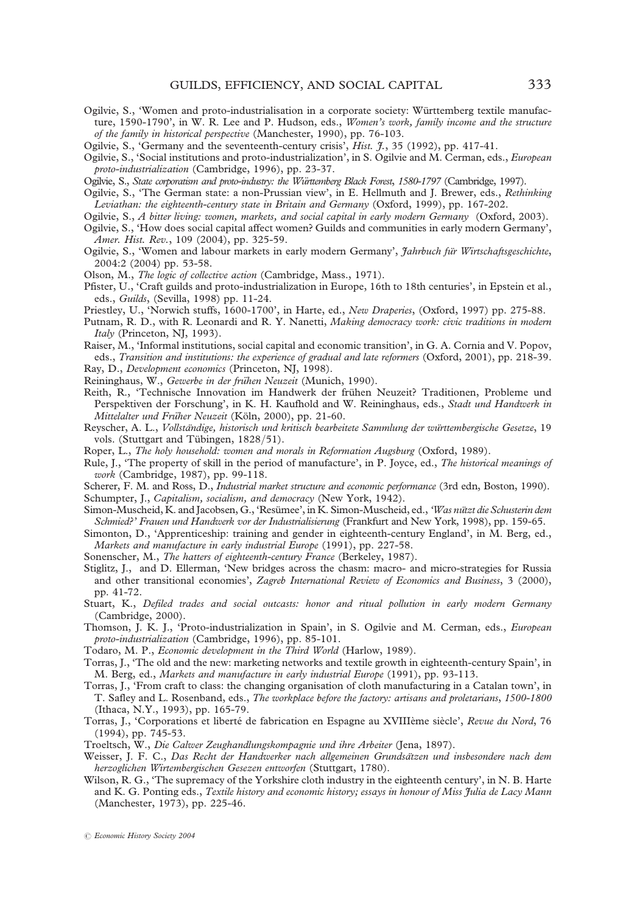Ogilvie, S., 'Women and proto-industrialisation in a corporate society: Württemberg textile manufacture, 1590-1790', in W. R. Lee and P. Hudson, eds., *Women's work, family income and the structure of the family in historical perspective* (Manchester, 1990), pp. 76-103.

Ogilvie, S., 'Germany and the seventeenth-century crisis', *Hist. J.*, 35 (1992), pp. 417-41.

Ogilvie, S., 'Social institutions and proto-industrialization', in S. Ogilvie and M. Cerman, eds., *European proto-industrialization* (Cambridge, 1996), pp. 23-37.

Ogilvie, S., *State corporatism and proto-industry: the Württemberg Black Forest, 1580-1797* (Cambridge, 1997).

Ogilvie, S., 'The German state: a non-Prussian view', in E. Hellmuth and J. Brewer, eds., *Rethinking Leviathan: the eighteenth-century state in Britain and Germany* (Oxford, 1999), pp. 167-202.

Ogilvie, S., *A bitter living: women, markets, and social capital in early modern Germany* (Oxford, 2003).

Ogilvie, S., 'How does social capital affect women? Guilds and communities in early modern Germany', *Amer. Hist. Rev.*, 109 (2004), pp. 325-59.

Ogilvie, S., 'Women and labour markets in early modern Germany', *Jahrbuch für Wirtschaftsgeschichte*, 2004:2 (2004) pp. 53-58.

Olson, M., *The logic of collective action* (Cambridge, Mass., 1971).

Pfister, U., 'Craft guilds and proto-industrialization in Europe, 16th to 18th centuries', in Epstein et al., eds., *Guilds*, (Sevilla, 1998) pp. 11-24.

Priestley, U., 'Norwich stuffs, 1600-1700', in Harte, ed., *New Draperies*, (Oxford, 1997) pp. 275-88.

Putnam, R. D., with R. Leonardi and R. Y. Nanetti, *Making democracy work: civic traditions in modern Italy* (Princeton, NJ, 1993).

Raiser, M., 'Informal institutions, social capital and economic transition', in G. A. Cornia and V. Popov, eds., *Transition and institutions: the experience of gradual and late reformers* (Oxford, 2001), pp. 218-39.

Ray, D., *Development economics* (Princeton, NJ, 1998).

Reininghaus, W., *Gewerbe in der frühen Neuzeit* (Munich, 1990).

Reith, R., 'Technische Innovation im Handwerk der frühen Neuzeit? Traditionen, Probleme und Perspektiven der Forschung', in K. H. Kaufhold and W. Reininghaus, eds., *Stadt und Handwerk in Mittelalter und Früher Neuzeit* (Köln, 2000), pp. 21-60.

Reyscher, A. L., *Vollständige, historisch und kritisch bearbeitete Sammlung der württembergische Gesetze*, 19 vols. (Stuttgart and Tübingen, 1828/51).

Roper, L., *The holy household: women and morals in Reformation Augsburg* (Oxford, 1989).

Rule, J., 'The property of skill in the period of manufacture', in P. Joyce, ed., *The historical meanings of work* (Cambridge, 1987), pp. 99-118.

Scherer, F. M. and Ross, D., *Industrial market structure and economic performance* (3rd edn, Boston, 1990).

Schumpter, J., *Capitalism, socialism, and democracy* (New York, 1942).

Simon-Muscheid, K. and Jacobsen, G., 'Resümee', in K. Simon-Muscheid, ed., *'Was nützt die Schusterin dem Schmied?' Frauen und Handwerk vor der Industrialisierung* (Frankfurt and New York, 1998), pp. 159-65.

Simonton, D., 'Apprenticeship: training and gender in eighteenth-century England', in M. Berg, ed., *Markets and manufacture in early industrial Europe* (1991), pp. 227-58.

Sonenscher, M., *The hatters of eighteenth-century France* (Berkeley, 1987).

Stiglitz, J., and D. Ellerman, 'New bridges across the chasm: macro- and micro-strategies for Russia and other transitional economies', *Zagreb International Review of Economics and Business*, 3 (2000), pp. 41-72.

Stuart, K., *Defiled trades and social outcasts: honor and ritual pollution in early modern Germany* (Cambridge, 2000).

Thomson, J. K. J., 'Proto-industrialization in Spain', in S. Ogilvie and M. Cerman, eds., *European proto-industrialization* (Cambridge, 1996), pp. 85-101.

Todaro, M. P., *Economic development in the Third World* (Harlow, 1989).

Torras, J., 'The old and the new: marketing networks and textile growth in eighteenth-century Spain', in M. Berg, ed., *Markets and manufacture in early industrial Europe* (1991), pp. 93-113.

Torras, J., 'From craft to class: the changing organisation of cloth manufacturing in a Catalan town', in T. Safley and L. Rosenband, eds., *The workplace before the factory: artisans and proletarians, 1500-1800* (Ithaca, N.Y., 1993), pp. 165-79.

Torras, J., 'Corporations et liberté de fabrication en Espagne au XVIIIème siècle', *Revue du Nord*, 76 (1994), pp. 745-53.

Troeltsch, W., *Die Calwer Zeughandlungskompagnie und ihre Arbeiter* (Jena, 1897).

Weisser, J. F. C., *Das Recht der Handwerker nach allgemeinen Grundsätzen und insbesondere nach dem herzoglichen Wirtembergischen Gesezen entworfen* (Stuttgart, 1780).

Wilson, R. G., 'The supremacy of the Yorkshire cloth industry in the eighteenth century', in N. B. Harte and K. G. Ponting eds., *Textile history and economic history; essays in honour of Miss Julia de Lacy Mann* (Manchester, 1973), pp. 225-46.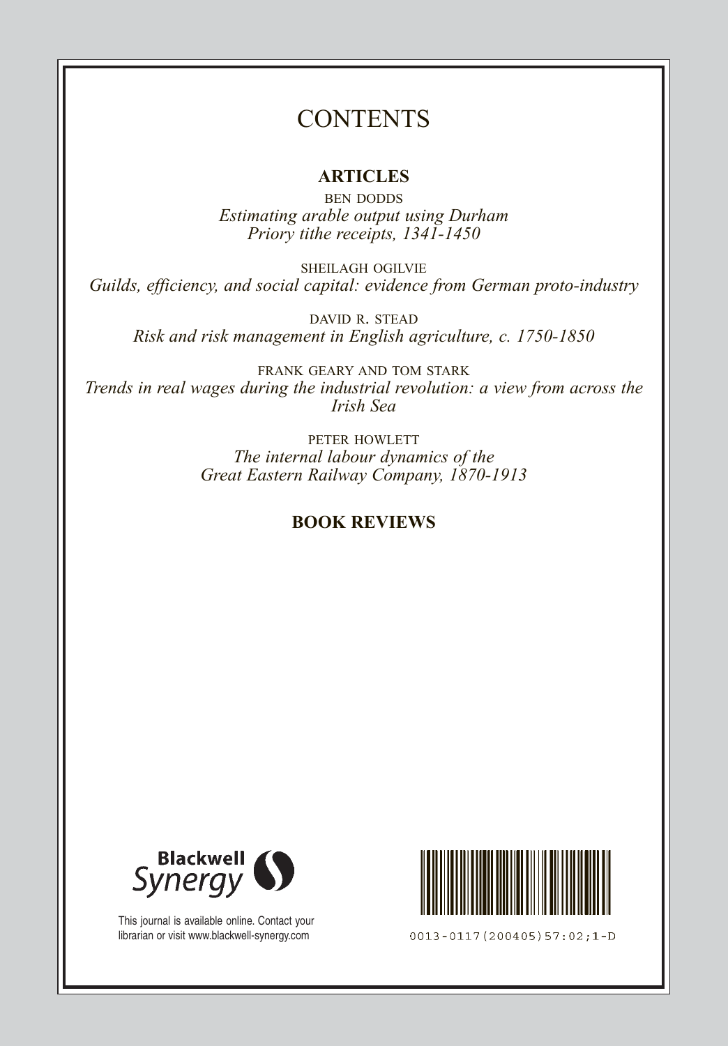# CONTENTS

## ARTICLES

BEN DODDS

*Estimating arable output using Durham Priory tithe receipts, 1341-1450*

SHEILAGH OGILVIE

*Guilds, efficiency, and social capital: evidence from German proto-industry*

DAVID R. STEAD

*Risk and risk management in English agriculture, c. 1750-1850*

FRANK GEARY AND TOM STARK

*Trends in real wages during the industrial revolution: a view from across the Irish Sea*

PETER HOWLETT

*The internal labour dynamics of the Great Eastern Railway Company, 1870-1913*

## BOOK REVIEWS

Blackwell Synergy

This journal is available online. Contact your librarian or visit www.blackwell-synergy.com

0013-0117(200405)57:02;1-D